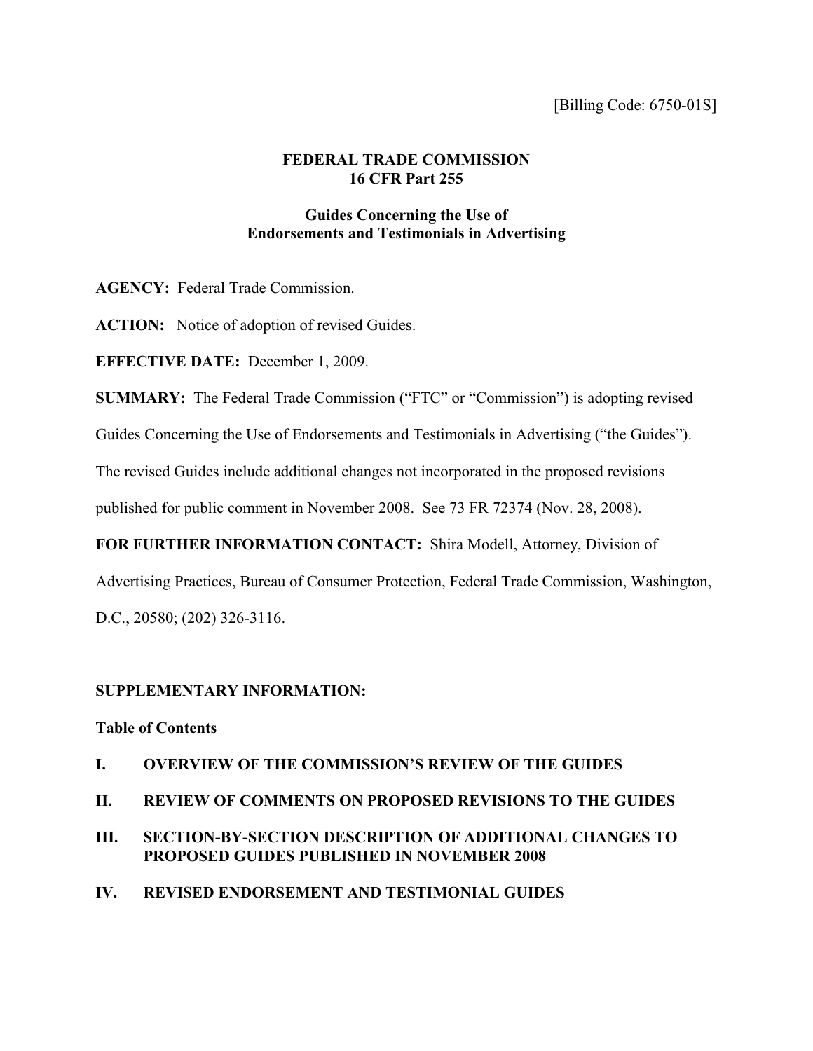[Billing Code: 6750-01S]

# FEDERAL TRADE COMMISSION
# 16 CFR Part 255

## Guides Concerning the Use of Endorsements and Testimonials in Advertising

**AGENCY:** Federal Trade Commission.

**ACTION:** Notice of adoption of revised Guides.

**EFFECTIVE DATE:** December 1, 2009.

**SUMMARY:** The Federal Trade Commission ("FTC" or "Commission") is adopting revised Guides Concerning the Use of Endorsements and Testimonials in Advertising ("the Guides"). The revised Guides include additional changes not incorporated in the proposed revisions published for public comment in November 2008. See 73 FR 72374 (Nov. 28, 2008).

**FOR FURTHER INFORMATION CONTACT:** Shira Modell, Attorney, Division of Advertising Practices, Bureau of Consumer Protection, Federal Trade Commission, Washington, D.C., 20580; (202) 326-3116.

**SUPPLEMENTARY INFORMATION:**

**Table of Contents**

- **I. OVERVIEW OF THE COMMISSION'S REVIEW OF THE GUIDES**
- **II. REVIEW OF COMMENTS ON PROPOSED REVISIONS TO THE GUIDES**
- **III. SECTION-BY-SECTION DESCRIPTION OF ADDITIONAL CHANGES TO PROPOSED GUIDES PUBLISHED IN NOVEMBER 2008**
- **IV. REVISED ENDORSEMENT AND TESTIMONIAL GUIDES**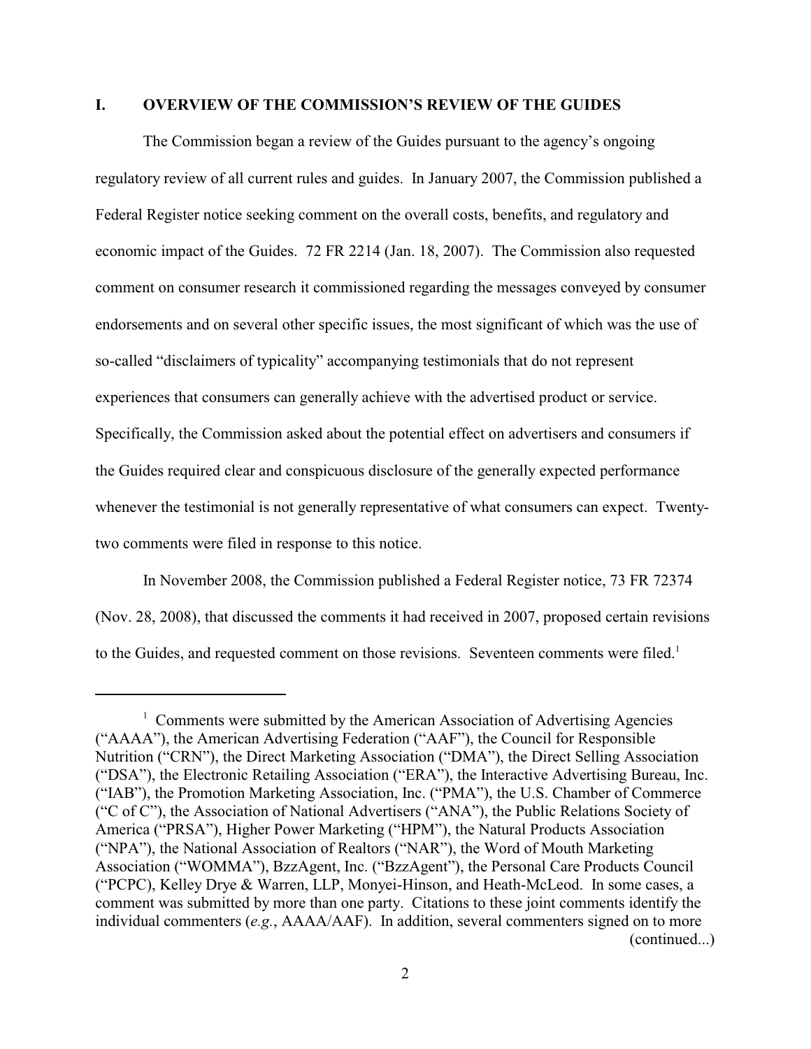## I. OVERVIEW OF THE COMMISSION'S REVIEW OF THE GUIDES

The Commission began a review of the Guides pursuant to the agency's ongoing regulatory review of all current rules and guides. In January 2007, the Commission published a Federal Register notice seeking comment on the overall costs, benefits, and regulatory and economic impact of the Guides. 72 FR 2214 (Jan. 18, 2007). The Commission also requested comment on consumer research it commissioned regarding the messages conveyed by consumer endorsements and on several other specific issues, the most significant of which was the use of so-called "disclaimers of typicality" accompanying testimonials that do not represent experiences that consumers can generally achieve with the advertised product or service. Specifically, the Commission asked about the potential effect on advertisers and consumers if the Guides required clear and conspicuous disclosure of the generally expected performance whenever the testimonial is not generally representative of what consumers can expect. Twenty-two comments were filed in response to this notice.

In November 2008, the Commission published a Federal Register notice, 73 FR 72374 (Nov. 28, 2008), that discussed the comments it had received in 2007, proposed certain revisions to the Guides, and requested comment on those revisions. Seventeen comments were filed.[1]

---

[1] Comments were submitted by the American Association of Advertising Agencies ("AAAA"), the American Advertising Federation ("AAF"), the Council for Responsible Nutrition ("CRN"), the Direct Marketing Association ("DMA"), the Direct Selling Association ("DSA"), the Electronic Retailing Association ("ERA"), the Interactive Advertising Bureau, Inc. ("IAB"), the Promotion Marketing Association, Inc. ("PMA"), the U.S. Chamber of Commerce ("C of C"), the Association of National Advertisers ("ANA"), the Public Relations Society of America ("PRSA"), Higher Power Marketing ("HPM"), the Natural Products Association ("NPA"), the National Association of Realtors ("NAR"), the Word of Mouth Marketing Association ("WOMMA"), BzzAgent, Inc. ("BzzAgent"), the Personal Care Products Council ("PCPC), Kelley Drye & Warren, LLP, Monyei-Hinson, and Heath-McLeod. In some cases, a comment was submitted by more than one party. Citations to these joint comments identify the individual commenters (*e.g.*, AAAA/AAF). In addition, several commenters signed on to more (continued...)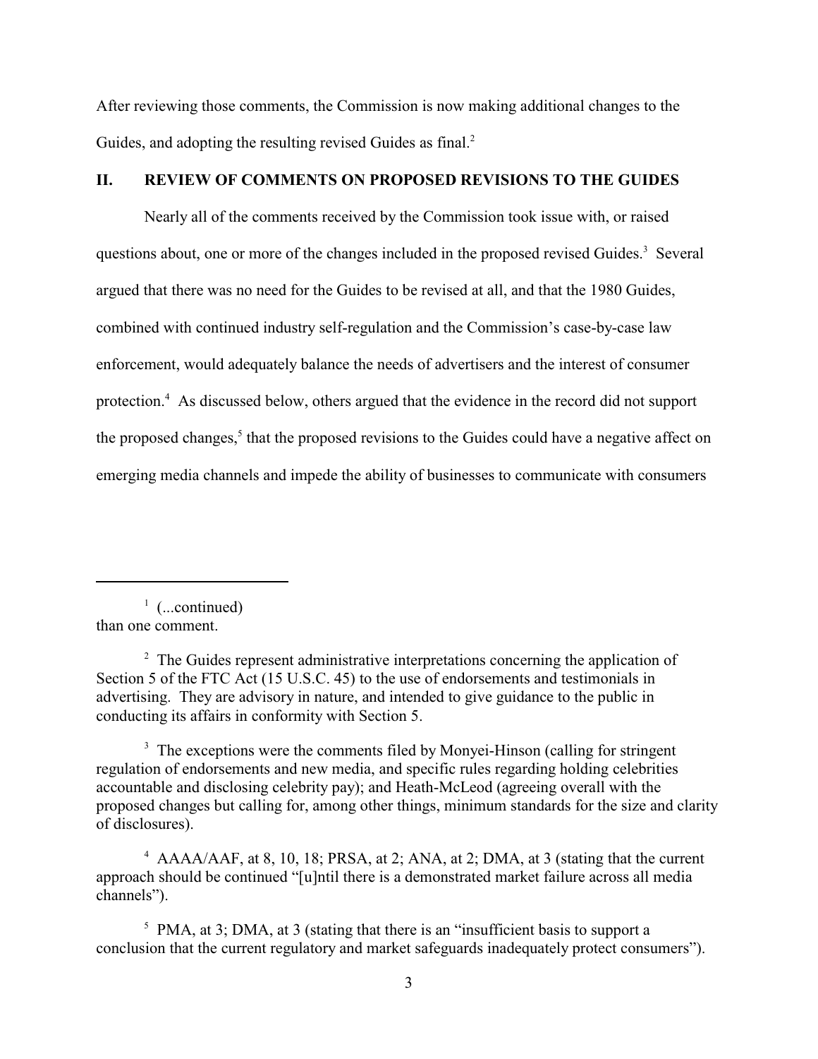After reviewing those comments, the Commission is now making additional changes to the Guides, and adopting the resulting revised Guides as final.[2]

## II. REVIEW OF COMMENTS ON PROPOSED REVISIONS TO THE GUIDES

Nearly all of the comments received by the Commission took issue with, or raised questions about, one or more of the changes included in the proposed revised Guides.[3] Several argued that there was no need for the Guides to be revised at all, and that the 1980 Guides, combined with continued industry self-regulation and the Commission's case-by-case law enforcement, would adequately balance the needs of advertisers and the interest of consumer protection.[4] As discussed below, others argued that the evidence in the record did not support the proposed changes,[5] that the proposed revisions to the Guides could have a negative affect on emerging media channels and impede the ability of businesses to communicate with consumers

---

[1] (...continued) than one comment.

[2] The Guides represent administrative interpretations concerning the application of Section 5 of the FTC Act (15 U.S.C. 45) to the use of endorsements and testimonials in advertising. They are advisory in nature, and intended to give guidance to the public in conducting its affairs in conformity with Section 5.

[3] The exceptions were the comments filed by Monyei-Hinson (calling for stringent regulation of endorsements and new media, and specific rules regarding holding celebrities accountable and disclosing celebrity pay); and Heath-McLeod (agreeing overall with the proposed changes but calling for, among other things, minimum standards for the size and clarity of disclosures).

[4] AAAA/AAF, at 8, 10, 18; PRSA, at 2; ANA, at 2; DMA, at 3 (stating that the current approach should be continued "[u]ntil there is a demonstrated market failure across all media channels").

[5] PMA, at 3; DMA, at 3 (stating that there is an "insufficient basis to support a conclusion that the current regulatory and market safeguards inadequately protect consumers").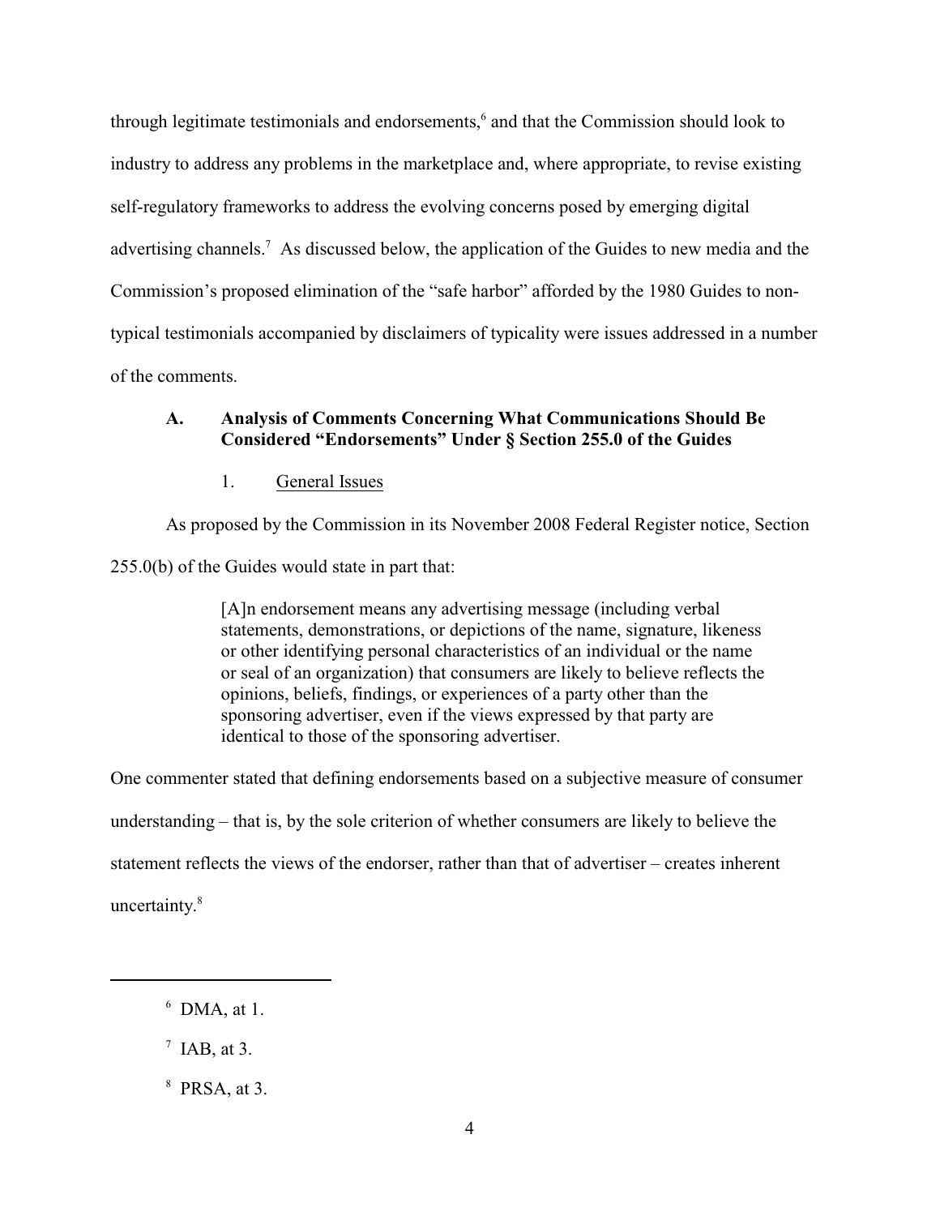through legitimate testimonials and endorsements,[6] and that the Commission should look to industry to address any problems in the marketplace and, where appropriate, to revise existing self-regulatory frameworks to address the evolving concerns posed by emerging digital advertising channels.[7] As discussed below, the application of the Guides to new media and the Commission's proposed elimination of the "safe harbor" afforded by the 1980 Guides to non-typical testimonials accompanied by disclaimers of typicality were issues addressed in a number of the comments.

### A. Analysis of Comments Concerning What Communications Should Be Considered "Endorsements" Under § Section 255.0 of the Guides

#### 1. General Issues

As proposed by the Commission in its November 2008 Federal Register notice, Section 255.0(b) of the Guides would state in part that:

> [A]n endorsement means any advertising message (including verbal statements, demonstrations, or depictions of the name, signature, likeness or other identifying personal characteristics of an individual or the name or seal of an organization) that consumers are likely to believe reflects the opinions, beliefs, findings, or experiences of a party other than the sponsoring advertiser, even if the views expressed by that party are identical to those of the sponsoring advertiser.

One commenter stated that defining endorsements based on a subjective measure of consumer understanding – that is, by the sole criterion of whether consumers are likely to believe the statement reflects the views of the endorser, rather than that of advertiser – creates inherent uncertainty.[8]

---

[6] DMA, at 1.

[7] IAB, at 3.

[8] PRSA, at 3.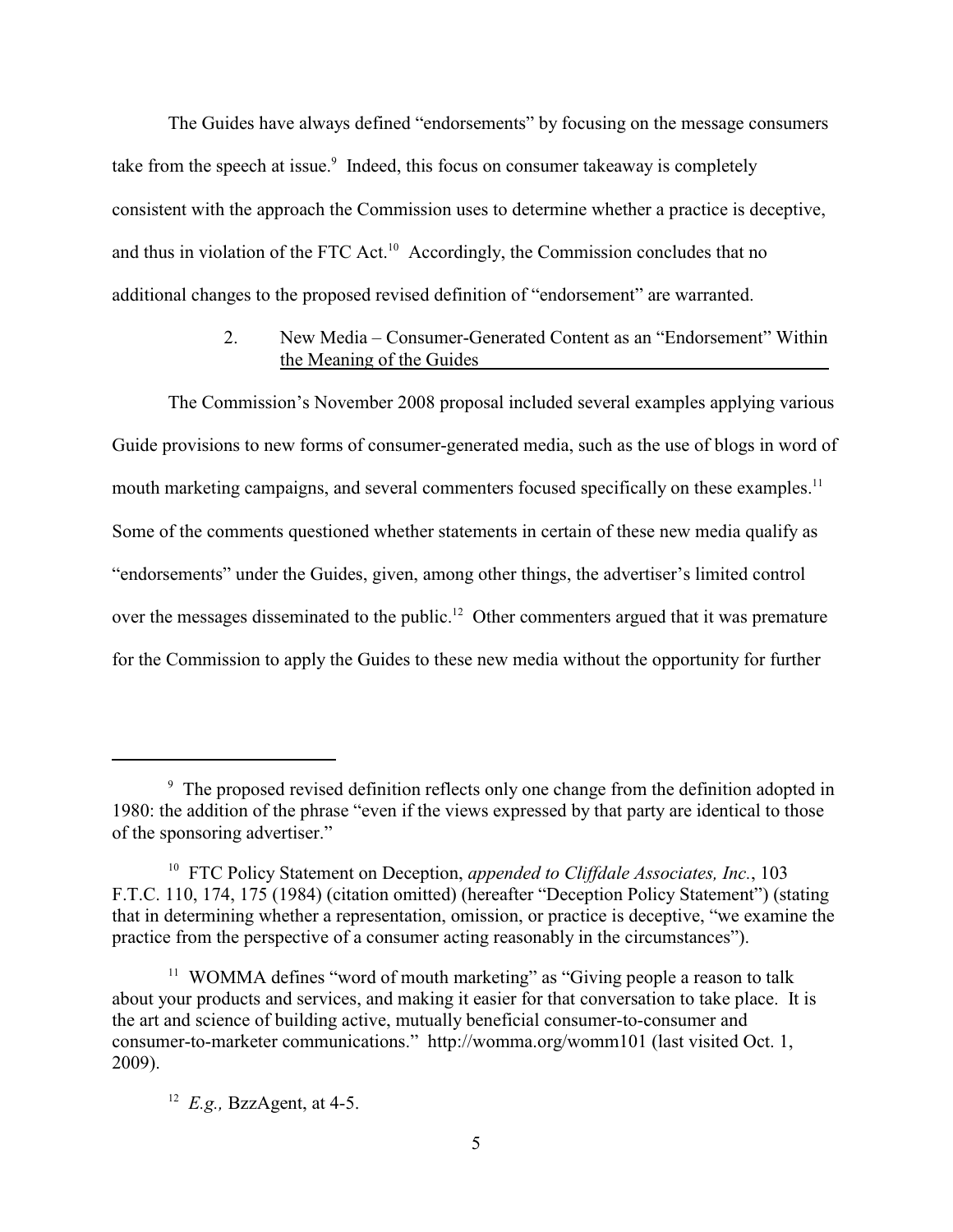The Guides have always defined "endorsements" by focusing on the message consumers take from the speech at issue.[9] Indeed, this focus on consumer takeaway is completely consistent with the approach the Commission uses to determine whether a practice is deceptive, and thus in violation of the FTC Act.[10] Accordingly, the Commission concludes that no additional changes to the proposed revised definition of "endorsement" are warranted.

### 2. New Media – Consumer-Generated Content as an "Endorsement" Within the Meaning of the Guides

The Commission's November 2008 proposal included several examples applying various Guide provisions to new forms of consumer-generated media, such as the use of blogs in word of mouth marketing campaigns, and several commenters focused specifically on these examples.[11] Some of the comments questioned whether statements in certain of these new media qualify as "endorsements" under the Guides, given, among other things, the advertiser's limited control over the messages disseminated to the public.[12] Other commenters argued that it was premature for the Commission to apply the Guides to these new media without the opportunity for further

---

[9] The proposed revised definition reflects only one change from the definition adopted in 1980: the addition of the phrase "even if the views expressed by that party are identical to those of the sponsoring advertiser."

[10] FTC Policy Statement on Deception, *appended to Cliffdale Associates, Inc.*, 103 F.T.C. 110, 174, 175 (1984) (citation omitted) (hereafter "Deception Policy Statement") (stating that in determining whether a representation, omission, or practice is deceptive, "we examine the practice from the perspective of a consumer acting reasonably in the circumstances").

[11] WOMMA defines "word of mouth marketing" as "Giving people a reason to talk about your products and services, and making it easier for that conversation to take place. It is the art and science of building active, mutually beneficial consumer-to-consumer and consumer-to-marketer communications." http://womma.org/womm101 (last visited Oct. 1, 2009).

[12] *E.g.,* BzzAgent, at 4-5.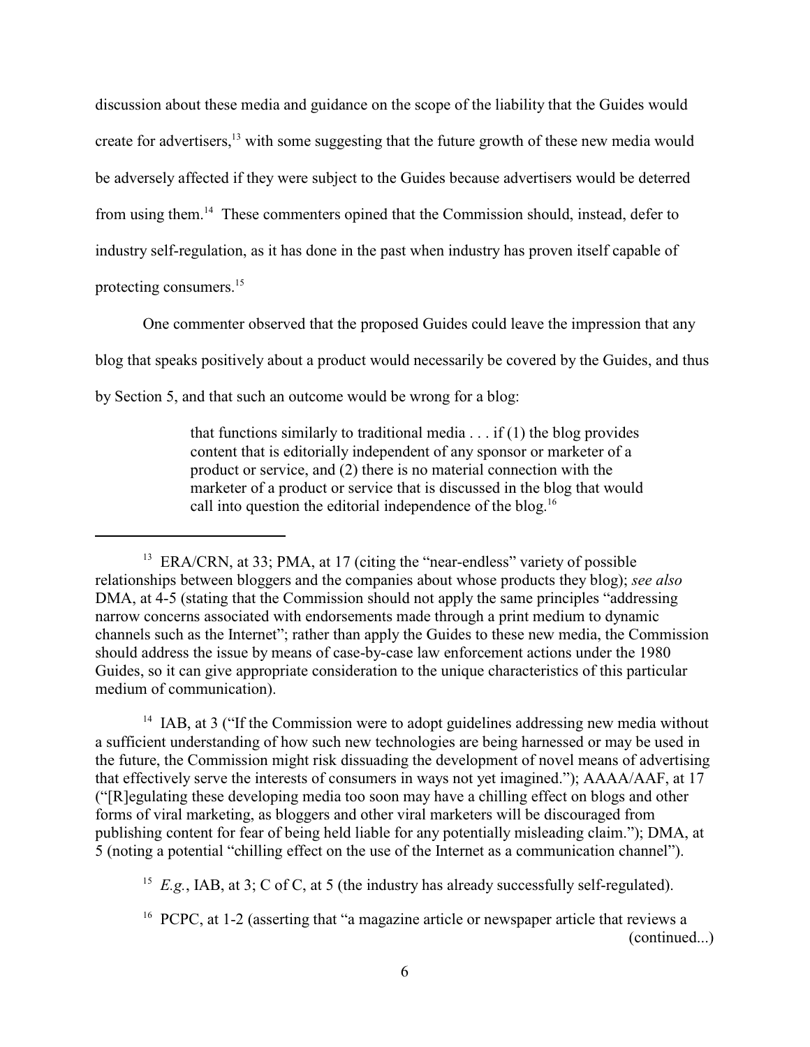discussion about these media and guidance on the scope of the liability that the Guides would create for advertisers,[13] with some suggesting that the future growth of these new media would be adversely affected if they were subject to the Guides because advertisers would be deterred from using them.[14] These commenters opined that the Commission should, instead, defer to industry self-regulation, as it has done in the past when industry has proven itself capable of protecting consumers.[15]

One commenter observed that the proposed Guides could leave the impression that any blog that speaks positively about a product would necessarily be covered by the Guides, and thus by Section 5, and that such an outcome would be wrong for a blog:

> that functions similarly to traditional media . . . if (1) the blog provides content that is editorially independent of any sponsor or marketer of a product or service, and (2) there is no material connection with the marketer of a product or service that is discussed in the blog that would call into question the editorial independence of the blog.[16]

---

[13] ERA/CRN, at 33; PMA, at 17 (citing the "near-endless" variety of possible relationships between bloggers and the companies about whose products they blog); *see also* DMA, at 4-5 (stating that the Commission should not apply the same principles "addressing narrow concerns associated with endorsements made through a print medium to dynamic channels such as the Internet"; rather than apply the Guides to these new media, the Commission should address the issue by means of case-by-case law enforcement actions under the 1980 Guides, so it can give appropriate consideration to the unique characteristics of this particular medium of communication).

[14] IAB, at 3 ("If the Commission were to adopt guidelines addressing new media without a sufficient understanding of how such new technologies are being harnessed or may be used in the future, the Commission might risk dissuading the development of novel means of advertising that effectively serve the interests of consumers in ways not yet imagined."); AAAA/AAF, at 17 ("[R]egulating these developing media too soon may have a chilling effect on blogs and other forms of viral marketing, as bloggers and other viral marketers will be discouraged from publishing content for fear of being held liable for any potentially misleading claim."); DMA, at 5 (noting a potential "chilling effect on the use of the Internet as a communication channel").

[15] *E.g.*, IAB, at 3; C of C, at 5 (the industry has already successfully self-regulated).

[16] PCPC, at 1-2 (asserting that "a magazine article or newspaper article that reviews a (continued...)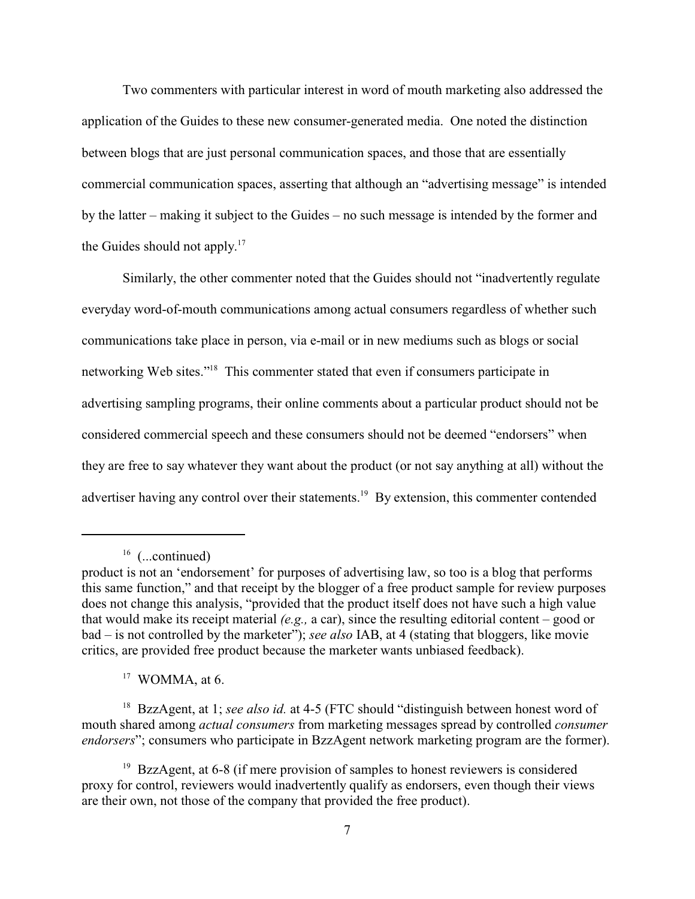Two commenters with particular interest in word of mouth marketing also addressed the application of the Guides to these new consumer-generated media. One noted the distinction between blogs that are just personal communication spaces, and those that are essentially commercial communication spaces, asserting that although an "advertising message" is intended by the latter – making it subject to the Guides – no such message is intended by the former and the Guides should not apply.[17]

Similarly, the other commenter noted that the Guides should not "inadvertently regulate everyday word-of-mouth communications among actual consumers regardless of whether such communications take place in person, via e-mail or in new mediums such as blogs or social networking Web sites."[18] This commenter stated that even if consumers participate in advertising sampling programs, their online comments about a particular product should not be considered commercial speech and these consumers should not be deemed "endorsers" when they are free to say whatever they want about the product (or not say anything at all) without the advertiser having any control over their statements.[19] By extension, this commenter contended

---

[16] (...continued)
product is not an 'endorsement' for purposes of advertising law, so too is a blog that performs this same function," and that receipt by the blogger of a free product sample for review purposes does not change this analysis, "provided that the product itself does not have such a high value that would make its receipt material *(e.g.,* a car), since the resulting editorial content – good or bad – is not controlled by the marketer"); *see also* IAB, at 4 (stating that bloggers, like movie critics, are provided free product because the marketer wants unbiased feedback).

[17] WOMMA, at 6.

[18] BzzAgent, at 1; *see also id.* at 4-5 (FTC should "distinguish between honest word of mouth shared among *actual consumers* from marketing messages spread by controlled *consumer endorsers*"; consumers who participate in BzzAgent network marketing program are the former).

[19] BzzAgent, at 6-8 (if mere provision of samples to honest reviewers is considered proxy for control, reviewers would inadvertently qualify as endorsers, even though their views are their own, not those of the company that provided the free product).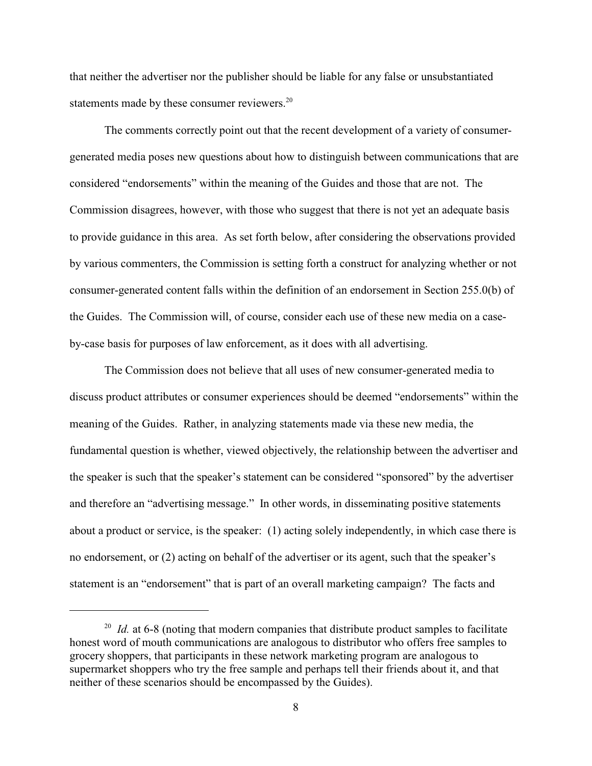that neither the advertiser nor the publisher should be liable for any false or unsubstantiated statements made by these consumer reviewers.[20]

The comments correctly point out that the recent development of a variety of consumer-generated media poses new questions about how to distinguish between communications that are considered "endorsements" within the meaning of the Guides and those that are not. The Commission disagrees, however, with those who suggest that there is not yet an adequate basis to provide guidance in this area. As set forth below, after considering the observations provided by various commenters, the Commission is setting forth a construct for analyzing whether or not consumer-generated content falls within the definition of an endorsement in Section 255.0(b) of the Guides. The Commission will, of course, consider each use of these new media on a case-by-case basis for purposes of law enforcement, as it does with all advertising.

The Commission does not believe that all uses of new consumer-generated media to discuss product attributes or consumer experiences should be deemed "endorsements" within the meaning of the Guides. Rather, in analyzing statements made via these new media, the fundamental question is whether, viewed objectively, the relationship between the advertiser and the speaker is such that the speaker's statement can be considered "sponsored" by the advertiser and therefore an "advertising message." In other words, in disseminating positive statements about a product or service, is the speaker: (1) acting solely independently, in which case there is no endorsement, or (2) acting on behalf of the advertiser or its agent, such that the speaker's statement is an "endorsement" that is part of an overall marketing campaign? The facts and

---

[20] *Id.* at 6-8 (noting that modern companies that distribute product samples to facilitate honest word of mouth communications are analogous to distributor who offers free samples to grocery shoppers, that participants in these network marketing program are analogous to supermarket shoppers who try the free sample and perhaps tell their friends about it, and that neither of these scenarios should be encompassed by the Guides).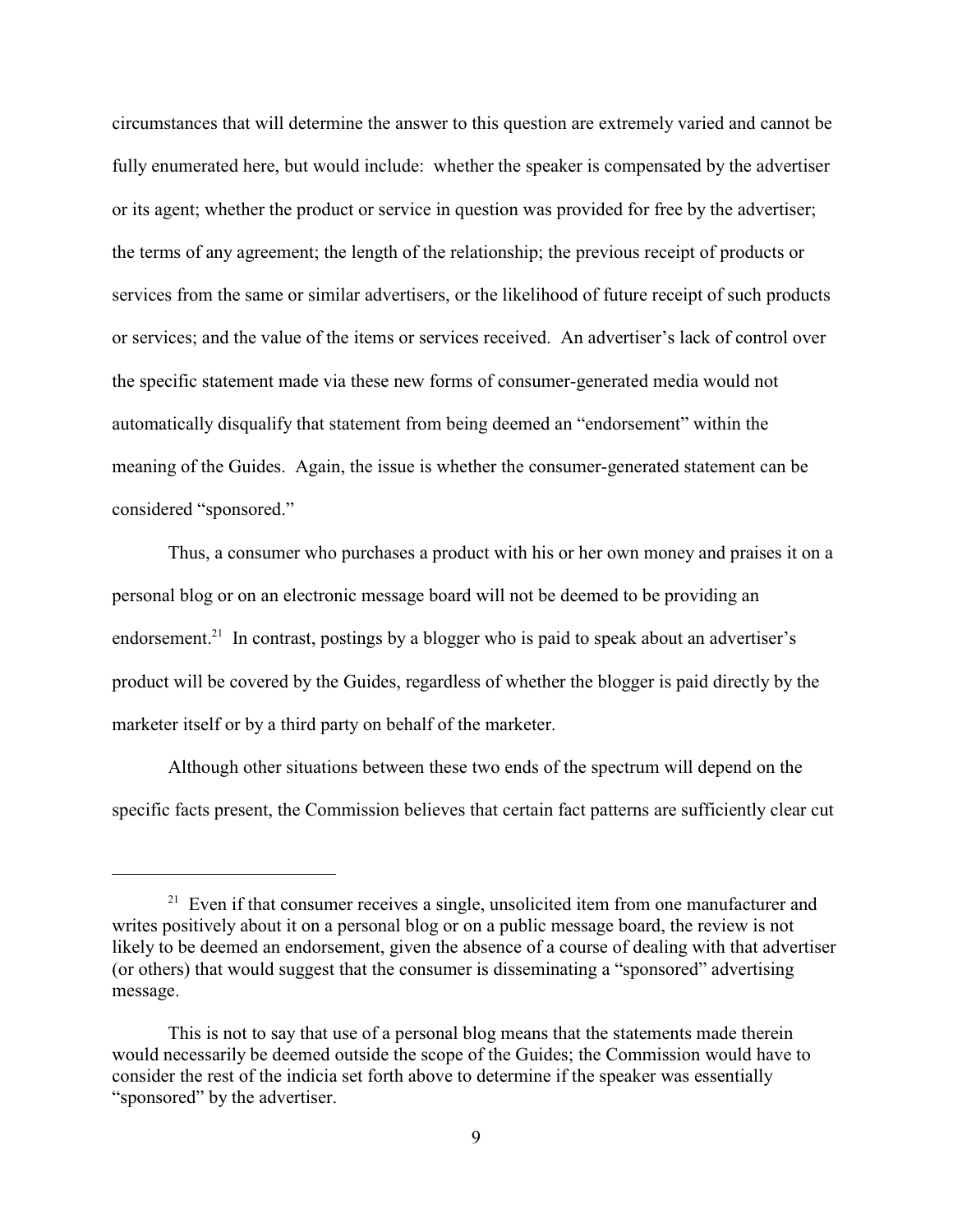circumstances that will determine the answer to this question are extremely varied and cannot be fully enumerated here, but would include: whether the speaker is compensated by the advertiser or its agent; whether the product or service in question was provided for free by the advertiser; the terms of any agreement; the length of the relationship; the previous receipt of products or services from the same or similar advertisers, or the likelihood of future receipt of such products or services; and the value of the items or services received. An advertiser's lack of control over the specific statement made via these new forms of consumer-generated media would not automatically disqualify that statement from being deemed an "endorsement" within the meaning of the Guides. Again, the issue is whether the consumer-generated statement can be considered "sponsored."

Thus, a consumer who purchases a product with his or her own money and praises it on a personal blog or on an electronic message board will not be deemed to be providing an endorsement.[21] In contrast, postings by a blogger who is paid to speak about an advertiser's product will be covered by the Guides, regardless of whether the blogger is paid directly by the marketer itself or by a third party on behalf of the marketer.

Although other situations between these two ends of the spectrum will depend on the specific facts present, the Commission believes that certain fact patterns are sufficiently clear cut

---

[21] Even if that consumer receives a single, unsolicited item from one manufacturer and writes positively about it on a personal blog or on a public message board, the review is not likely to be deemed an endorsement, given the absence of a course of dealing with that advertiser (or others) that would suggest that the consumer is disseminating a "sponsored" advertising message.

This is not to say that use of a personal blog means that the statements made therein would necessarily be deemed outside the scope of the Guides; the Commission would have to consider the rest of the indicia set forth above to determine if the speaker was essentially "sponsored" by the advertiser.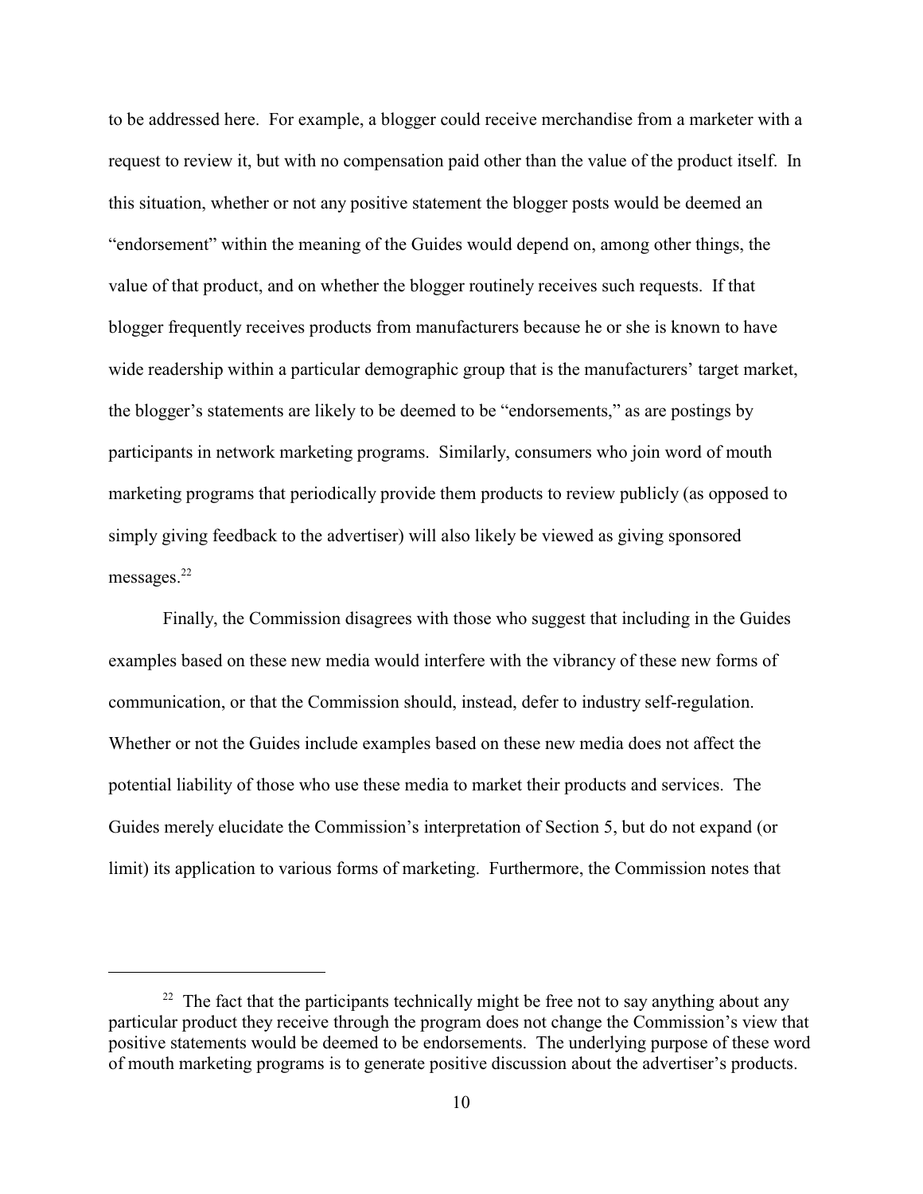to be addressed here. For example, a blogger could receive merchandise from a marketer with a request to review it, but with no compensation paid other than the value of the product itself. In this situation, whether or not any positive statement the blogger posts would be deemed an "endorsement" within the meaning of the Guides would depend on, among other things, the value of that product, and on whether the blogger routinely receives such requests. If that blogger frequently receives products from manufacturers because he or she is known to have wide readership within a particular demographic group that is the manufacturers' target market, the blogger's statements are likely to be deemed to be "endorsements," as are postings by participants in network marketing programs. Similarly, consumers who join word of mouth marketing programs that periodically provide them products to review publicly (as opposed to simply giving feedback to the advertiser) will also likely be viewed as giving sponsored messages.[22]

Finally, the Commission disagrees with those who suggest that including in the Guides examples based on these new media would interfere with the vibrancy of these new forms of communication, or that the Commission should, instead, defer to industry self-regulation. Whether or not the Guides include examples based on these new media does not affect the potential liability of those who use these media to market their products and services. The Guides merely elucidate the Commission's interpretation of Section 5, but do not expand (or limit) its application to various forms of marketing. Furthermore, the Commission notes that

---

[22] The fact that the participants technically might be free not to say anything about any particular product they receive through the program does not change the Commission's view that positive statements would be deemed to be endorsements. The underlying purpose of these word of mouth marketing programs is to generate positive discussion about the advertiser's products.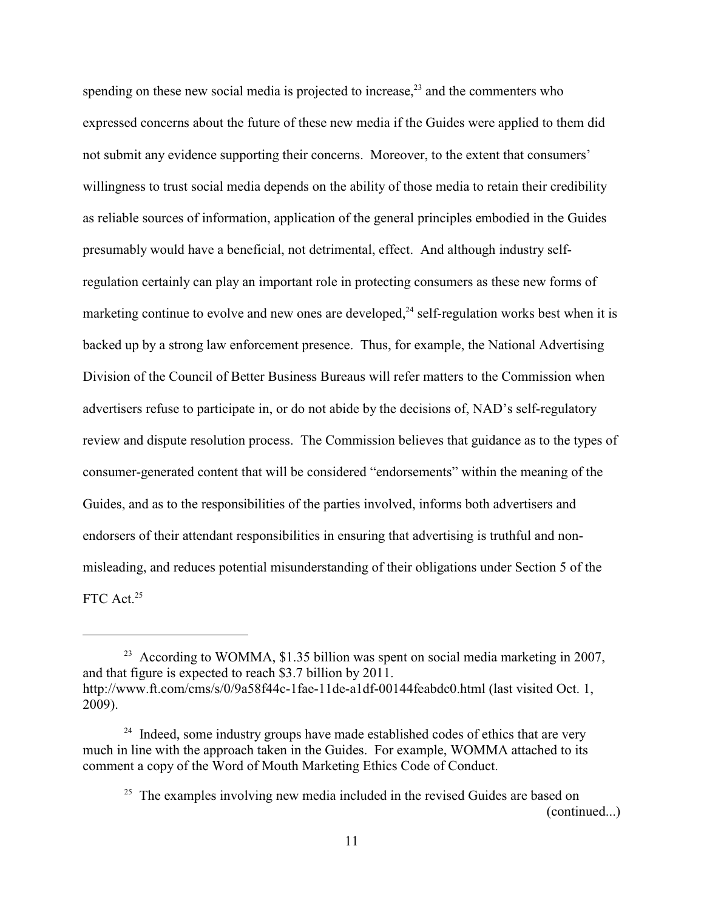spending on these new social media is projected to increase,[23] and the commenters who expressed concerns about the future of these new media if the Guides were applied to them did not submit any evidence supporting their concerns. Moreover, to the extent that consumers' willingness to trust social media depends on the ability of those media to retain their credibility as reliable sources of information, application of the general principles embodied in the Guides presumably would have a beneficial, not detrimental, effect. And although industry self-regulation certainly can play an important role in protecting consumers as these new forms of marketing continue to evolve and new ones are developed,[24] self-regulation works best when it is backed up by a strong law enforcement presence. Thus, for example, the National Advertising Division of the Council of Better Business Bureaus will refer matters to the Commission when advertisers refuse to participate in, or do not abide by the decisions of, NAD's self-regulatory review and dispute resolution process. The Commission believes that guidance as to the types of consumer-generated content that will be considered "endorsements" within the meaning of the Guides, and as to the responsibilities of the parties involved, informs both advertisers and endorsers of their attendant responsibilities in ensuring that advertising is truthful and non-misleading, and reduces potential misunderstanding of their obligations under Section 5 of the FTC Act.[25]

---

[23] According to WOMMA, $1.35 billion was spent on social media marketing in 2007, and that figure is expected to reach $3.7 billion by 2011. http://www.ft.com/cms/s/0/9a58f44c-1fae-11de-a1df-00144feabdc0.html (last visited Oct. 1, 2009).

[24] Indeed, some industry groups have made established codes of ethics that are very much in line with the approach taken in the Guides. For example, WOMMA attached to its comment a copy of the Word of Mouth Marketing Ethics Code of Conduct.

[25] The examples involving new media included in the revised Guides are based on (continued...)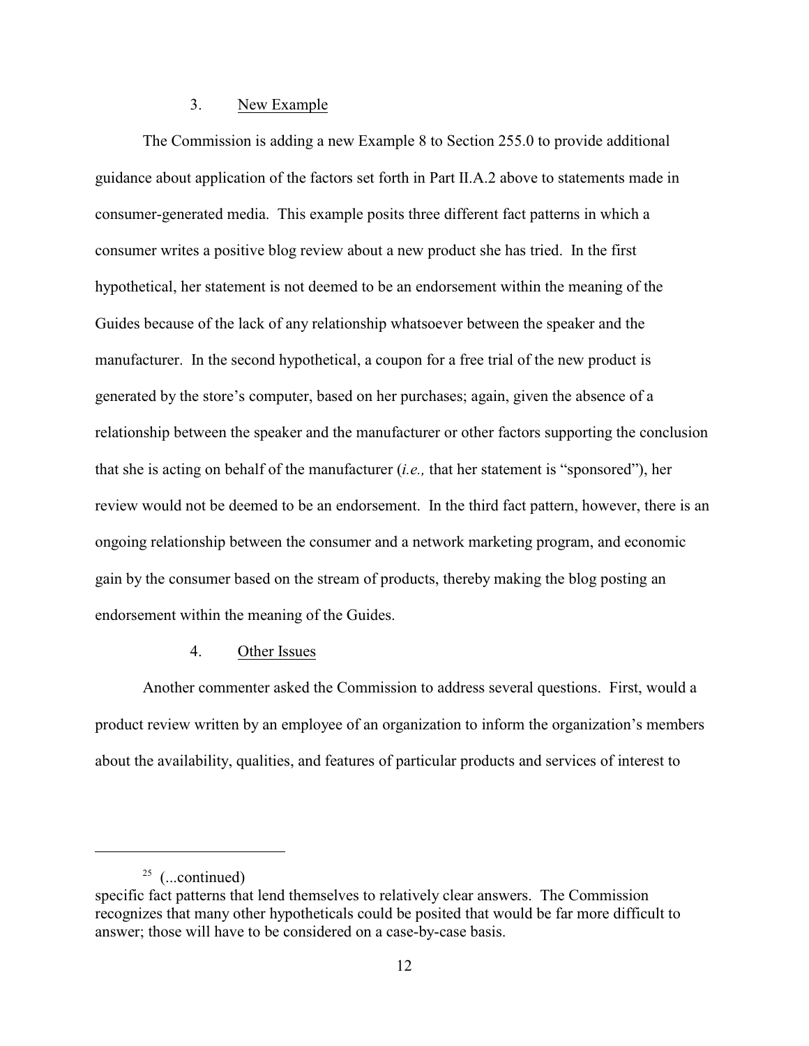### 3. New Example

The Commission is adding a new Example 8 to Section 255.0 to provide additional guidance about application of the factors set forth in Part II.A.2 above to statements made in consumer-generated media. This example posits three different fact patterns in which a consumer writes a positive blog review about a new product she has tried. In the first hypothetical, her statement is not deemed to be an endorsement within the meaning of the Guides because of the lack of any relationship whatsoever between the speaker and the manufacturer. In the second hypothetical, a coupon for a free trial of the new product is generated by the store's computer, based on her purchases; again, given the absence of a relationship between the speaker and the manufacturer or other factors supporting the conclusion that she is acting on behalf of the manufacturer (*i.e.,* that her statement is "sponsored"), her review would not be deemed to be an endorsement. In the third fact pattern, however, there is an ongoing relationship between the consumer and a network marketing program, and economic gain by the consumer based on the stream of products, thereby making the blog posting an endorsement within the meaning of the Guides.

### 4. Other Issues

Another commenter asked the Commission to address several questions. First, would a product review written by an employee of an organization to inform the organization's members about the availability, qualities, and features of particular products and services of interest to

---

[25] (...continued)
specific fact patterns that lend themselves to relatively clear answers. The Commission recognizes that many other hypotheticals could be posited that would be far more difficult to answer; those will have to be considered on a case-by-case basis.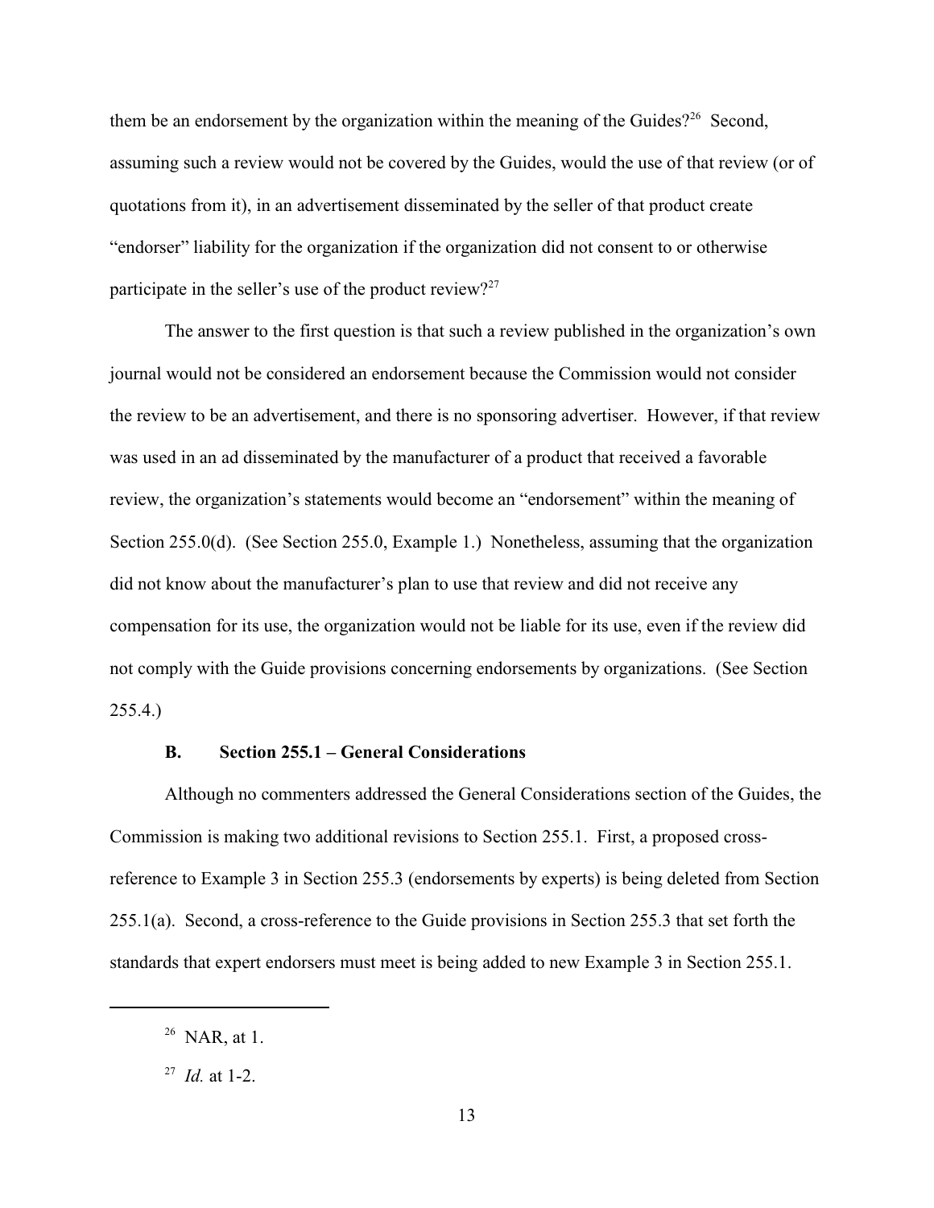them be an endorsement by the organization within the meaning of the Guides?[26] Second, assuming such a review would not be covered by the Guides, would the use of that review (or of quotations from it), in an advertisement disseminated by the seller of that product create "endorser" liability for the organization if the organization did not consent to or otherwise participate in the seller's use of the product review?[27]

The answer to the first question is that such a review published in the organization's own journal would not be considered an endorsement because the Commission would not consider the review to be an advertisement, and there is no sponsoring advertiser. However, if that review was used in an ad disseminated by the manufacturer of a product that received a favorable review, the organization's statements would become an "endorsement" within the meaning of Section 255.0(d). (See Section 255.0, Example 1.) Nonetheless, assuming that the organization did not know about the manufacturer's plan to use that review and did not receive any compensation for its use, the organization would not be liable for its use, even if the review did not comply with the Guide provisions concerning endorsements by organizations. (See Section 255.4.)

### B. Section 255.1 – General Considerations

Although no commenters addressed the General Considerations section of the Guides, the Commission is making two additional revisions to Section 255.1. First, a proposed cross-reference to Example 3 in Section 255.3 (endorsements by experts) is being deleted from Section 255.1(a). Second, a cross-reference to the Guide provisions in Section 255.3 that set forth the standards that expert endorsers must meet is being added to new Example 3 in Section 255.1.

---

[26] NAR, at 1.

[27] *Id.* at 1-2.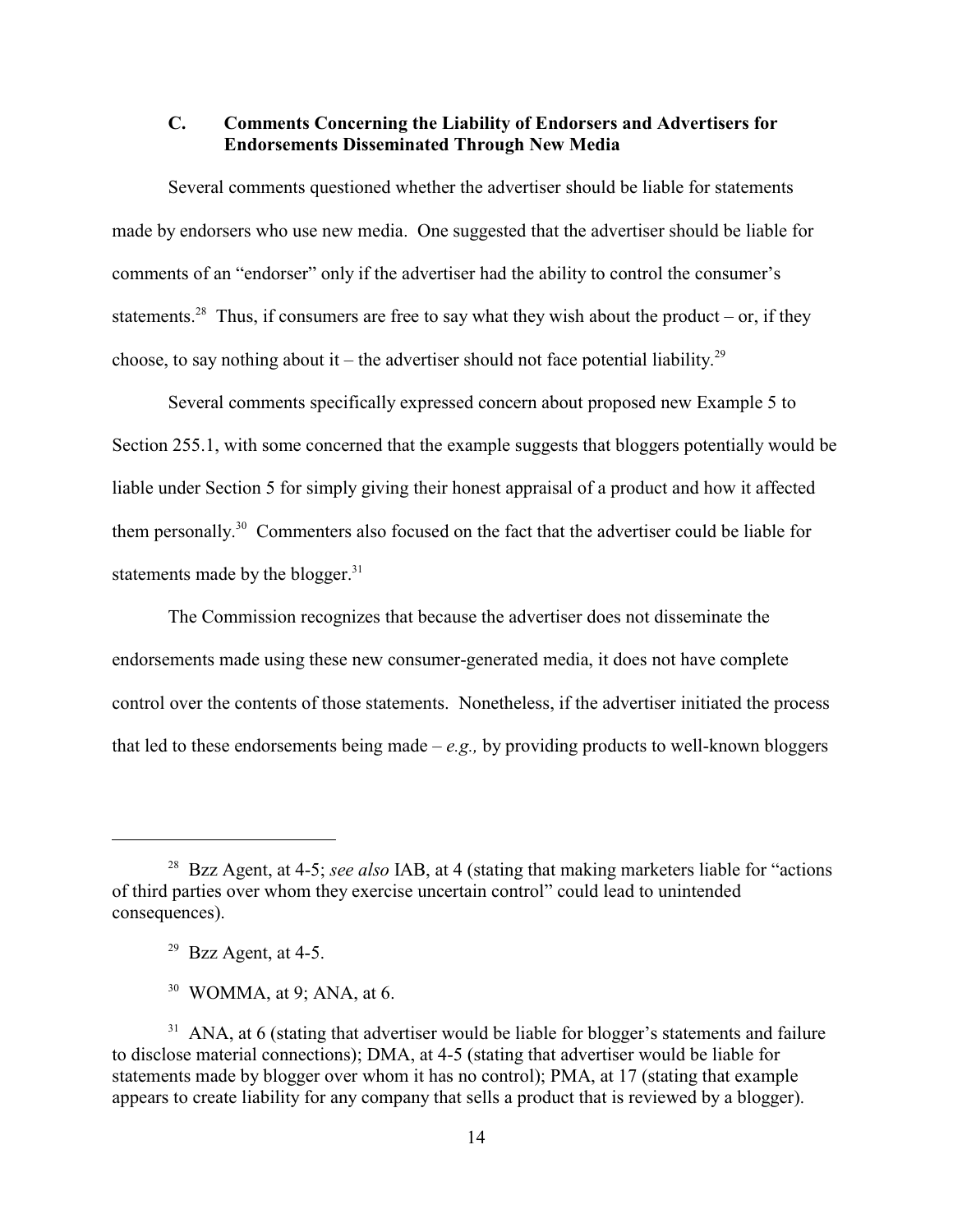### C. Comments Concerning the Liability of Endorsers and Advertisers for Endorsements Disseminated Through New Media

Several comments questioned whether the advertiser should be liable for statements made by endorsers who use new media. One suggested that the advertiser should be liable for comments of an "endorser" only if the advertiser had the ability to control the consumer's statements.[28] Thus, if consumers are free to say what they wish about the product – or, if they choose, to say nothing about it – the advertiser should not face potential liability.[29]

Several comments specifically expressed concern about proposed new Example 5 to Section 255.1, with some concerned that the example suggests that bloggers potentially would be liable under Section 5 for simply giving their honest appraisal of a product and how it affected them personally.[30] Commenters also focused on the fact that the advertiser could be liable for statements made by the blogger.[31]

The Commission recognizes that because the advertiser does not disseminate the endorsements made using these new consumer-generated media, it does not have complete control over the contents of those statements. Nonetheless, if the advertiser initiated the process that led to these endorsements being made – *e.g.,* by providing products to well-known bloggers

---

[28] Bzz Agent, at 4-5; *see also* IAB, at 4 (stating that making marketers liable for "actions of third parties over whom they exercise uncertain control" could lead to unintended consequences).

[29] Bzz Agent, at 4-5.

[30] WOMMA, at 9; ANA, at 6.

[31] ANA, at 6 (stating that advertiser would be liable for blogger's statements and failure to disclose material connections); DMA, at 4-5 (stating that advertiser would be liable for statements made by blogger over whom it has no control); PMA, at 17 (stating that example appears to create liability for any company that sells a product that is reviewed by a blogger).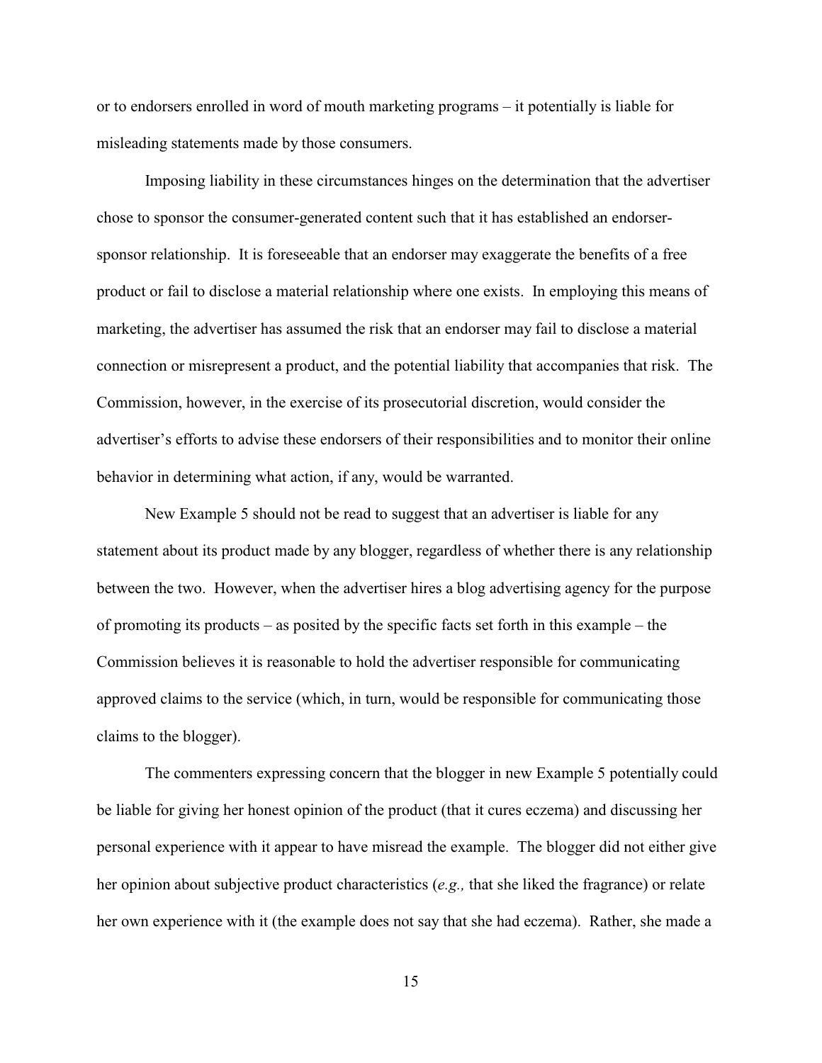or to endorsers enrolled in word of mouth marketing programs – it potentially is liable for misleading statements made by those consumers.

Imposing liability in these circumstances hinges on the determination that the advertiser chose to sponsor the consumer-generated content such that it has established an endorser-sponsor relationship. It is foreseeable that an endorser may exaggerate the benefits of a free product or fail to disclose a material relationship where one exists. In employing this means of marketing, the advertiser has assumed the risk that an endorser may fail to disclose a material connection or misrepresent a product, and the potential liability that accompanies that risk. The Commission, however, in the exercise of its prosecutorial discretion, would consider the advertiser's efforts to advise these endorsers of their responsibilities and to monitor their online behavior in determining what action, if any, would be warranted.

New Example 5 should not be read to suggest that an advertiser is liable for any statement about its product made by any blogger, regardless of whether there is any relationship between the two. However, when the advertiser hires a blog advertising agency for the purpose of promoting its products – as posited by the specific facts set forth in this example – the Commission believes it is reasonable to hold the advertiser responsible for communicating approved claims to the service (which, in turn, would be responsible for communicating those claims to the blogger).

The commenters expressing concern that the blogger in new Example 5 potentially could be liable for giving her honest opinion of the product (that it cures eczema) and discussing her personal experience with it appear to have misread the example. The blogger did not either give her opinion about subjective product characteristics (*e.g.,* that she liked the fragrance) or relate her own experience with it (the example does not say that she had eczema). Rather, she made a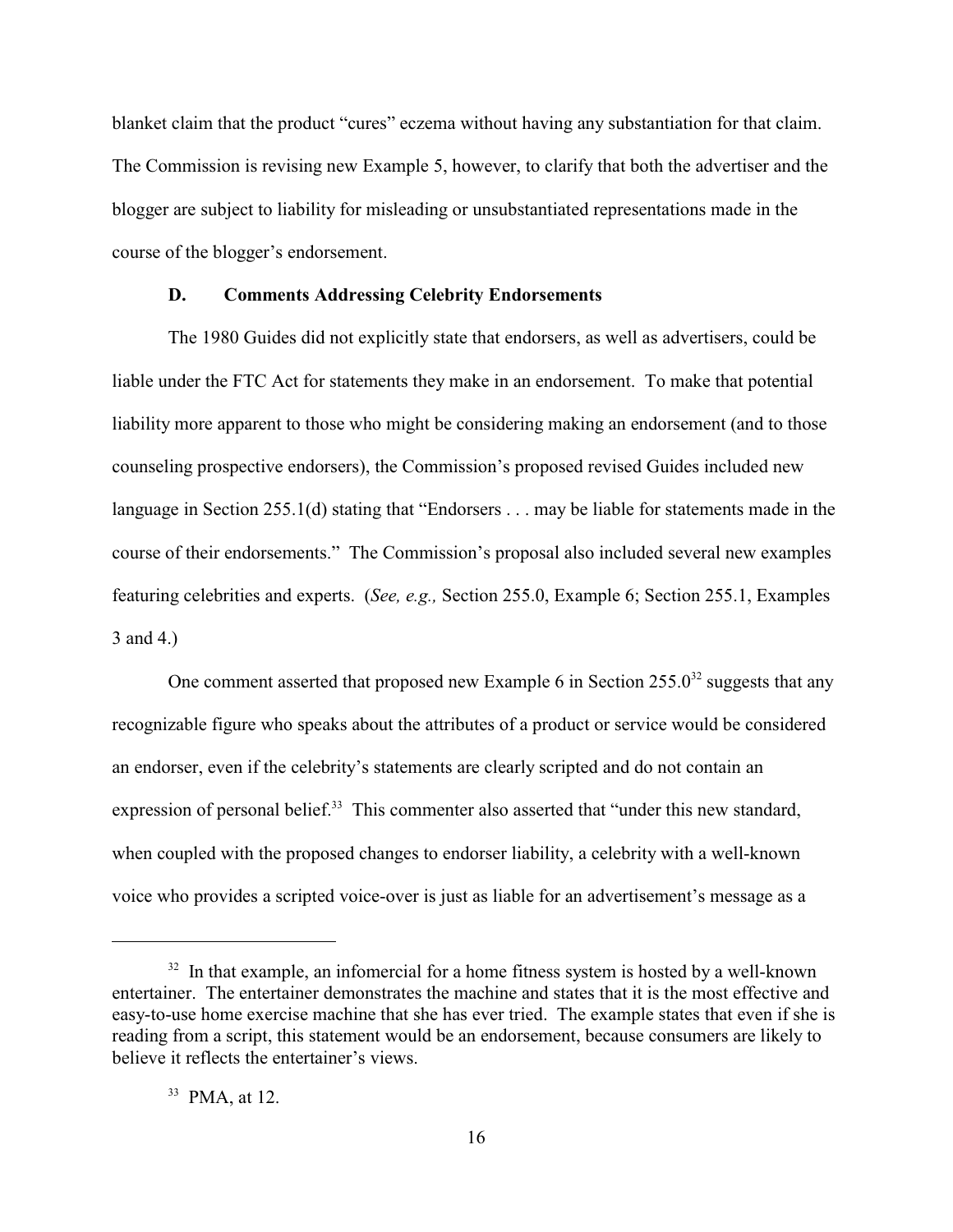blanket claim that the product "cures" eczema without having any substantiation for that claim. The Commission is revising new Example 5, however, to clarify that both the advertiser and the blogger are subject to liability for misleading or unsubstantiated representations made in the course of the blogger's endorsement.

### D. Comments Addressing Celebrity Endorsements

The 1980 Guides did not explicitly state that endorsers, as well as advertisers, could be liable under the FTC Act for statements they make in an endorsement. To make that potential liability more apparent to those who might be considering making an endorsement (and to those counseling prospective endorsers), the Commission's proposed revised Guides included new language in Section 255.1(d) stating that "Endorsers . . . may be liable for statements made in the course of their endorsements." The Commission's proposal also included several new examples featuring celebrities and experts. (*See, e.g.,* Section 255.0, Example 6; Section 255.1, Examples 3 and 4.)

One comment asserted that proposed new Example 6 in Section 255.0[32] suggests that any recognizable figure who speaks about the attributes of a product or service would be considered an endorser, even if the celebrity's statements are clearly scripted and do not contain an expression of personal belief.[33] This commenter also asserted that "under this new standard, when coupled with the proposed changes to endorser liability, a celebrity with a well-known voice who provides a scripted voice-over is just as liable for an advertisement's message as a

---

[32] In that example, an infomercial for a home fitness system is hosted by a well-known entertainer. The entertainer demonstrates the machine and states that it is the most effective and easy-to-use home exercise machine that she has ever tried. The example states that even if she is reading from a script, this statement would be an endorsement, because consumers are likely to believe it reflects the entertainer's views.

[33] PMA, at 12.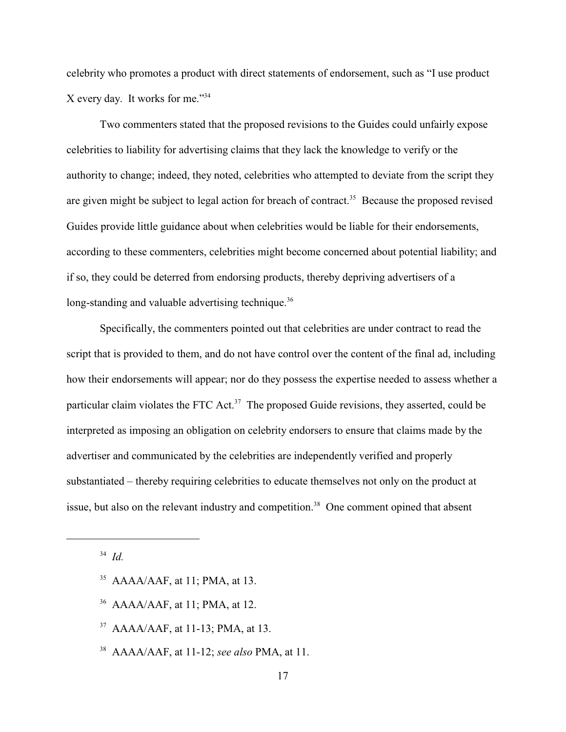celebrity who promotes a product with direct statements of endorsement, such as "I use product X every day. It works for me."[34]

Two commenters stated that the proposed revisions to the Guides could unfairly expose celebrities to liability for advertising claims that they lack the knowledge to verify or the authority to change; indeed, they noted, celebrities who attempted to deviate from the script they are given might be subject to legal action for breach of contract.[35] Because the proposed revised Guides provide little guidance about when celebrities would be liable for their endorsements, according to these commenters, celebrities might become concerned about potential liability; and if so, they could be deterred from endorsing products, thereby depriving advertisers of a long-standing and valuable advertising technique.[36]

Specifically, the commenters pointed out that celebrities are under contract to read the script that is provided to them, and do not have control over the content of the final ad, including how their endorsements will appear; nor do they possess the expertise needed to assess whether a particular claim violates the FTC Act.[37] The proposed Guide revisions, they asserted, could be interpreted as imposing an obligation on celebrity endorsers to ensure that claims made by the advertiser and communicated by the celebrities are independently verified and properly substantiated – thereby requiring celebrities to educate themselves not only on the product at issue, but also on the relevant industry and competition.[38] One comment opined that absent

---

[34] *Id.*

[35] AAAA/AAF, at 11; PMA, at 13.

[36] AAAA/AAF, at 11; PMA, at 12.

[37] AAAA/AAF, at 11-13; PMA, at 13.

[38] AAAA/AAF, at 11-12; *see also* PMA, at 11.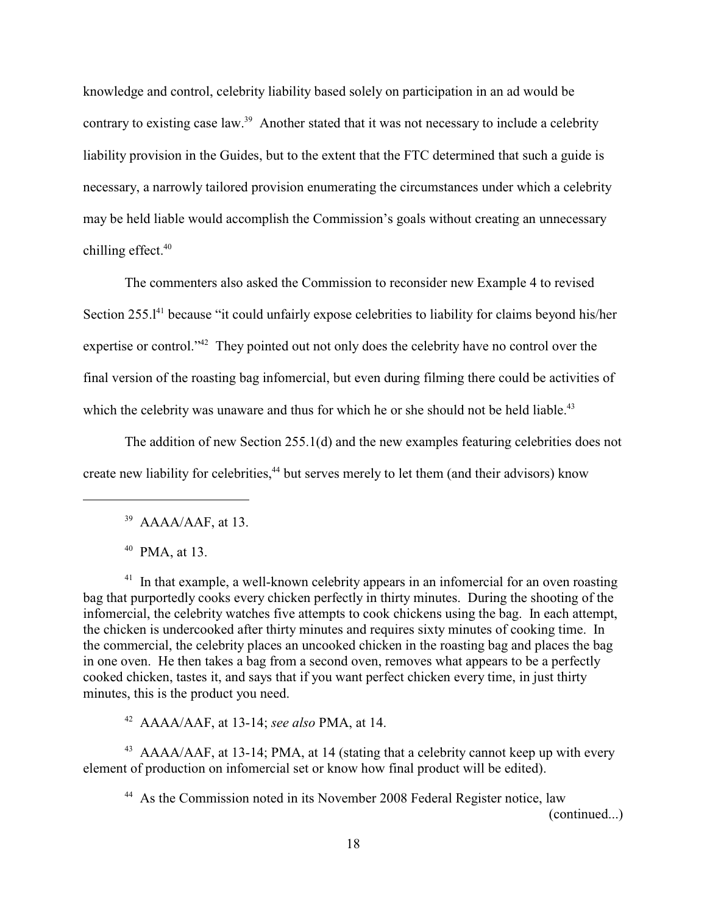knowledge and control, celebrity liability based solely on participation in an ad would be contrary to existing case law.[39] Another stated that it was not necessary to include a celebrity liability provision in the Guides, but to the extent that the FTC determined that such a guide is necessary, a narrowly tailored provision enumerating the circumstances under which a celebrity may be held liable would accomplish the Commission's goals without creating an unnecessary chilling effect.[40]

The commenters also asked the Commission to reconsider new Example 4 to revised Section 255.l[41] because "it could unfairly expose celebrities to liability for claims beyond his/her expertise or control."[42] They pointed out not only does the celebrity have no control over the final version of the roasting bag infomercial, but even during filming there could be activities of which the celebrity was unaware and thus for which he or she should not be held liable.[43]

The addition of new Section 255.1(d) and the new examples featuring celebrities does not create new liability for celebrities,[44] but serves merely to let them (and their advisors) know

---

[39] AAAA/AAF, at 13.

[40] PMA, at 13.

[41] In that example, a well-known celebrity appears in an infomercial for an oven roasting bag that purportedly cooks every chicken perfectly in thirty minutes. During the shooting of the infomercial, the celebrity watches five attempts to cook chickens using the bag. In each attempt, the chicken is undercooked after thirty minutes and requires sixty minutes of cooking time. In the commercial, the celebrity places an uncooked chicken in the roasting bag and places the bag in one oven. He then takes a bag from a second oven, removes what appears to be a perfectly cooked chicken, tastes it, and says that if you want perfect chicken every time, in just thirty minutes, this is the product you need.

[42] AAAA/AAF, at 13-14; *see also* PMA, at 14.

[43] AAAA/AAF, at 13-14; PMA, at 14 (stating that a celebrity cannot keep up with every element of production on infomercial set or know how final product will be edited).

[44] As the Commission noted in its November 2008 Federal Register notice, law (continued...)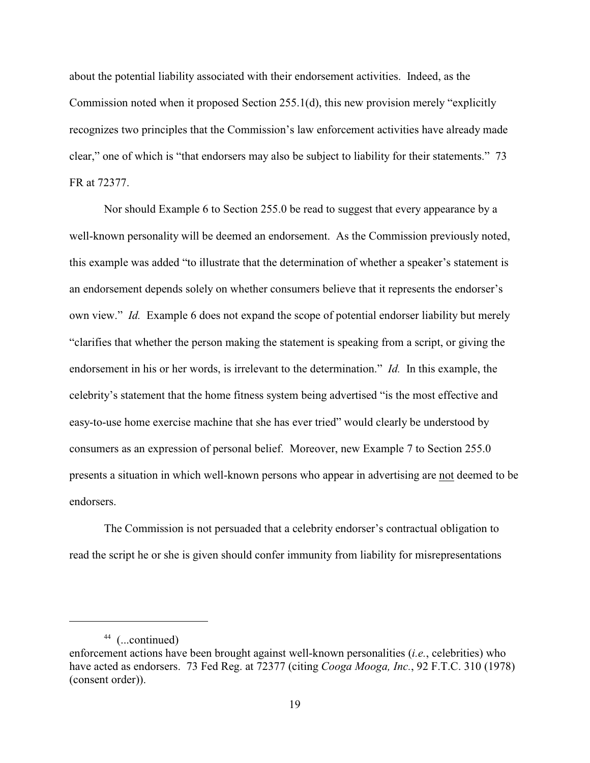about the potential liability associated with their endorsement activities. Indeed, as the Commission noted when it proposed Section 255.1(d), this new provision merely "explicitly recognizes two principles that the Commission's law enforcement activities have already made clear," one of which is "that endorsers may also be subject to liability for their statements." 73 FR at 72377.

Nor should Example 6 to Section 255.0 be read to suggest that every appearance by a well-known personality will be deemed an endorsement. As the Commission previously noted, this example was added "to illustrate that the determination of whether a speaker's statement is an endorsement depends solely on whether consumers believe that it represents the endorser's own view." *Id.* Example 6 does not expand the scope of potential endorser liability but merely "clarifies that whether the person making the statement is speaking from a script, or giving the endorsement in his or her words, is irrelevant to the determination." *Id.* In this example, the celebrity's statement that the home fitness system being advertised "is the most effective and easy-to-use home exercise machine that she has ever tried" would clearly be understood by consumers as an expression of personal belief. Moreover, new Example 7 to Section 255.0 presents a situation in which well-known persons who appear in advertising are <u>not</u> deemed to be endorsers.

The Commission is not persuaded that a celebrity endorser's contractual obligation to read the script he or she is given should confer immunity from liability for misrepresentations

---

[44] (...continued)
enforcement actions have been brought against well-known personalities (*i.e.*, celebrities) who have acted as endorsers. 73 Fed Reg. at 72377 (citing *Cooga Mooga, Inc.*, 92 F.T.C. 310 (1978) (consent order)).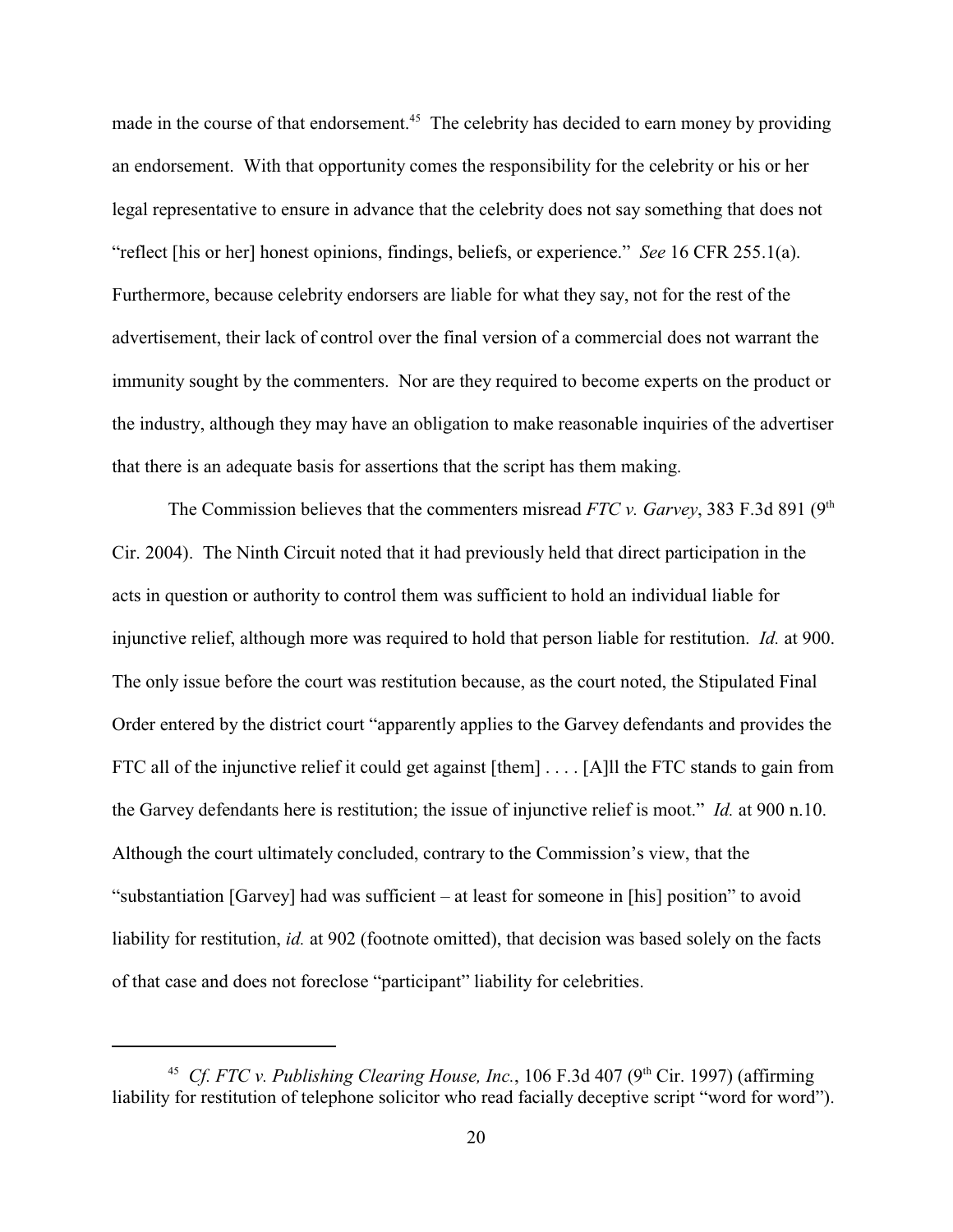made in the course of that endorsement.[45] The celebrity has decided to earn money by providing an endorsement. With that opportunity comes the responsibility for the celebrity or his or her legal representative to ensure in advance that the celebrity does not say something that does not "reflect [his or her] honest opinions, findings, beliefs, or experience." *See* 16 CFR 255.1(a). Furthermore, because celebrity endorsers are liable for what they say, not for the rest of the advertisement, their lack of control over the final version of a commercial does not warrant the immunity sought by the commenters. Nor are they required to become experts on the product or the industry, although they may have an obligation to make reasonable inquiries of the advertiser that there is an adequate basis for assertions that the script has them making.

The Commission believes that the commenters misread *FTC v. Garvey*, 383 F.3d 891 (9th Cir. 2004). The Ninth Circuit noted that it had previously held that direct participation in the acts in question or authority to control them was sufficient to hold an individual liable for injunctive relief, although more was required to hold that person liable for restitution. *Id.* at 900. The only issue before the court was restitution because, as the court noted, the Stipulated Final Order entered by the district court "apparently applies to the Garvey defendants and provides the FTC all of the injunctive relief it could get against [them] . . . . [A]ll the FTC stands to gain from the Garvey defendants here is restitution; the issue of injunctive relief is moot." *Id.* at 900 n.10. Although the court ultimately concluded, contrary to the Commission's view, that the "substantiation [Garvey] had was sufficient – at least for someone in [his] position" to avoid liability for restitution, *id.* at 902 (footnote omitted), that decision was based solely on the facts of that case and does not foreclose "participant" liability for celebrities.

---

[45] *Cf. FTC v. Publishing Clearing House, Inc.*, 106 F.3d 407 (9th Cir. 1997) (affirming liability for restitution of telephone solicitor who read facially deceptive script "word for word").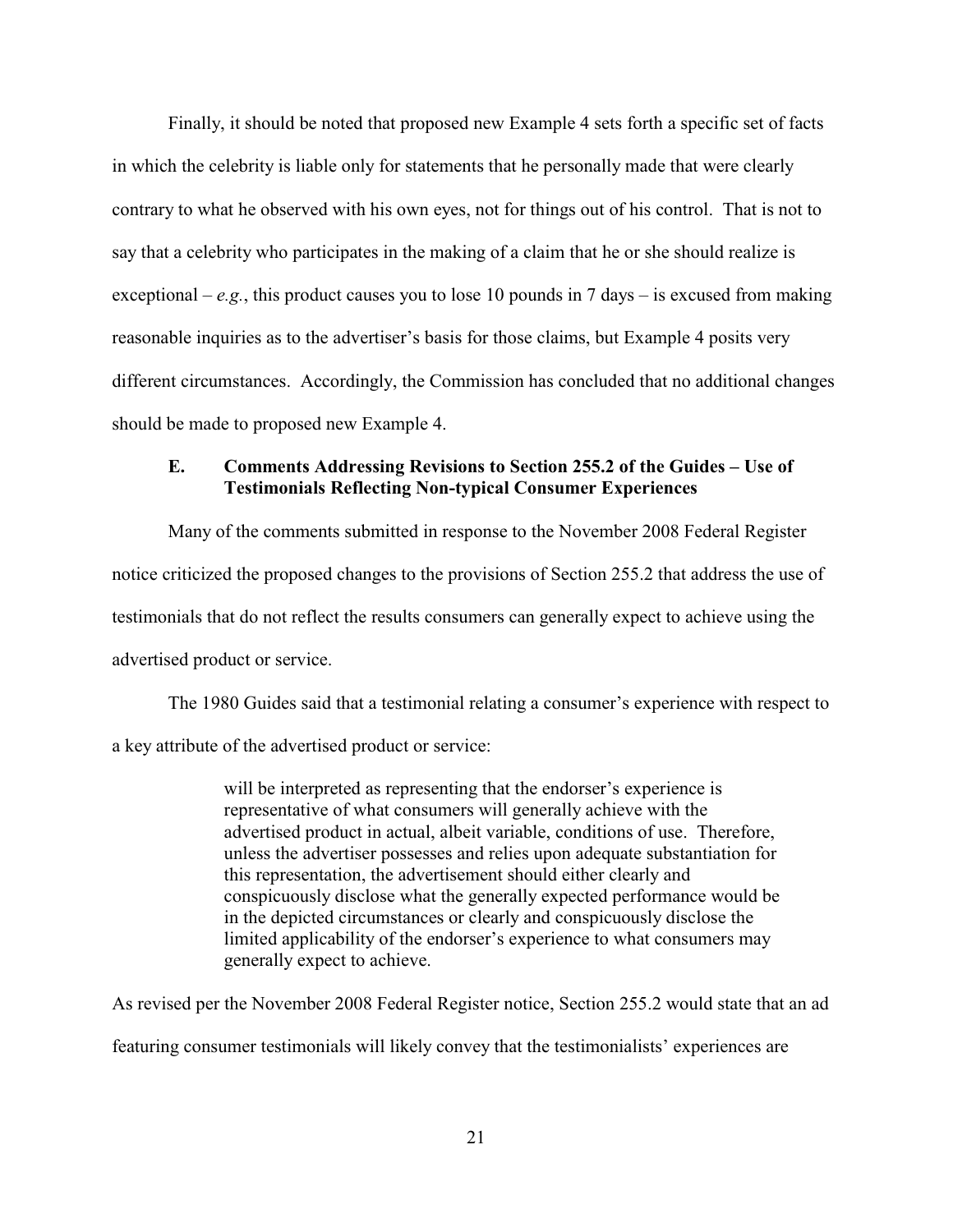Finally, it should be noted that proposed new Example 4 sets forth a specific set of facts in which the celebrity is liable only for statements that he personally made that were clearly contrary to what he observed with his own eyes, not for things out of his control. That is not to say that a celebrity who participates in the making of a claim that he or she should realize is exceptional – *e.g.*, this product causes you to lose 10 pounds in 7 days – is excused from making reasonable inquiries as to the advertiser's basis for those claims, but Example 4 posits very different circumstances. Accordingly, the Commission has concluded that no additional changes should be made to proposed new Example 4.

### E. Comments Addressing Revisions to Section 255.2 of the Guides – Use of Testimonials Reflecting Non-typical Consumer Experiences

Many of the comments submitted in response to the November 2008 Federal Register notice criticized the proposed changes to the provisions of Section 255.2 that address the use of testimonials that do not reflect the results consumers can generally expect to achieve using the advertised product or service.

The 1980 Guides said that a testimonial relating a consumer's experience with respect to a key attribute of the advertised product or service:

> will be interpreted as representing that the endorser's experience is representative of what consumers will generally achieve with the advertised product in actual, albeit variable, conditions of use. Therefore, unless the advertiser possesses and relies upon adequate substantiation for this representation, the advertisement should either clearly and conspicuously disclose what the generally expected performance would be in the depicted circumstances or clearly and conspicuously disclose the limited applicability of the endorser's experience to what consumers may generally expect to achieve.

As revised per the November 2008 Federal Register notice, Section 255.2 would state that an ad featuring consumer testimonials will likely convey that the testimonialists' experiences are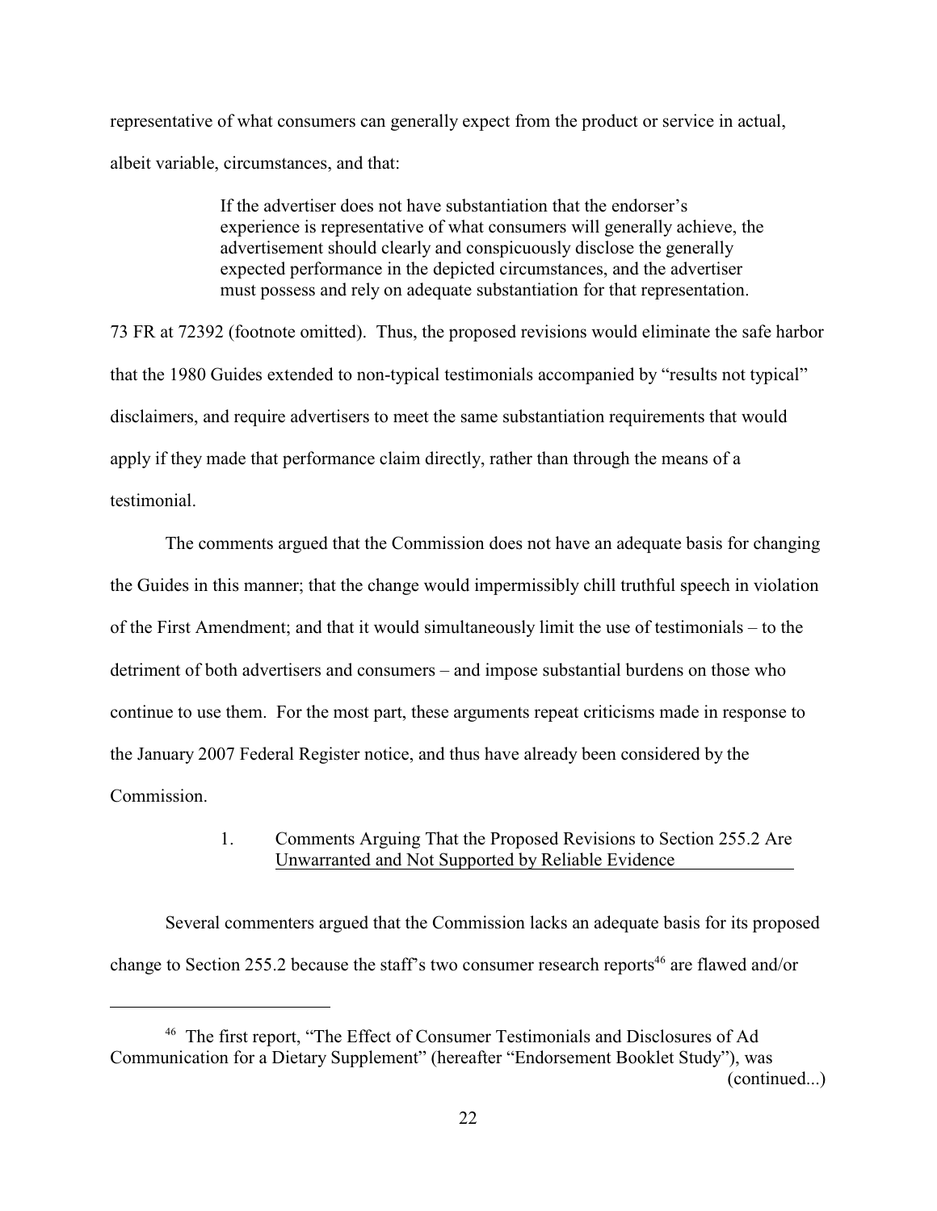representative of what consumers can generally expect from the product or service in actual, albeit variable, circumstances, and that:

> If the advertiser does not have substantiation that the endorser's experience is representative of what consumers will generally achieve, the advertisement should clearly and conspicuously disclose the generally expected performance in the depicted circumstances, and the advertiser must possess and rely on adequate substantiation for that representation.

73 FR at 72392 (footnote omitted). Thus, the proposed revisions would eliminate the safe harbor that the 1980 Guides extended to non-typical testimonials accompanied by "results not typical" disclaimers, and require advertisers to meet the same substantiation requirements that would apply if they made that performance claim directly, rather than through the means of a testimonial.

The comments argued that the Commission does not have an adequate basis for changing the Guides in this manner; that the change would impermissibly chill truthful speech in violation of the First Amendment; and that it would simultaneously limit the use of testimonials – to the detriment of both advertisers and consumers – and impose substantial burdens on those who continue to use them. For the most part, these arguments repeat criticisms made in response to the January 2007 Federal Register notice, and thus have already been considered by the Commission.

#### 1. Comments Arguing That the Proposed Revisions to Section 255.2 Are Unwarranted and Not Supported by Reliable Evidence

Several commenters argued that the Commission lacks an adequate basis for its proposed change to Section 255.2 because the staff's two consumer research reports[46] are flawed and/or

---

[46] The first report, "The Effect of Consumer Testimonials and Disclosures of Ad Communication for a Dietary Supplement" (hereafter "Endorsement Booklet Study"), was (continued...)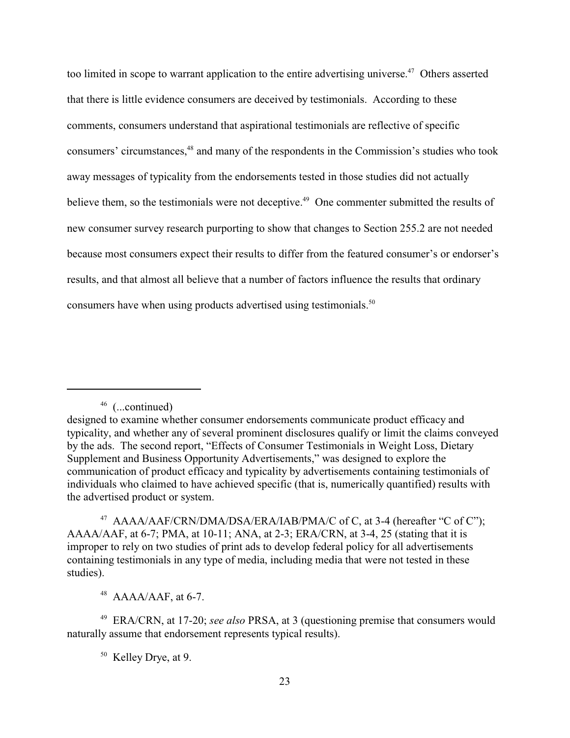too limited in scope to warrant application to the entire advertising universe.[47] Others asserted that there is little evidence consumers are deceived by testimonials. According to these comments, consumers understand that aspirational testimonials are reflective of specific consumers' circumstances,[48] and many of the respondents in the Commission's studies who took away messages of typicality from the endorsements tested in those studies did not actually believe them, so the testimonials were not deceptive.[49] One commenter submitted the results of new consumer survey research purporting to show that changes to Section 255.2 are not needed because most consumers expect their results to differ from the featured consumer's or endorser's results, and that almost all believe that a number of factors influence the results that ordinary consumers have when using products advertised using testimonials.[50]

---

[46] (...continued)
designed to examine whether consumer endorsements communicate product efficacy and typicality, and whether any of several prominent disclosures qualify or limit the claims conveyed by the ads. The second report, "Effects of Consumer Testimonials in Weight Loss, Dietary Supplement and Business Opportunity Advertisements," was designed to explore the communication of product efficacy and typicality by advertisements containing testimonials of individuals who claimed to have achieved specific (that is, numerically quantified) results with the advertised product or system.

[47] AAAA/AAF/CRN/DMA/DSA/ERA/IAB/PMA/C of C, at 3-4 (hereafter "C of C"); AAAA/AAF, at 6-7; PMA, at 10-11; ANA, at 2-3; ERA/CRN, at 3-4, 25 (stating that it is improper to rely on two studies of print ads to develop federal policy for all advertisements containing testimonials in any type of media, including media that were not tested in these studies).

[48] AAAA/AAF, at 6-7.

[49] ERA/CRN, at 17-20; *see also* PRSA, at 3 (questioning premise that consumers would naturally assume that endorsement represents typical results).

[50] Kelley Drye, at 9.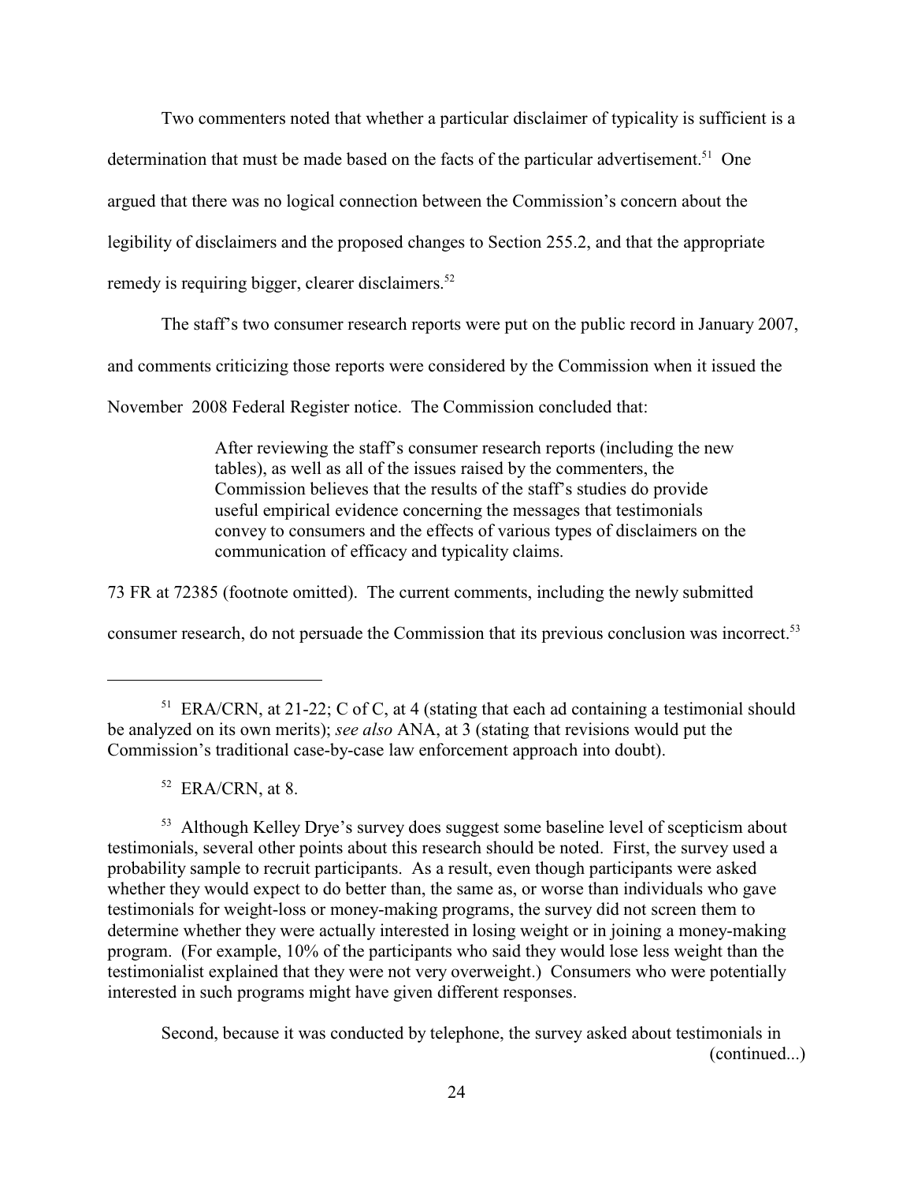Two commenters noted that whether a particular disclaimer of typicality is sufficient is a determination that must be made based on the facts of the particular advertisement.[51] One argued that there was no logical connection between the Commission's concern about the legibility of disclaimers and the proposed changes to Section 255.2, and that the appropriate remedy is requiring bigger, clearer disclaimers.[52]

The staff's two consumer research reports were put on the public record in January 2007, and comments criticizing those reports were considered by the Commission when it issued the November 2008 Federal Register notice. The Commission concluded that:

> After reviewing the staff's consumer research reports (including the new tables), as well as all of the issues raised by the commenters, the Commission believes that the results of the staff's studies do provide useful empirical evidence concerning the messages that testimonials convey to consumers and the effects of various types of disclaimers on the communication of efficacy and typicality claims.

73 FR at 72385 (footnote omitted). The current comments, including the newly submitted consumer research, do not persuade the Commission that its previous conclusion was incorrect.[53]

---

[51] ERA/CRN, at 21-22; C of C, at 4 (stating that each ad containing a testimonial should be analyzed on its own merits); *see also* ANA, at 3 (stating that revisions would put the Commission's traditional case-by-case law enforcement approach into doubt).

[52] ERA/CRN, at 8.

[53] Although Kelley Drye's survey does suggest some baseline level of scepticism about testimonials, several other points about this research should be noted. First, the survey used a probability sample to recruit participants. As a result, even though participants were asked whether they would expect to do better than, the same as, or worse than individuals who gave testimonials for weight-loss or money-making programs, the survey did not screen them to determine whether they were actually interested in losing weight or in joining a money-making program. (For example, 10% of the participants who said they would lose less weight than the testimonialist explained that they were not very overweight.) Consumers who were potentially interested in such programs might have given different responses.

Second, because it was conducted by telephone, the survey asked about testimonials in (continued...)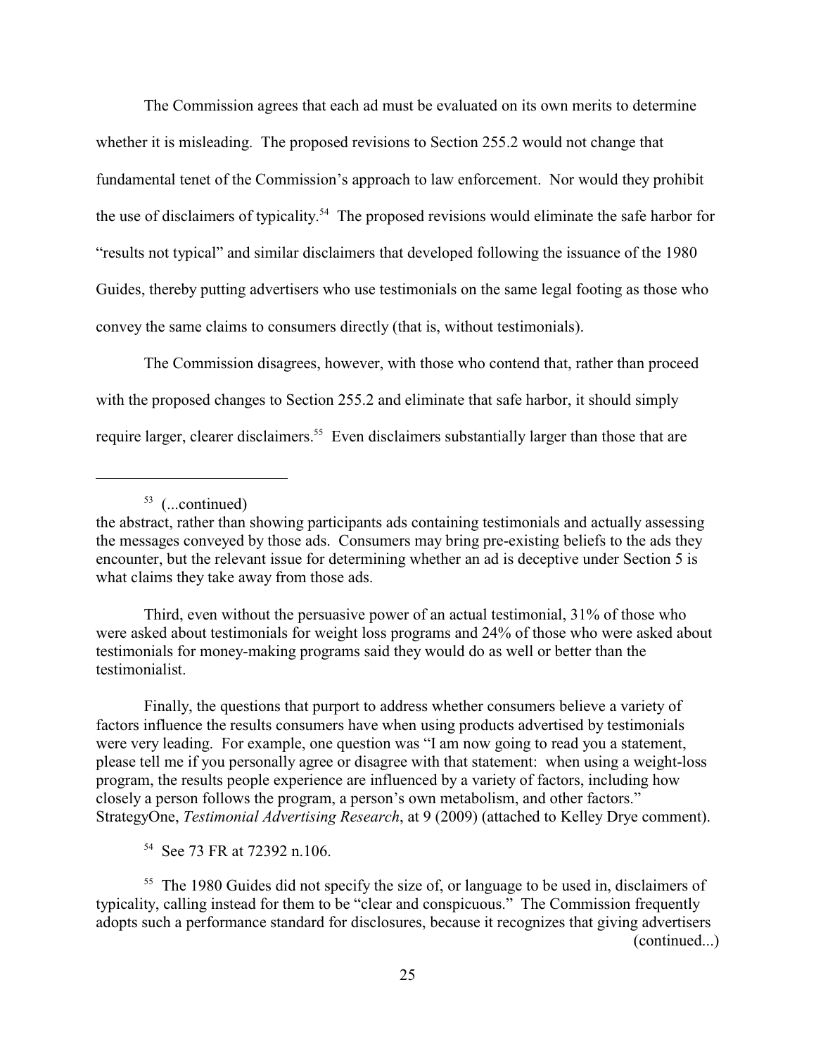The Commission agrees that each ad must be evaluated on its own merits to determine whether it is misleading. The proposed revisions to Section 255.2 would not change that fundamental tenet of the Commission's approach to law enforcement. Nor would they prohibit the use of disclaimers of typicality.[54] The proposed revisions would eliminate the safe harbor for "results not typical" and similar disclaimers that developed following the issuance of the 1980 Guides, thereby putting advertisers who use testimonials on the same legal footing as those who convey the same claims to consumers directly (that is, without testimonials).

The Commission disagrees, however, with those who contend that, rather than proceed with the proposed changes to Section 255.2 and eliminate that safe harbor, it should simply require larger, clearer disclaimers.[55] Even disclaimers substantially larger than those that are

---

[53] (...continued)
the abstract, rather than showing participants ads containing testimonials and actually assessing the messages conveyed by those ads. Consumers may bring pre-existing beliefs to the ads they encounter, but the relevant issue for determining whether an ad is deceptive under Section 5 is what claims they take away from those ads.

Third, even without the persuasive power of an actual testimonial, 31% of those who were asked about testimonials for weight loss programs and 24% of those who were asked about testimonials for money-making programs said they would do as well or better than the testimonialist.

Finally, the questions that purport to address whether consumers believe a variety of factors influence the results consumers have when using products advertised by testimonials were very leading. For example, one question was "I am now going to read you a statement, please tell me if you personally agree or disagree with that statement: when using a weight-loss program, the results people experience are influenced by a variety of factors, including how closely a person follows the program, a person's own metabolism, and other factors." StrategyOne, *Testimonial Advertising Research*, at 9 (2009) (attached to Kelley Drye comment).

[54] See 73 FR at 72392 n.106.

[55] The 1980 Guides did not specify the size of, or language to be used in, disclaimers of typicality, calling instead for them to be "clear and conspicuous." The Commission frequently adopts such a performance standard for disclosures, because it recognizes that giving advertisers (continued...)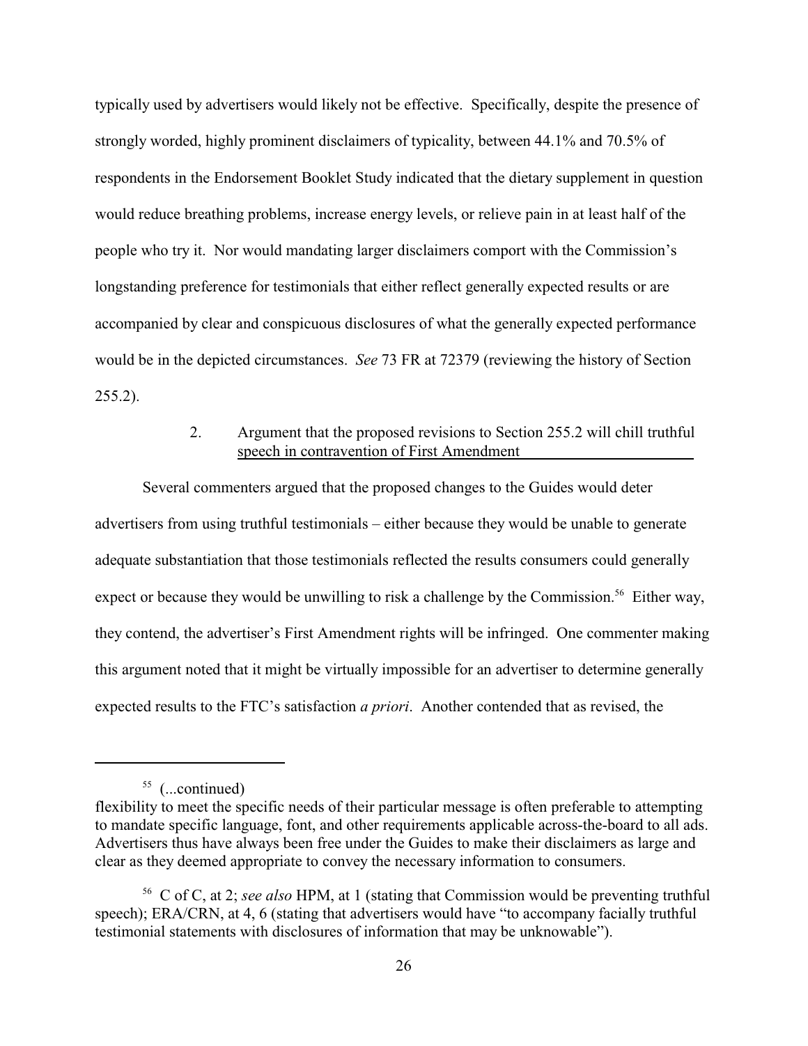typically used by advertisers would likely not be effective. Specifically, despite the presence of strongly worded, highly prominent disclaimers of typicality, between 44.1% and 70.5% of respondents in the Endorsement Booklet Study indicated that the dietary supplement in question would reduce breathing problems, increase energy levels, or relieve pain in at least half of the people who try it. Nor would mandating larger disclaimers comport with the Commission's longstanding preference for testimonials that either reflect generally expected results or are accompanied by clear and conspicuous disclosures of what the generally expected performance would be in the depicted circumstances. *See* 73 FR at 72379 (reviewing the history of Section 255.2).

### 2. Argument that the proposed revisions to Section 255.2 will chill truthful speech in contravention of First Amendment

Several commenters argued that the proposed changes to the Guides would deter advertisers from using truthful testimonials – either because they would be unable to generate adequate substantiation that those testimonials reflected the results consumers could generally expect or because they would be unwilling to risk a challenge by the Commission.[56] Either way, they contend, the advertiser's First Amendment rights will be infringed. One commenter making this argument noted that it might be virtually impossible for an advertiser to determine generally expected results to the FTC's satisfaction *a priori*. Another contended that as revised, the

---

[55] (...continued)
flexibility to meet the specific needs of their particular message is often preferable to attempting to mandate specific language, font, and other requirements applicable across-the-board to all ads. Advertisers thus have always been free under the Guides to make their disclaimers as large and clear as they deemed appropriate to convey the necessary information to consumers.

[56] C of C, at 2; *see also* HPM, at 1 (stating that Commission would be preventing truthful speech); ERA/CRN, at 4, 6 (stating that advertisers would have "to accompany facially truthful testimonial statements with disclosures of information that may be unknowable").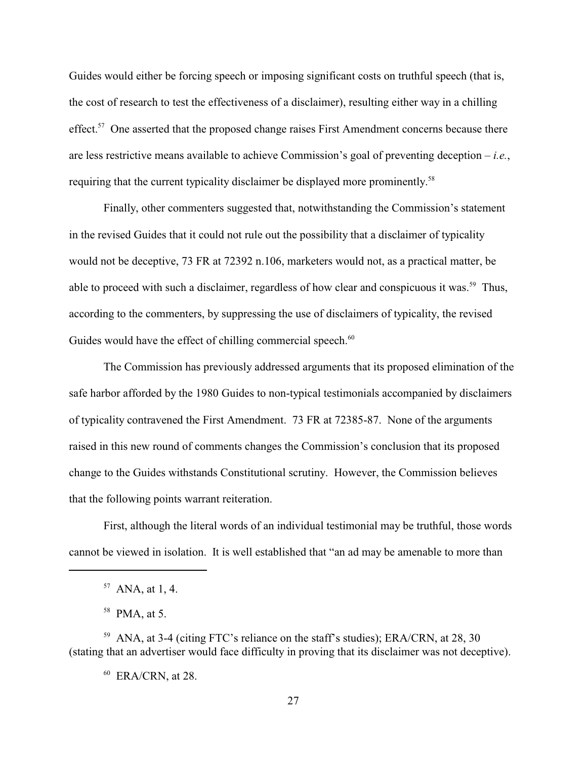Guides would either be forcing speech or imposing significant costs on truthful speech (that is, the cost of research to test the effectiveness of a disclaimer), resulting either way in a chilling effect.[57] One asserted that the proposed change raises First Amendment concerns because there are less restrictive means available to achieve Commission's goal of preventing deception – *i.e.*, requiring that the current typicality disclaimer be displayed more prominently.[58]

Finally, other commenters suggested that, notwithstanding the Commission's statement in the revised Guides that it could not rule out the possibility that a disclaimer of typicality would not be deceptive, 73 FR at 72392 n.106, marketers would not, as a practical matter, be able to proceed with such a disclaimer, regardless of how clear and conspicuous it was.[59] Thus, according to the commenters, by suppressing the use of disclaimers of typicality, the revised Guides would have the effect of chilling commercial speech.[60]

The Commission has previously addressed arguments that its proposed elimination of the safe harbor afforded by the 1980 Guides to non-typical testimonials accompanied by disclaimers of typicality contravened the First Amendment. 73 FR at 72385-87. None of the arguments raised in this new round of comments changes the Commission's conclusion that its proposed change to the Guides withstands Constitutional scrutiny. However, the Commission believes that the following points warrant reiteration.

First, although the literal words of an individual testimonial may be truthful, those words cannot be viewed in isolation. It is well established that "an ad may be amenable to more than

---

[57] ANA, at 1, 4.

[58] PMA, at 5.

[59] ANA, at 3-4 (citing FTC's reliance on the staff's studies); ERA/CRN, at 28, 30 (stating that an advertiser would face difficulty in proving that its disclaimer was not deceptive).

[60] ERA/CRN, at 28.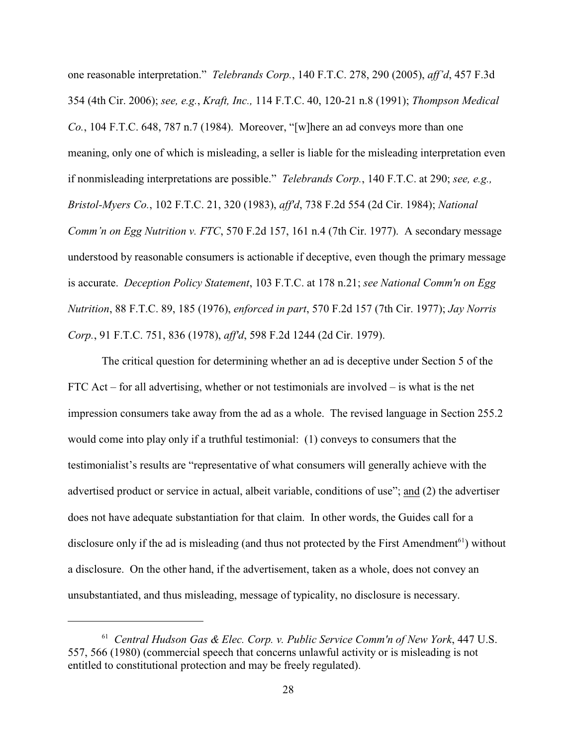one reasonable interpretation." *Telebrands Corp.*, 140 F.T.C. 278, 290 (2005), *aff'd*, 457 F.3d 354 (4th Cir. 2006); *see, e.g.*, *Kraft, Inc.,* 114 F.T.C. 40, 120-21 n.8 (1991); *Thompson Medical Co.*, 104 F.T.C. 648, 787 n.7 (1984). Moreover, "[w]here an ad conveys more than one meaning, only one of which is misleading, a seller is liable for the misleading interpretation even if nonmisleading interpretations are possible." *Telebrands Corp.*, 140 F.T.C. at 290; *see, e.g., Bristol-Myers Co.*, 102 F.T.C. 21, 320 (1983), *aff'd*, 738 F.2d 554 (2d Cir. 1984); *National Comm'n on Egg Nutrition v. FTC*, 570 F.2d 157, 161 n.4 (7th Cir. 1977). A secondary message understood by reasonable consumers is actionable if deceptive, even though the primary message is accurate. *Deception Policy Statement*, 103 F.T.C. at 178 n.21; *see National Comm'n on Egg Nutrition*, 88 F.T.C. 89, 185 (1976), *enforced in part*, 570 F.2d 157 (7th Cir. 1977); *Jay Norris Corp.*, 91 F.T.C. 751, 836 (1978), *aff'd*, 598 F.2d 1244 (2d Cir. 1979).

The critical question for determining whether an ad is deceptive under Section 5 of the FTC Act – for all advertising, whether or not testimonials are involved – is what is the net impression consumers take away from the ad as a whole. The revised language in Section 255.2 would come into play only if a truthful testimonial: (1) conveys to consumers that the testimonialist's results are "representative of what consumers will generally achieve with the advertised product or service in actual, albeit variable, conditions of use"; <u>and</u> (2) the advertiser does not have adequate substantiation for that claim. In other words, the Guides call for a disclosure only if the ad is misleading (and thus not protected by the First Amendment[61]) without a disclosure. On the other hand, if the advertisement, taken as a whole, does not convey an unsubstantiated, and thus misleading, message of typicality, no disclosure is necessary.

---

[61] *Central Hudson Gas & Elec. Corp. v. Public Service Comm'n of New York*, 447 U.S. 557, 566 (1980) (commercial speech that concerns unlawful activity or is misleading is not entitled to constitutional protection and may be freely regulated).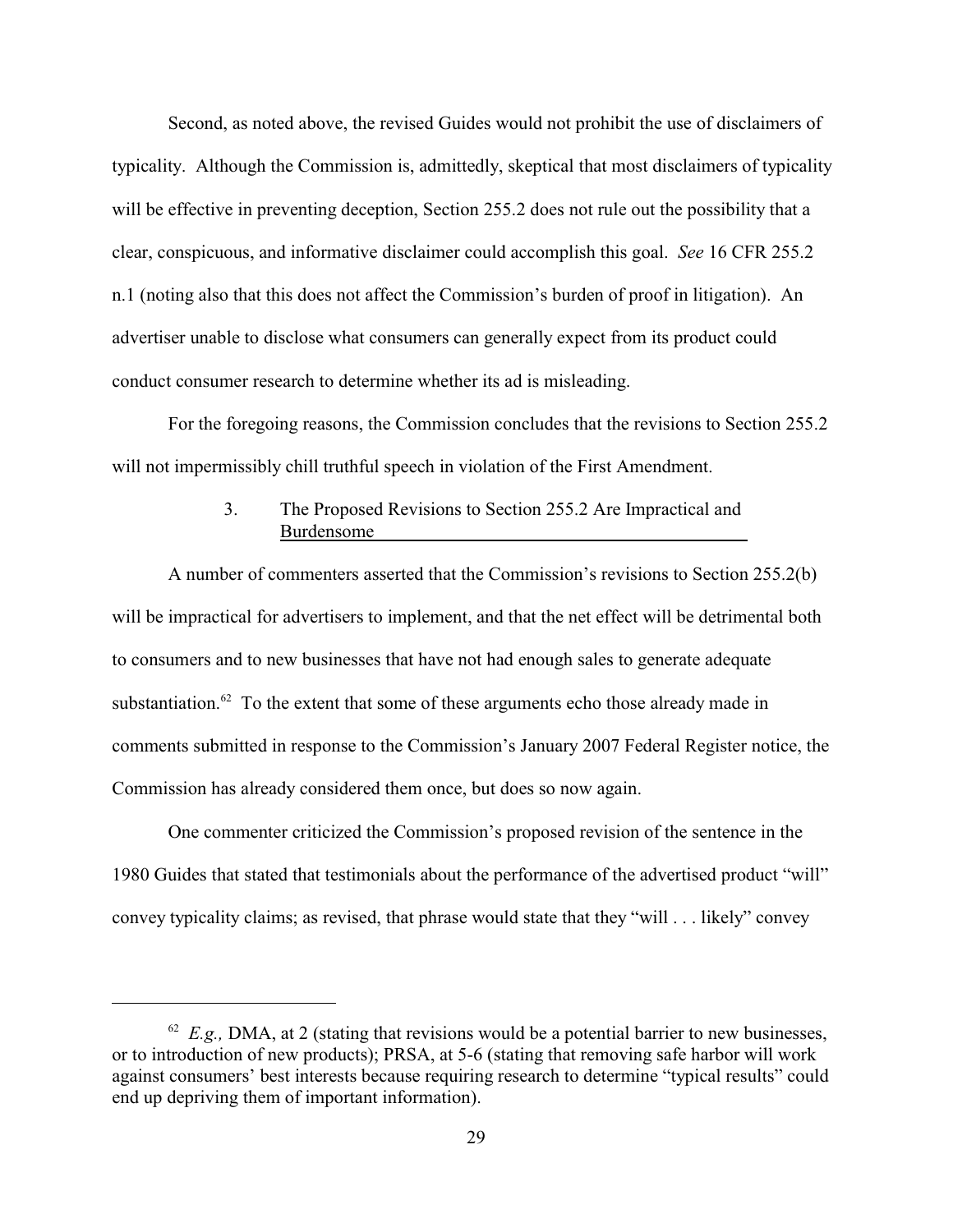Second, as noted above, the revised Guides would not prohibit the use of disclaimers of typicality. Although the Commission is, admittedly, skeptical that most disclaimers of typicality will be effective in preventing deception, Section 255.2 does not rule out the possibility that a clear, conspicuous, and informative disclaimer could accomplish this goal. *See* 16 CFR 255.2 n.1 (noting also that this does not affect the Commission's burden of proof in litigation). An advertiser unable to disclose what consumers can generally expect from its product could conduct consumer research to determine whether its ad is misleading.

For the foregoing reasons, the Commission concludes that the revisions to Section 255.2 will not impermissibly chill truthful speech in violation of the First Amendment.

### 3. The Proposed Revisions to Section 255.2 Are Impractical and Burdensome

A number of commenters asserted that the Commission's revisions to Section 255.2(b) will be impractical for advertisers to implement, and that the net effect will be detrimental both to consumers and to new businesses that have not had enough sales to generate adequate substantiation.[62] To the extent that some of these arguments echo those already made in comments submitted in response to the Commission's January 2007 Federal Register notice, the Commission has already considered them once, but does so now again.

One commenter criticized the Commission's proposed revision of the sentence in the 1980 Guides that stated that testimonials about the performance of the advertised product "will" convey typicality claims; as revised, that phrase would state that they "will . . . likely" convey

---

[62] *E.g.,* DMA, at 2 (stating that revisions would be a potential barrier to new businesses, or to introduction of new products); PRSA, at 5-6 (stating that removing safe harbor will work against consumers' best interests because requiring research to determine "typical results" could end up depriving them of important information).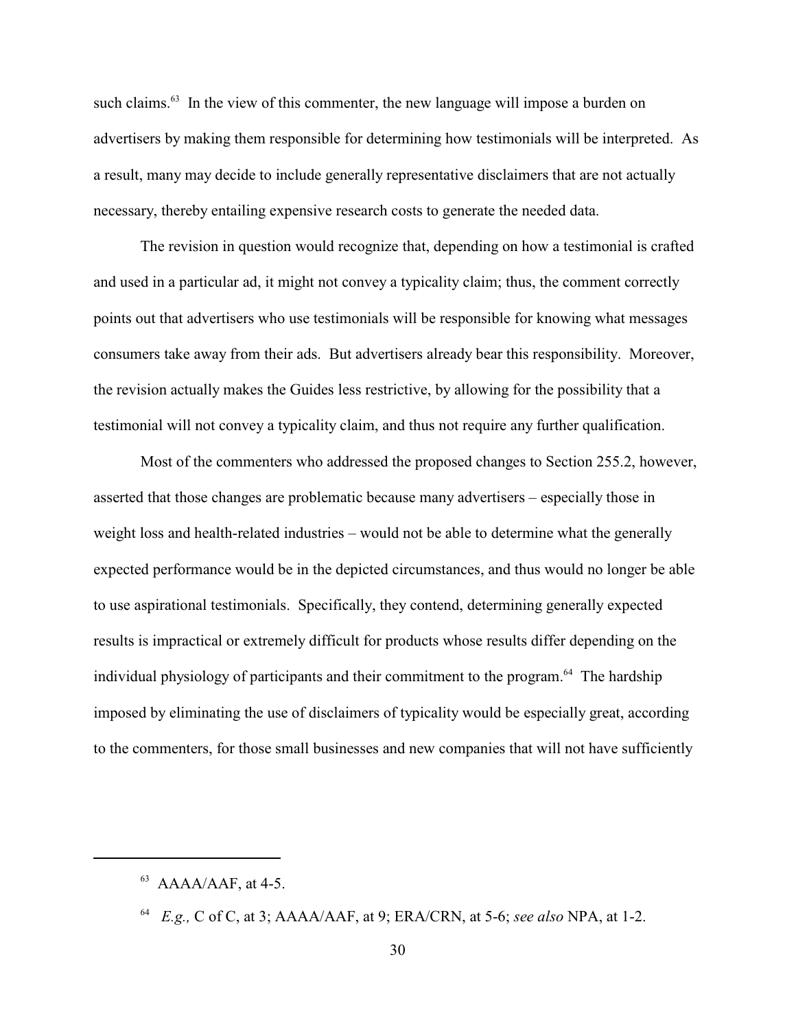such claims.[63] In the view of this commenter, the new language will impose a burden on advertisers by making them responsible for determining how testimonials will be interpreted. As a result, many may decide to include generally representative disclaimers that are not actually necessary, thereby entailing expensive research costs to generate the needed data.

The revision in question would recognize that, depending on how a testimonial is crafted and used in a particular ad, it might not convey a typicality claim; thus, the comment correctly points out that advertisers who use testimonials will be responsible for knowing what messages consumers take away from their ads. But advertisers already bear this responsibility. Moreover, the revision actually makes the Guides less restrictive, by allowing for the possibility that a testimonial will not convey a typicality claim, and thus not require any further qualification.

Most of the commenters who addressed the proposed changes to Section 255.2, however, asserted that those changes are problematic because many advertisers – especially those in weight loss and health-related industries – would not be able to determine what the generally expected performance would be in the depicted circumstances, and thus would no longer be able to use aspirational testimonials. Specifically, they contend, determining generally expected results is impractical or extremely difficult for products whose results differ depending on the individual physiology of participants and their commitment to the program.[64] The hardship imposed by eliminating the use of disclaimers of typicality would be especially great, according to the commenters, for those small businesses and new companies that will not have sufficiently

---

[63] AAAA/AAF, at 4-5.

[64] *E.g.,* C of C, at 3; AAAA/AAF, at 9; ERA/CRN, at 5-6; *see also* NPA, at 1-2.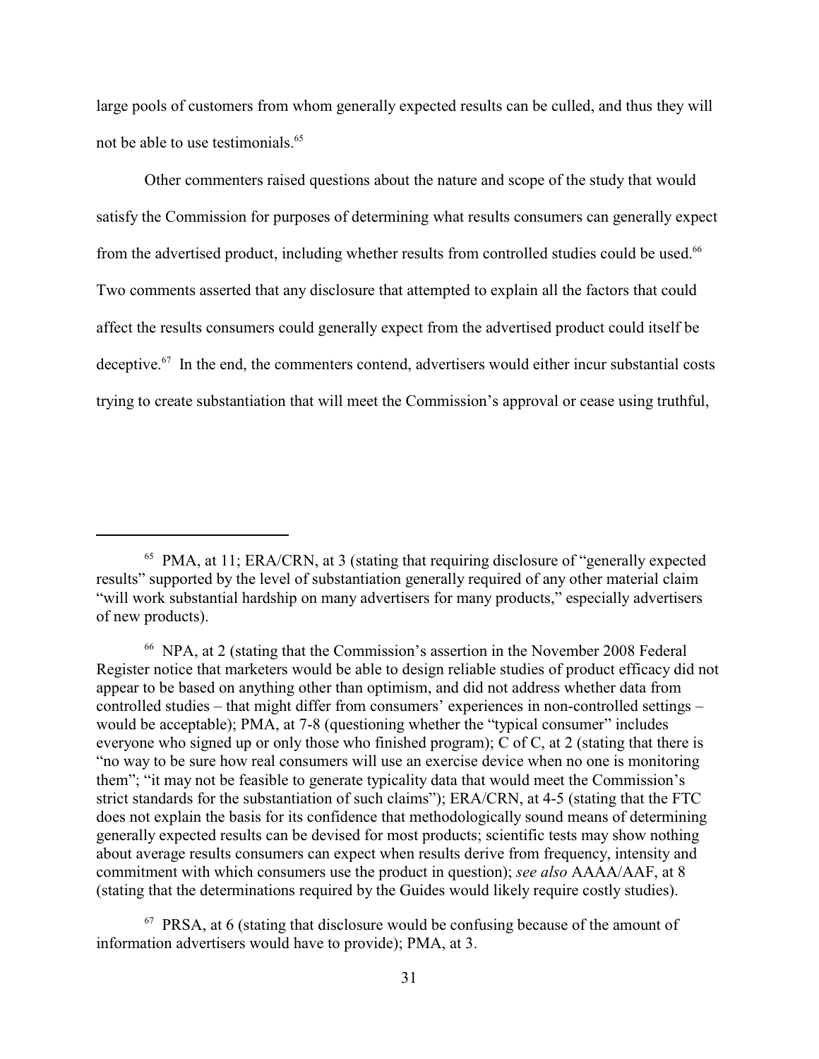large pools of customers from whom generally expected results can be culled, and thus they will not be able to use testimonials.[65]

Other commenters raised questions about the nature and scope of the study that would satisfy the Commission for purposes of determining what results consumers can generally expect from the advertised product, including whether results from controlled studies could be used.[66] Two comments asserted that any disclosure that attempted to explain all the factors that could affect the results consumers could generally expect from the advertised product could itself be deceptive.[67] In the end, the commenters contend, advertisers would either incur substantial costs trying to create substantiation that will meet the Commission's approval or cease using truthful,

---

[65] PMA, at 11; ERA/CRN, at 3 (stating that requiring disclosure of "generally expected results" supported by the level of substantiation generally required of any other material claim "will work substantial hardship on many advertisers for many products," especially advertisers of new products).

[66] NPA, at 2 (stating that the Commission's assertion in the November 2008 Federal Register notice that marketers would be able to design reliable studies of product efficacy did not appear to be based on anything other than optimism, and did not address whether data from controlled studies – that might differ from consumers' experiences in non-controlled settings – would be acceptable); PMA, at 7-8 (questioning whether the "typical consumer" includes everyone who signed up or only those who finished program); C of C, at 2 (stating that there is "no way to be sure how real consumers will use an exercise device when no one is monitoring them"; "it may not be feasible to generate typicality data that would meet the Commission's strict standards for the substantiation of such claims"); ERA/CRN, at 4-5 (stating that the FTC does not explain the basis for its confidence that methodologically sound means of determining generally expected results can be devised for most products; scientific tests may show nothing about average results consumers can expect when results derive from frequency, intensity and commitment with which consumers use the product in question); *see also* AAAA/AAF, at 8 (stating that the determinations required by the Guides would likely require costly studies).

[67] PRSA, at 6 (stating that disclosure would be confusing because of the amount of information advertisers would have to provide); PMA, at 3.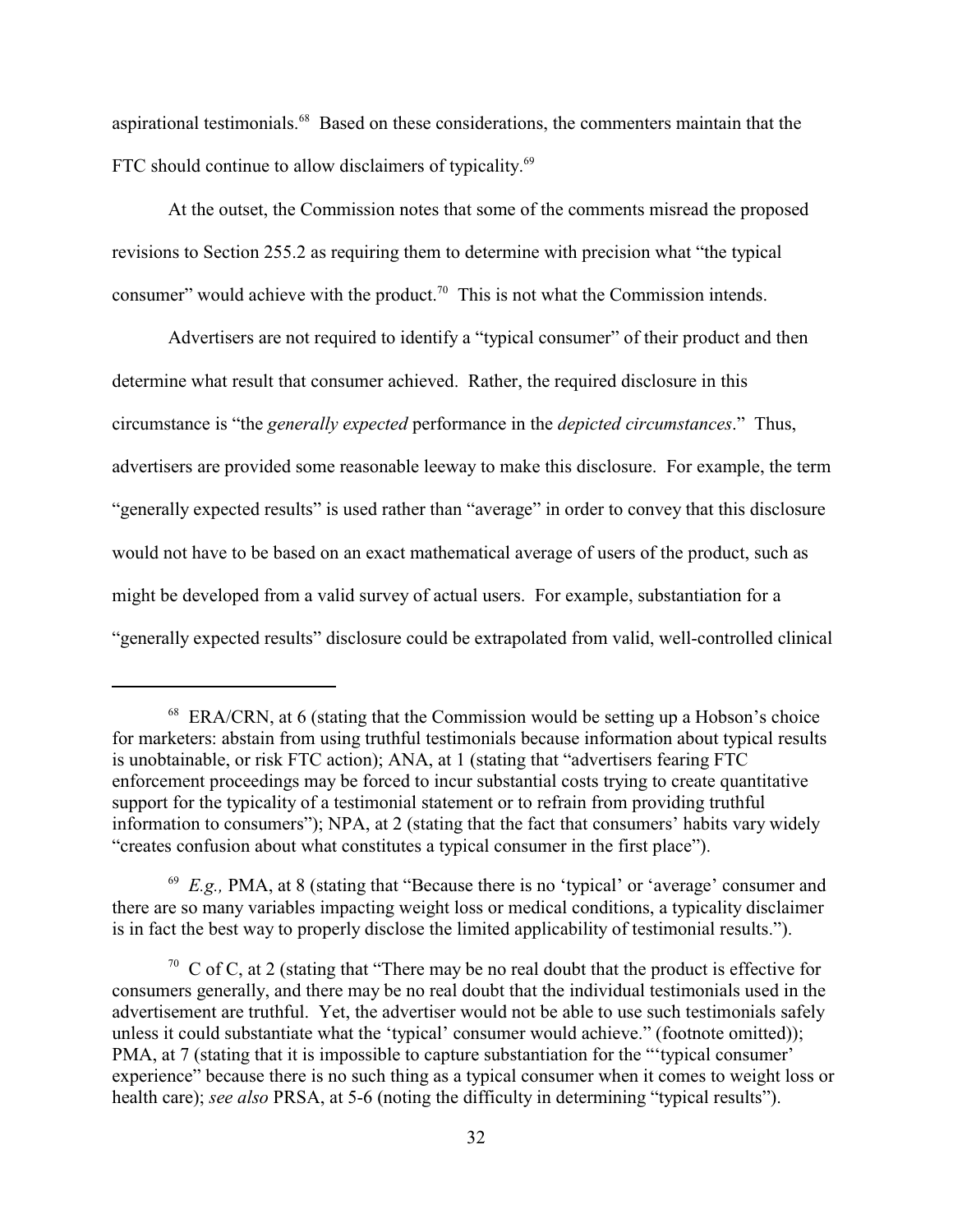aspirational testimonials.[68] Based on these considerations, the commenters maintain that the FTC should continue to allow disclaimers of typicality.[69]

At the outset, the Commission notes that some of the comments misread the proposed revisions to Section 255.2 as requiring them to determine with precision what "the typical consumer" would achieve with the product.[70] This is not what the Commission intends.

Advertisers are not required to identify a "typical consumer" of their product and then determine what result that consumer achieved. Rather, the required disclosure in this circumstance is "the *generally expected* performance in the *depicted circumstances*." Thus, advertisers are provided some reasonable leeway to make this disclosure. For example, the term "generally expected results" is used rather than "average" in order to convey that this disclosure would not have to be based on an exact mathematical average of users of the product, such as might be developed from a valid survey of actual users. For example, substantiation for a "generally expected results" disclosure could be extrapolated from valid, well-controlled clinical

---

[68] ERA/CRN, at 6 (stating that the Commission would be setting up a Hobson's choice for marketers: abstain from using truthful testimonials because information about typical results is unobtainable, or risk FTC action); ANA, at 1 (stating that "advertisers fearing FTC enforcement proceedings may be forced to incur substantial costs trying to create quantitative support for the typicality of a testimonial statement or to refrain from providing truthful information to consumers"); NPA, at 2 (stating that the fact that consumers' habits vary widely "creates confusion about what constitutes a typical consumer in the first place").

[69] *E.g.,* PMA, at 8 (stating that "Because there is no 'typical' or 'average' consumer and there are so many variables impacting weight loss or medical conditions, a typicality disclaimer is in fact the best way to properly disclose the limited applicability of testimonial results.").

[70] C of C, at 2 (stating that "There may be no real doubt that the product is effective for consumers generally, and there may be no real doubt that the individual testimonials used in the advertisement are truthful. Yet, the advertiser would not be able to use such testimonials safely unless it could substantiate what the 'typical' consumer would achieve." (footnote omitted)); PMA, at 7 (stating that it is impossible to capture substantiation for the "'typical consumer' experience" because there is no such thing as a typical consumer when it comes to weight loss or health care); *see also* PRSA, at 5-6 (noting the difficulty in determining "typical results").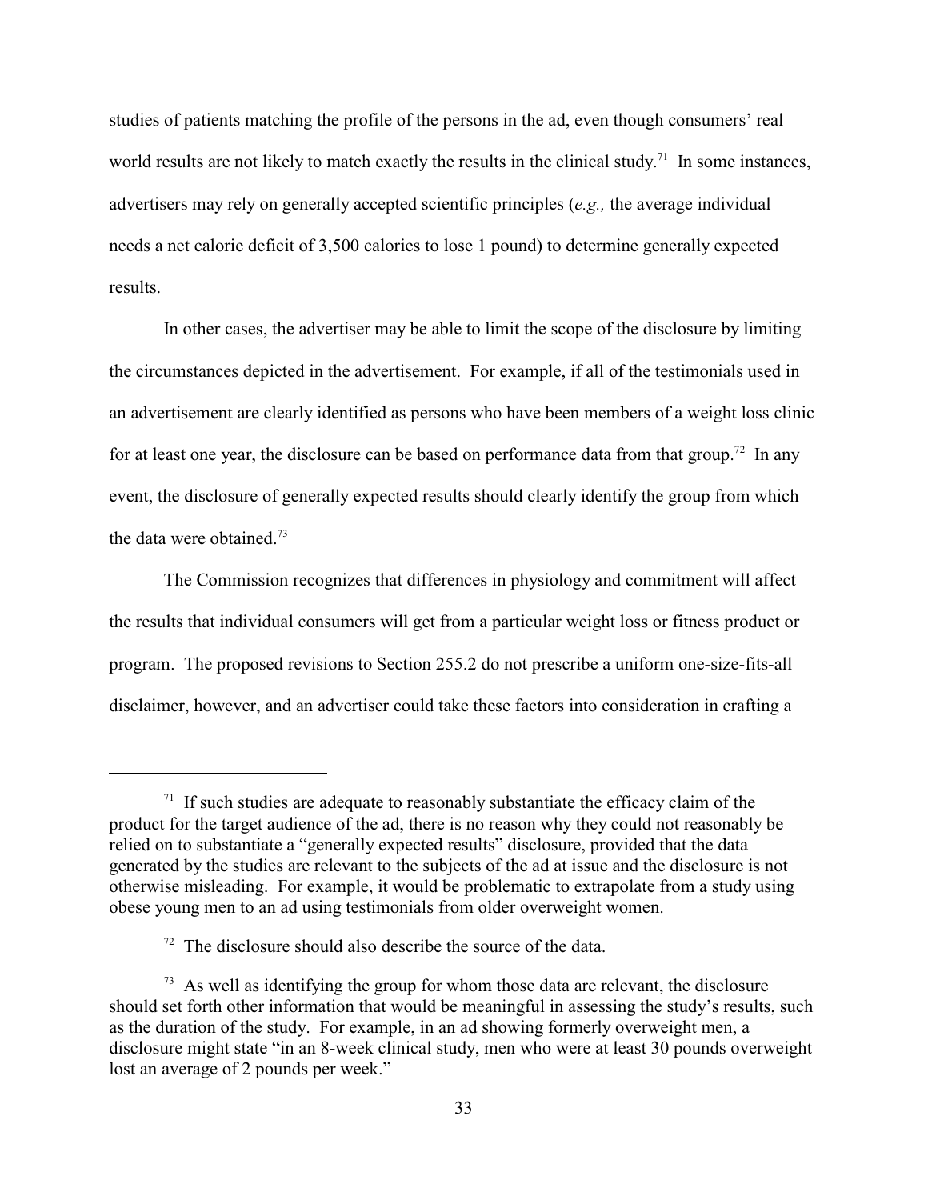studies of patients matching the profile of the persons in the ad, even though consumers' real world results are not likely to match exactly the results in the clinical study.[71] In some instances, advertisers may rely on generally accepted scientific principles (*e.g.,* the average individual needs a net calorie deficit of 3,500 calories to lose 1 pound) to determine generally expected results.

In other cases, the advertiser may be able to limit the scope of the disclosure by limiting the circumstances depicted in the advertisement. For example, if all of the testimonials used in an advertisement are clearly identified as persons who have been members of a weight loss clinic for at least one year, the disclosure can be based on performance data from that group.[72] In any event, the disclosure of generally expected results should clearly identify the group from which the data were obtained.[73]

The Commission recognizes that differences in physiology and commitment will affect the results that individual consumers will get from a particular weight loss or fitness product or program. The proposed revisions to Section 255.2 do not prescribe a uniform one-size-fits-all disclaimer, however, and an advertiser could take these factors into consideration in crafting a

---

[71] If such studies are adequate to reasonably substantiate the efficacy claim of the product for the target audience of the ad, there is no reason why they could not reasonably be relied on to substantiate a "generally expected results" disclosure, provided that the data generated by the studies are relevant to the subjects of the ad at issue and the disclosure is not otherwise misleading. For example, it would be problematic to extrapolate from a study using obese young men to an ad using testimonials from older overweight women.

[72] The disclosure should also describe the source of the data.

[73] As well as identifying the group for whom those data are relevant, the disclosure should set forth other information that would be meaningful in assessing the study's results, such as the duration of the study. For example, in an ad showing formerly overweight men, a disclosure might state "in an 8-week clinical study, men who were at least 30 pounds overweight lost an average of 2 pounds per week."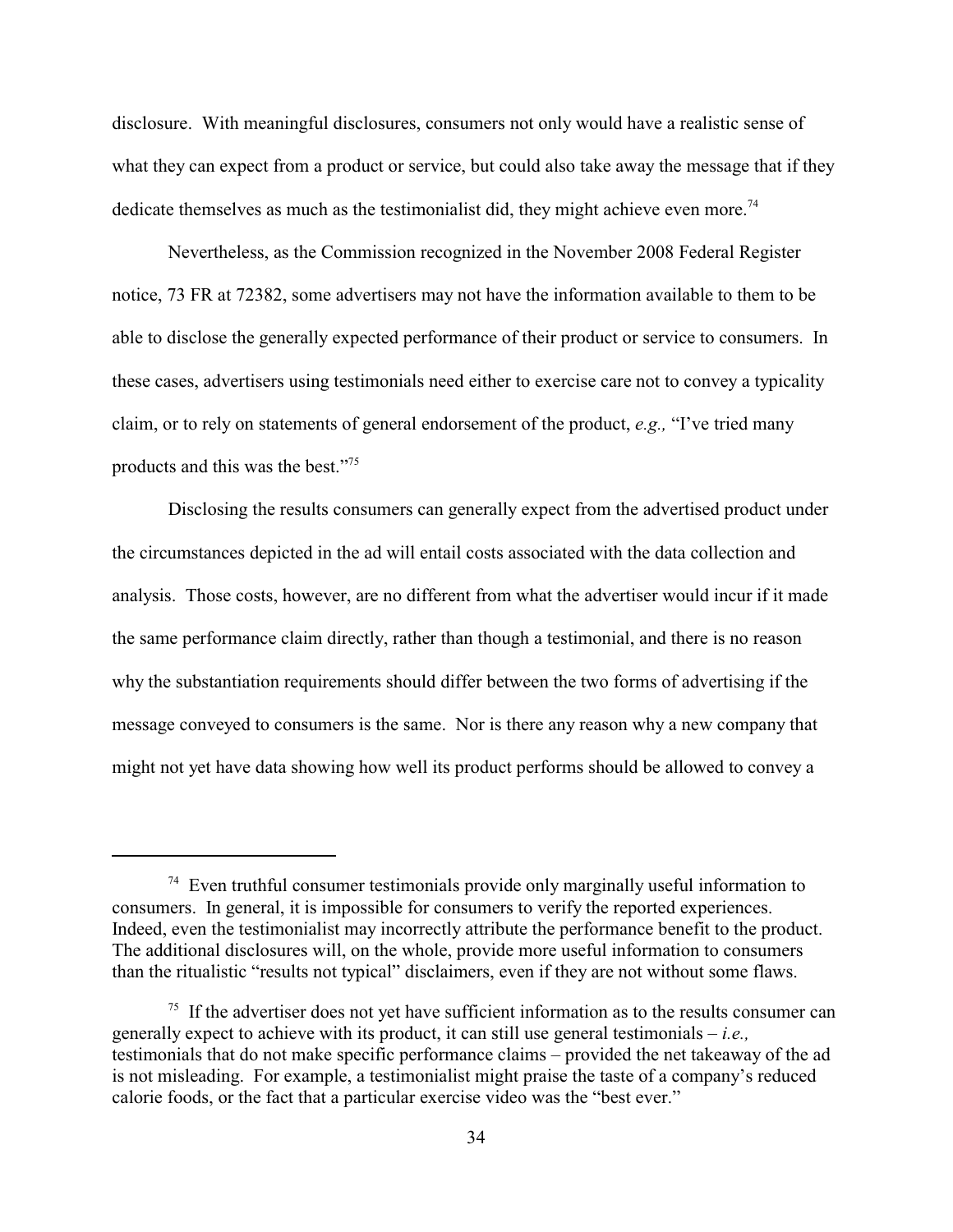disclosure. With meaningful disclosures, consumers not only would have a realistic sense of what they can expect from a product or service, but could also take away the message that if they dedicate themselves as much as the testimonialist did, they might achieve even more.[74]

Nevertheless, as the Commission recognized in the November 2008 Federal Register notice, 73 FR at 72382, some advertisers may not have the information available to them to be able to disclose the generally expected performance of their product or service to consumers. In these cases, advertisers using testimonials need either to exercise care not to convey a typicality claim, or to rely on statements of general endorsement of the product, *e.g.,* "I've tried many products and this was the best."[75]

Disclosing the results consumers can generally expect from the advertised product under the circumstances depicted in the ad will entail costs associated with the data collection and analysis. Those costs, however, are no different from what the advertiser would incur if it made the same performance claim directly, rather than though a testimonial, and there is no reason why the substantiation requirements should differ between the two forms of advertising if the message conveyed to consumers is the same. Nor is there any reason why a new company that might not yet have data showing how well its product performs should be allowed to convey a

---

[74] Even truthful consumer testimonials provide only marginally useful information to consumers. In general, it is impossible for consumers to verify the reported experiences. Indeed, even the testimonialist may incorrectly attribute the performance benefit to the product. The additional disclosures will, on the whole, provide more useful information to consumers than the ritualistic "results not typical" disclaimers, even if they are not without some flaws.

[75] If the advertiser does not yet have sufficient information as to the results consumer can generally expect to achieve with its product, it can still use general testimonials – *i.e.,* testimonials that do not make specific performance claims – provided the net takeaway of the ad is not misleading. For example, a testimonialist might praise the taste of a company's reduced calorie foods, or the fact that a particular exercise video was the "best ever."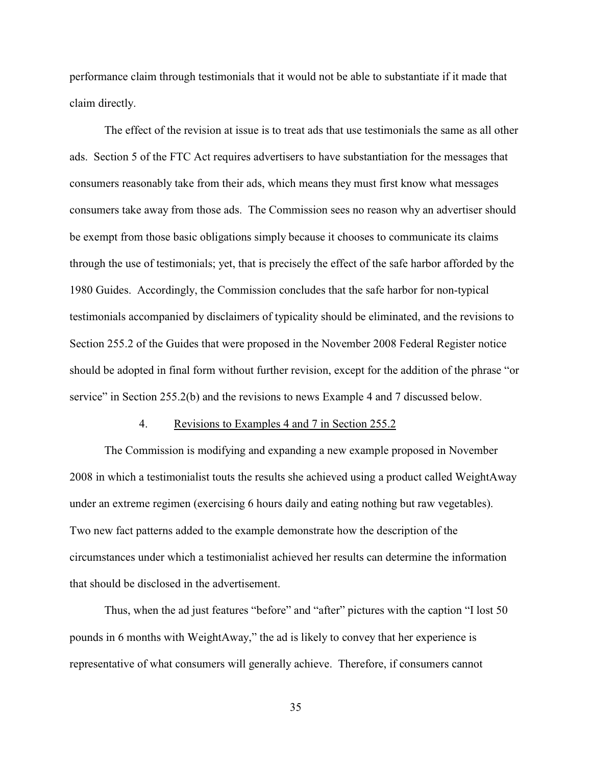performance claim through testimonials that it would not be able to substantiate if it made that claim directly.

The effect of the revision at issue is to treat ads that use testimonials the same as all other ads. Section 5 of the FTC Act requires advertisers to have substantiation for the messages that consumers reasonably take from their ads, which means they must first know what messages consumers take away from those ads. The Commission sees no reason why an advertiser should be exempt from those basic obligations simply because it chooses to communicate its claims through the use of testimonials; yet, that is precisely the effect of the safe harbor afforded by the 1980 Guides. Accordingly, the Commission concludes that the safe harbor for non-typical testimonials accompanied by disclaimers of typicality should be eliminated, and the revisions to Section 255.2 of the Guides that were proposed in the November 2008 Federal Register notice should be adopted in final form without further revision, except for the addition of the phrase "or service" in Section 255.2(b) and the revisions to news Example 4 and 7 discussed below.

4. Revisions to Examples 4 and 7 in Section 255.2

The Commission is modifying and expanding a new example proposed in November 2008 in which a testimonialist touts the results she achieved using a product called WeightAway under an extreme regimen (exercising 6 hours daily and eating nothing but raw vegetables). Two new fact patterns added to the example demonstrate how the description of the circumstances under which a testimonialist achieved her results can determine the information that should be disclosed in the advertisement.

Thus, when the ad just features "before" and "after" pictures with the caption "I lost 50 pounds in 6 months with WeightAway," the ad is likely to convey that her experience is representative of what consumers will generally achieve. Therefore, if consumers cannot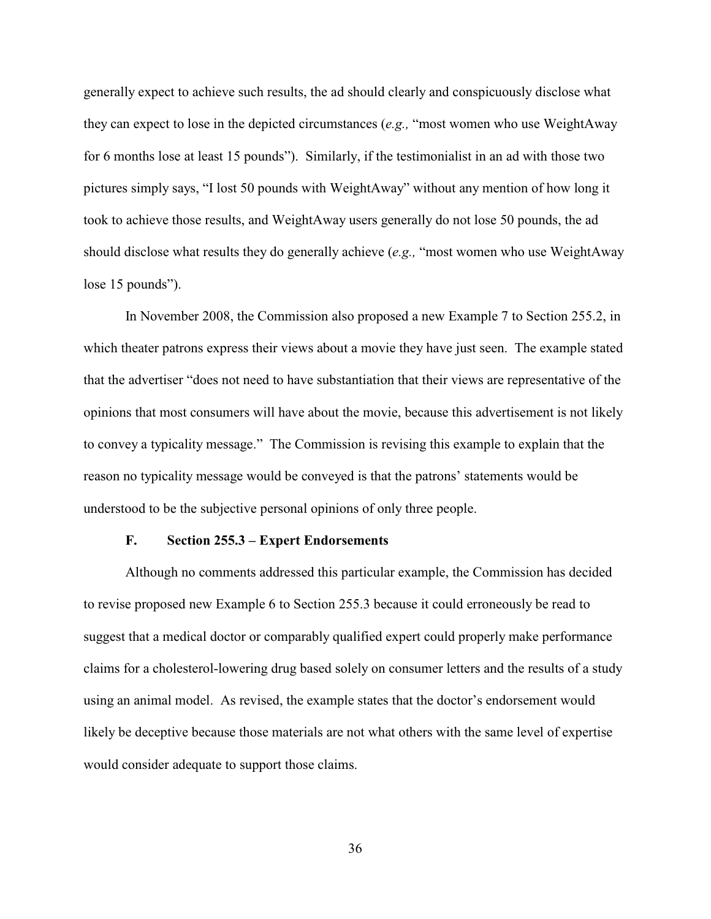generally expect to achieve such results, the ad should clearly and conspicuously disclose what they can expect to lose in the depicted circumstances (*e.g.,* "most women who use WeightAway for 6 months lose at least 15 pounds"). Similarly, if the testimonialist in an ad with those two pictures simply says, "I lost 50 pounds with WeightAway" without any mention of how long it took to achieve those results, and WeightAway users generally do not lose 50 pounds, the ad should disclose what results they do generally achieve (*e.g.,* "most women who use WeightAway lose 15 pounds").

In November 2008, the Commission also proposed a new Example 7 to Section 255.2, in which theater patrons express their views about a movie they have just seen. The example stated that the advertiser "does not need to have substantiation that their views are representative of the opinions that most consumers will have about the movie, because this advertisement is not likely to convey a typicality message." The Commission is revising this example to explain that the reason no typicality message would be conveyed is that the patrons' statements would be understood to be the subjective personal opinions of only three people.

### F. Section 255.3 – Expert Endorsements

Although no comments addressed this particular example, the Commission has decided to revise proposed new Example 6 to Section 255.3 because it could erroneously be read to suggest that a medical doctor or comparably qualified expert could properly make performance claims for a cholesterol-lowering drug based solely on consumer letters and the results of a study using an animal model. As revised, the example states that the doctor's endorsement would likely be deceptive because those materials are not what others with the same level of expertise would consider adequate to support those claims.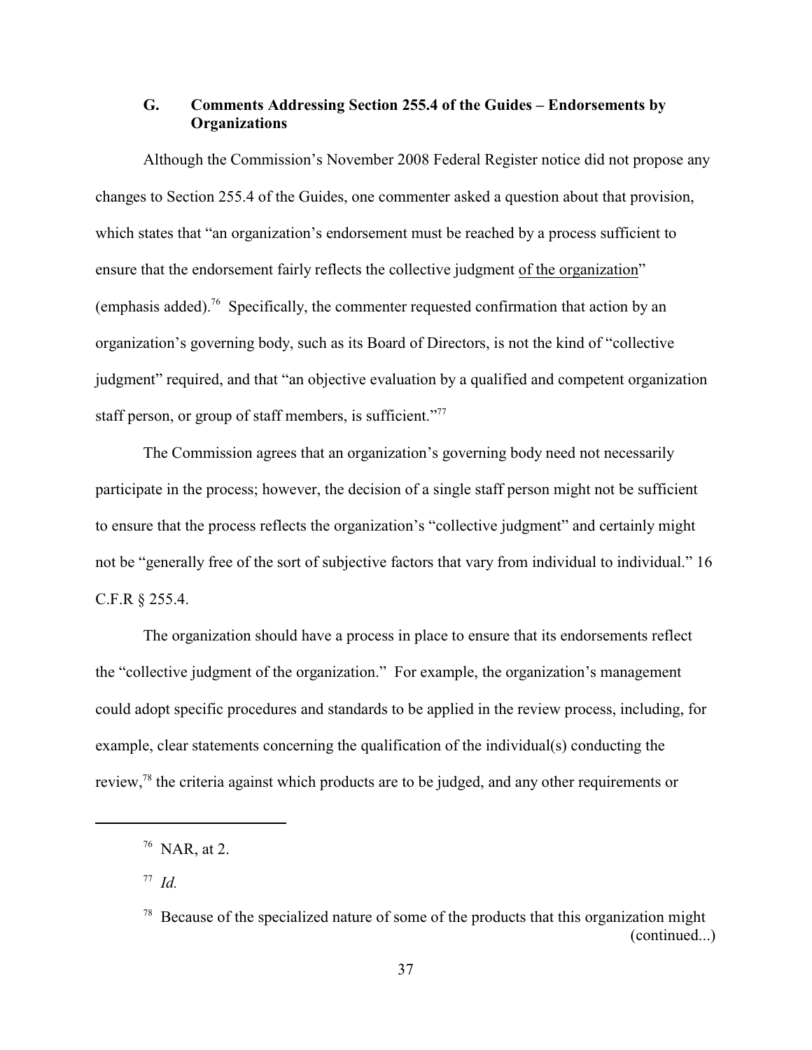### G. Comments Addressing Section 255.4 of the Guides – Endorsements by Organizations

Although the Commission's November 2008 Federal Register notice did not propose any changes to Section 255.4 of the Guides, one commenter asked a question about that provision, which states that "an organization's endorsement must be reached by a process sufficient to ensure that the endorsement fairly reflects the collective judgment <u>of the organization</u>" (emphasis added).[76] Specifically, the commenter requested confirmation that action by an organization's governing body, such as its Board of Directors, is not the kind of "collective judgment" required, and that "an objective evaluation by a qualified and competent organization staff person, or group of staff members, is sufficient."[77]

The Commission agrees that an organization's governing body need not necessarily participate in the process; however, the decision of a single staff person might not be sufficient to ensure that the process reflects the organization's "collective judgment" and certainly might not be "generally free of the sort of subjective factors that vary from individual to individual." 16 C.F.R § 255.4.

The organization should have a process in place to ensure that its endorsements reflect the "collective judgment of the organization." For example, the organization's management could adopt specific procedures and standards to be applied in the review process, including, for example, clear statements concerning the qualification of the individual(s) conducting the review,[78] the criteria against which products are to be judged, and any other requirements or

---

[76] NAR, at 2.

[77] *Id.*

[78] Because of the specialized nature of some of the products that this organization might (continued...)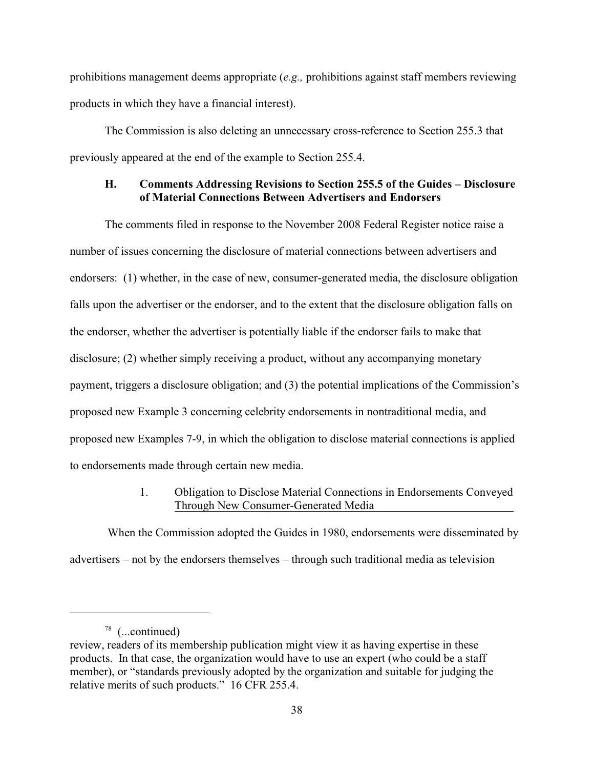prohibitions management deems appropriate (*e.g.,* prohibitions against staff members reviewing products in which they have a financial interest).

The Commission is also deleting an unnecessary cross-reference to Section 255.3 that previously appeared at the end of the example to Section 255.4.

### H. Comments Addressing Revisions to Section 255.5 of the Guides – Disclosure of Material Connections Between Advertisers and Endorsers

The comments filed in response to the November 2008 Federal Register notice raise a number of issues concerning the disclosure of material connections between advertisers and endorsers: (1) whether, in the case of new, consumer-generated media, the disclosure obligation falls upon the advertiser or the endorser, and to the extent that the disclosure obligation falls on the endorser, whether the advertiser is potentially liable if the endorser fails to make that disclosure; (2) whether simply receiving a product, without any accompanying monetary payment, triggers a disclosure obligation; and (3) the potential implications of the Commission's proposed new Example 3 concerning celebrity endorsements in nontraditional media, and proposed new Examples 7-9, in which the obligation to disclose material connections is applied to endorsements made through certain new media.

#### 1. Obligation to Disclose Material Connections in Endorsements Conveyed Through New Consumer-Generated Media

When the Commission adopted the Guides in 1980, endorsements were disseminated by advertisers – not by the endorsers themselves – through such traditional media as television

---

[78] (...continued)
review, readers of its membership publication might view it as having expertise in these products. In that case, the organization would have to use an expert (who could be a staff member), or "standards previously adopted by the organization and suitable for judging the relative merits of such products." 16 CFR 255.4.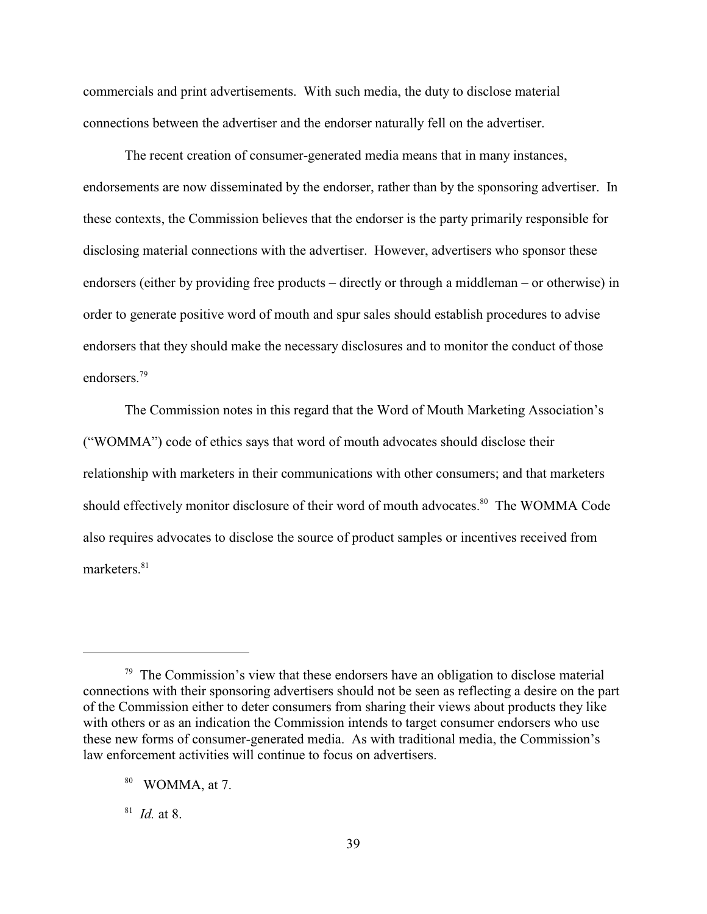commercials and print advertisements. With such media, the duty to disclose material connections between the advertiser and the endorser naturally fell on the advertiser.

The recent creation of consumer-generated media means that in many instances, endorsements are now disseminated by the endorser, rather than by the sponsoring advertiser. In these contexts, the Commission believes that the endorser is the party primarily responsible for disclosing material connections with the advertiser. However, advertisers who sponsor these endorsers (either by providing free products – directly or through a middleman – or otherwise) in order to generate positive word of mouth and spur sales should establish procedures to advise endorsers that they should make the necessary disclosures and to monitor the conduct of those endorsers.[79]

The Commission notes in this regard that the Word of Mouth Marketing Association's ("WOMMA") code of ethics says that word of mouth advocates should disclose their relationship with marketers in their communications with other consumers; and that marketers should effectively monitor disclosure of their word of mouth advocates.[80] The WOMMA Code also requires advocates to disclose the source of product samples or incentives received from marketers.[81]

---

[79] The Commission's view that these endorsers have an obligation to disclose material connections with their sponsoring advertisers should not be seen as reflecting a desire on the part of the Commission either to deter consumers from sharing their views about products they like with others or as an indication the Commission intends to target consumer endorsers who use these new forms of consumer-generated media. As with traditional media, the Commission's law enforcement activities will continue to focus on advertisers.

[80] WOMMA, at 7.

[81] *Id.* at 8.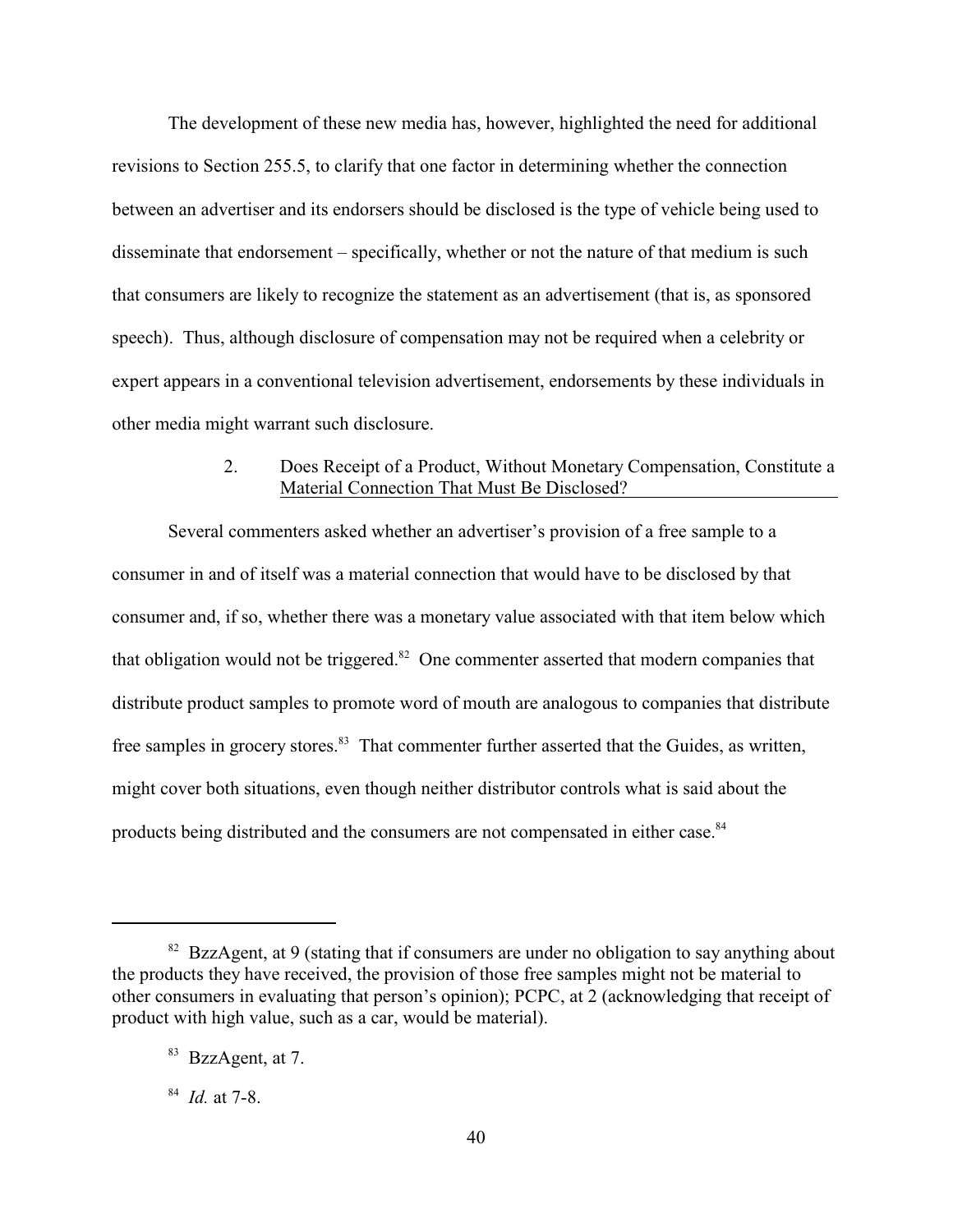The development of these new media has, however, highlighted the need for additional revisions to Section 255.5, to clarify that one factor in determining whether the connection between an advertiser and its endorsers should be disclosed is the type of vehicle being used to disseminate that endorsement – specifically, whether or not the nature of that medium is such that consumers are likely to recognize the statement as an advertisement (that is, as sponsored speech). Thus, although disclosure of compensation may not be required when a celebrity or expert appears in a conventional television advertisement, endorsements by these individuals in other media might warrant such disclosure.

### 2. Does Receipt of a Product, Without Monetary Compensation, Constitute a Material Connection That Must Be Disclosed?

Several commenters asked whether an advertiser's provision of a free sample to a consumer in and of itself was a material connection that would have to be disclosed by that consumer and, if so, whether there was a monetary value associated with that item below which that obligation would not be triggered.[82] One commenter asserted that modern companies that distribute product samples to promote word of mouth are analogous to companies that distribute free samples in grocery stores.[83] That commenter further asserted that the Guides, as written, might cover both situations, even though neither distributor controls what is said about the products being distributed and the consumers are not compensated in either case.[84]

---

[82] BzzAgent, at 9 (stating that if consumers are under no obligation to say anything about the products they have received, the provision of those free samples might not be material to other consumers in evaluating that person's opinion); PCPC, at 2 (acknowledging that receipt of product with high value, such as a car, would be material).

[83] BzzAgent, at 7.

[84] *Id.* at 7-8.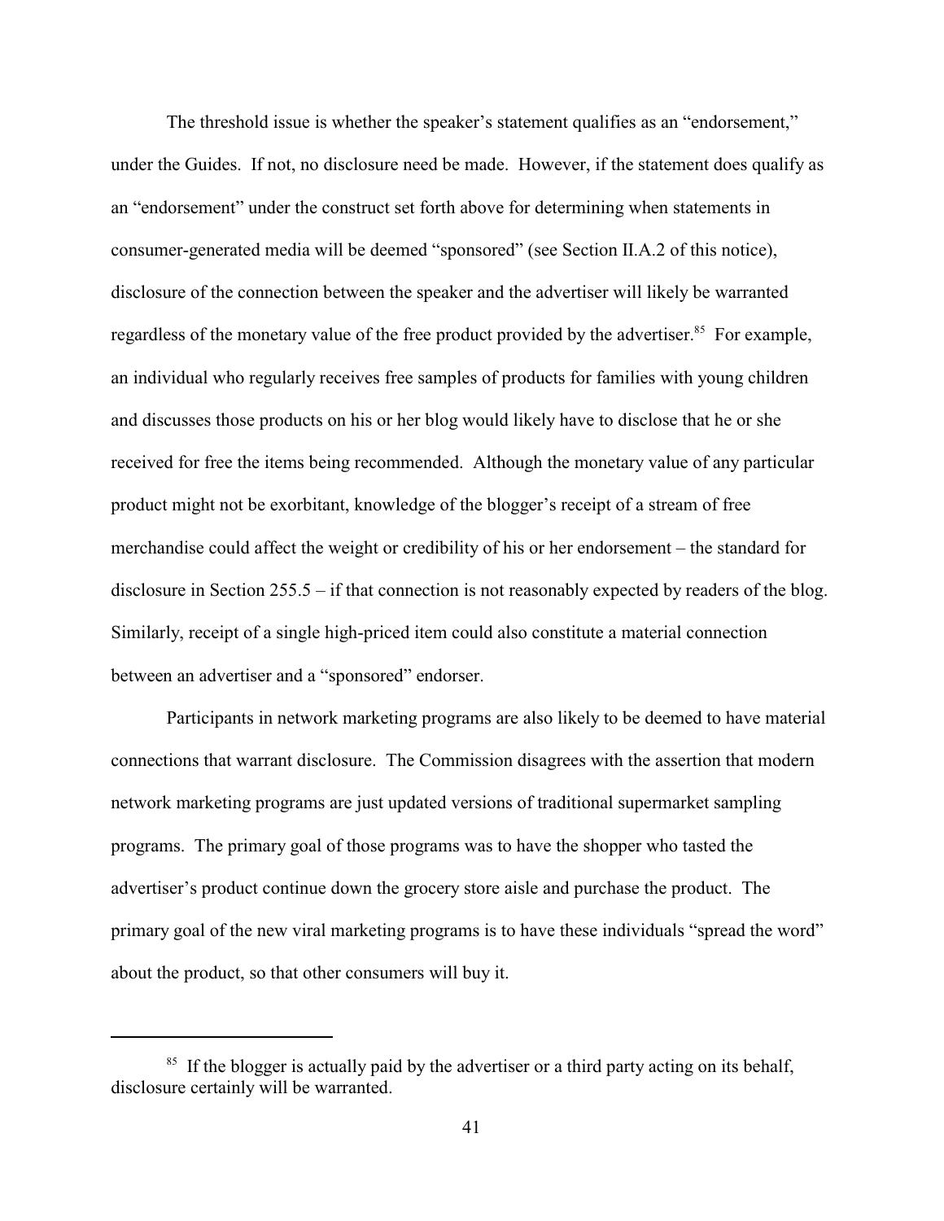The threshold issue is whether the speaker's statement qualifies as an "endorsement," under the Guides. If not, no disclosure need be made. However, if the statement does qualify as an "endorsement" under the construct set forth above for determining when statements in consumer-generated media will be deemed "sponsored" (see Section II.A.2 of this notice), disclosure of the connection between the speaker and the advertiser will likely be warranted regardless of the monetary value of the free product provided by the advertiser.[85] For example, an individual who regularly receives free samples of products for families with young children and discusses those products on his or her blog would likely have to disclose that he or she received for free the items being recommended. Although the monetary value of any particular product might not be exorbitant, knowledge of the blogger's receipt of a stream of free merchandise could affect the weight or credibility of his or her endorsement – the standard for disclosure in Section 255.5 – if that connection is not reasonably expected by readers of the blog. Similarly, receipt of a single high-priced item could also constitute a material connection between an advertiser and a "sponsored" endorser.

Participants in network marketing programs are also likely to be deemed to have material connections that warrant disclosure. The Commission disagrees with the assertion that modern network marketing programs are just updated versions of traditional supermarket sampling programs. The primary goal of those programs was to have the shopper who tasted the advertiser's product continue down the grocery store aisle and purchase the product. The primary goal of the new viral marketing programs is to have these individuals "spread the word" about the product, so that other consumers will buy it.

---

[85] If the blogger is actually paid by the advertiser or a third party acting on its behalf, disclosure certainly will be warranted.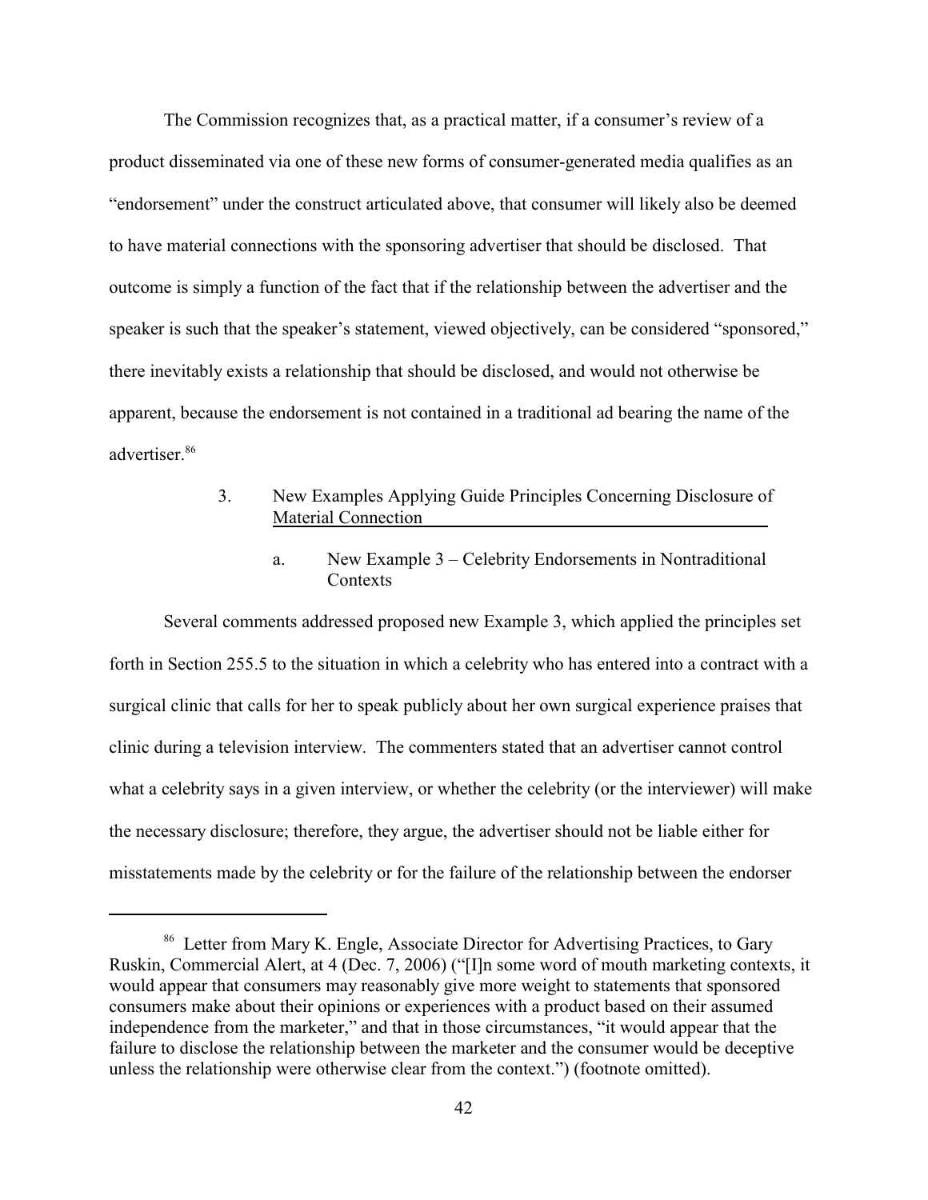The Commission recognizes that, as a practical matter, if a consumer's review of a product disseminated via one of these new forms of consumer-generated media qualifies as an "endorsement" under the construct articulated above, that consumer will likely also be deemed to have material connections with the sponsoring advertiser that should be disclosed. That outcome is simply a function of the fact that if the relationship between the advertiser and the speaker is such that the speaker's statement, viewed objectively, can be considered "sponsored," there inevitably exists a relationship that should be disclosed, and would not otherwise be apparent, because the endorsement is not contained in a traditional ad bearing the name of the advertiser.[86]

### 3. New Examples Applying Guide Principles Concerning Disclosure of Material Connection

#### a. New Example 3 – Celebrity Endorsements in Nontraditional Contexts

Several comments addressed proposed new Example 3, which applied the principles set forth in Section 255.5 to the situation in which a celebrity who has entered into a contract with a surgical clinic that calls for her to speak publicly about her own surgical experience praises that clinic during a television interview. The commenters stated that an advertiser cannot control what a celebrity says in a given interview, or whether the celebrity (or the interviewer) will make the necessary disclosure; therefore, they argue, the advertiser should not be liable either for misstatements made by the celebrity or for the failure of the relationship between the endorser

---

[86] Letter from Mary K. Engle, Associate Director for Advertising Practices, to Gary Ruskin, Commercial Alert, at 4 (Dec. 7, 2006) ("[I]n some word of mouth marketing contexts, it would appear that consumers may reasonably give more weight to statements that sponsored consumers make about their opinions or experiences with a product based on their assumed independence from the marketer," and that in those circumstances, "it would appear that the failure to disclose the relationship between the marketer and the consumer would be deceptive unless the relationship were otherwise clear from the context.") (footnote omitted).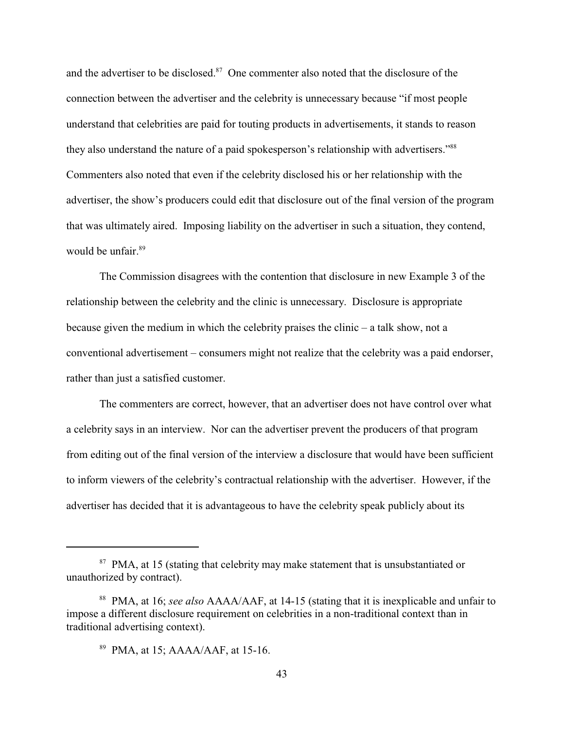and the advertiser to be disclosed.[87] One commenter also noted that the disclosure of the connection between the advertiser and the celebrity is unnecessary because "if most people understand that celebrities are paid for touting products in advertisements, it stands to reason they also understand the nature of a paid spokesperson's relationship with advertisers."[88] Commenters also noted that even if the celebrity disclosed his or her relationship with the advertiser, the show's producers could edit that disclosure out of the final version of the program that was ultimately aired. Imposing liability on the advertiser in such a situation, they contend, would be unfair.[89]

The Commission disagrees with the contention that disclosure in new Example 3 of the relationship between the celebrity and the clinic is unnecessary. Disclosure is appropriate because given the medium in which the celebrity praises the clinic – a talk show, not a conventional advertisement – consumers might not realize that the celebrity was a paid endorser, rather than just a satisfied customer.

The commenters are correct, however, that an advertiser does not have control over what a celebrity says in an interview. Nor can the advertiser prevent the producers of that program from editing out of the final version of the interview a disclosure that would have been sufficient to inform viewers of the celebrity's contractual relationship with the advertiser. However, if the advertiser has decided that it is advantageous to have the celebrity speak publicly about its

---

[87] PMA, at 15 (stating that celebrity may make statement that is unsubstantiated or unauthorized by contract).

[88] PMA, at 16; *see also* AAAA/AAF, at 14-15 (stating that it is inexplicable and unfair to impose a different disclosure requirement on celebrities in a non-traditional context than in traditional advertising context).

[89] PMA, at 15; AAAA/AAF, at 15-16.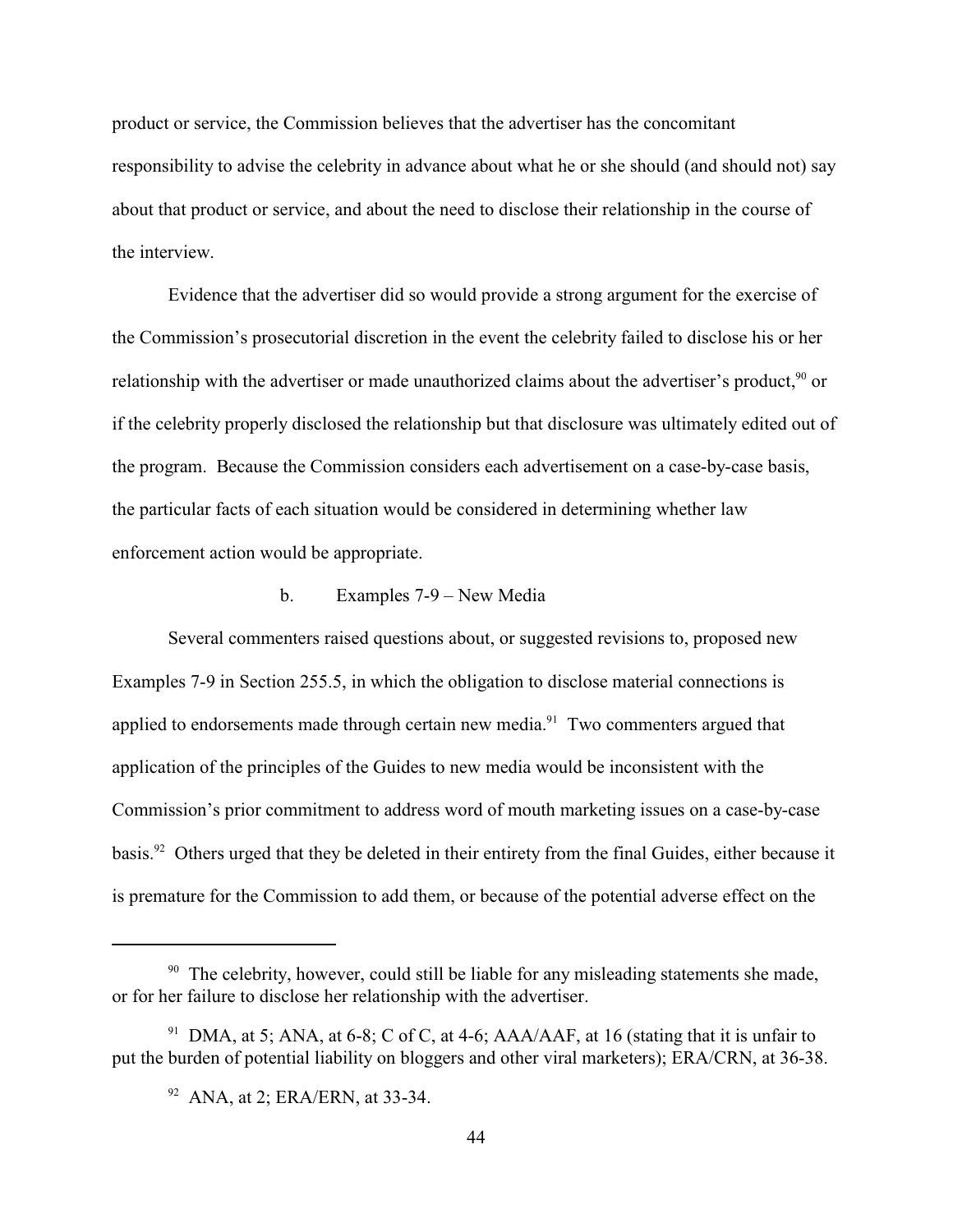product or service, the Commission believes that the advertiser has the concomitant responsibility to advise the celebrity in advance about what he or she should (and should not) say about that product or service, and about the need to disclose their relationship in the course of the interview.

Evidence that the advertiser did so would provide a strong argument for the exercise of the Commission's prosecutorial discretion in the event the celebrity failed to disclose his or her relationship with the advertiser or made unauthorized claims about the advertiser's product,[90] or if the celebrity properly disclosed the relationship but that disclosure was ultimately edited out of the program. Because the Commission considers each advertisement on a case-by-case basis, the particular facts of each situation would be considered in determining whether law enforcement action would be appropriate.

b. Examples 7-9 – New Media

Several commenters raised questions about, or suggested revisions to, proposed new Examples 7-9 in Section 255.5, in which the obligation to disclose material connections is applied to endorsements made through certain new media.[91] Two commenters argued that application of the principles of the Guides to new media would be inconsistent with the Commission's prior commitment to address word of mouth marketing issues on a case-by-case basis.[92] Others urged that they be deleted in their entirety from the final Guides, either because it is premature for the Commission to add them, or because of the potential adverse effect on the

---

[90] The celebrity, however, could still be liable for any misleading statements she made, or for her failure to disclose her relationship with the advertiser.

[91] DMA, at 5; ANA, at 6-8; C of C, at 4-6; AAA/AAF, at 16 (stating that it is unfair to put the burden of potential liability on bloggers and other viral marketers); ERA/CRN, at 36-38.

[92] ANA, at 2; ERA/ERN, at 33-34.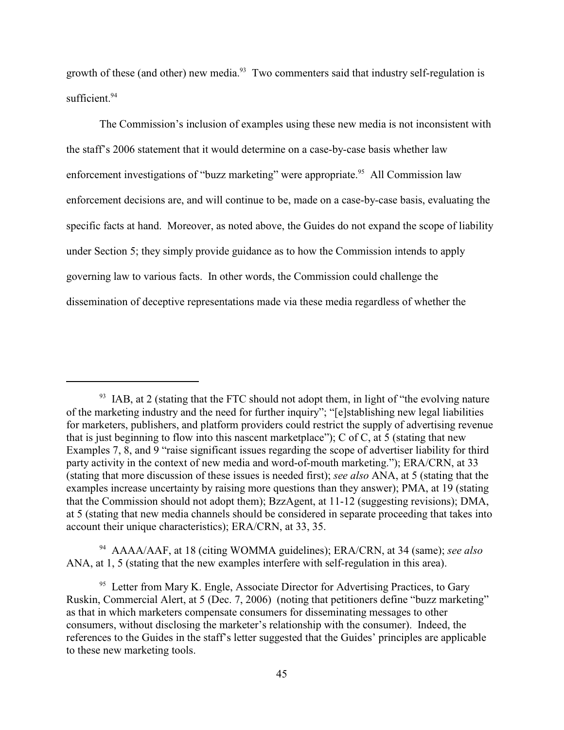growth of these (and other) new media.[93] Two commenters said that industry self-regulation is sufficient.[94]

The Commission's inclusion of examples using these new media is not inconsistent with the staff's 2006 statement that it would determine on a case-by-case basis whether law enforcement investigations of "buzz marketing" were appropriate.[95] All Commission law enforcement decisions are, and will continue to be, made on a case-by-case basis, evaluating the specific facts at hand. Moreover, as noted above, the Guides do not expand the scope of liability under Section 5; they simply provide guidance as to how the Commission intends to apply governing law to various facts. In other words, the Commission could challenge the dissemination of deceptive representations made via these media regardless of whether the

---

[93] IAB, at 2 (stating that the FTC should not adopt them, in light of "the evolving nature of the marketing industry and the need for further inquiry"; "[e]stablishing new legal liabilities for marketers, publishers, and platform providers could restrict the supply of advertising revenue that is just beginning to flow into this nascent marketplace"); C of C, at 5 (stating that new Examples 7, 8, and 9 "raise significant issues regarding the scope of advertiser liability for third party activity in the context of new media and word-of-mouth marketing."); ERA/CRN, at 33 (stating that more discussion of these issues is needed first); *see also* ANA, at 5 (stating that the examples increase uncertainty by raising more questions than they answer); PMA, at 19 (stating that the Commission should not adopt them); BzzAgent, at 11-12 (suggesting revisions); DMA, at 5 (stating that new media channels should be considered in separate proceeding that takes into account their unique characteristics); ERA/CRN, at 33, 35.

[94] AAAA/AAF, at 18 (citing WOMMA guidelines); ERA/CRN, at 34 (same); *see also* ANA, at 1, 5 (stating that the new examples interfere with self-regulation in this area).

[95] Letter from Mary K. Engle, Associate Director for Advertising Practices, to Gary Ruskin, Commercial Alert, at 5 (Dec. 7, 2006) (noting that petitioners define "buzz marketing" as that in which marketers compensate consumers for disseminating messages to other consumers, without disclosing the marketer's relationship with the consumer). Indeed, the references to the Guides in the staff's letter suggested that the Guides' principles are applicable to these new marketing tools.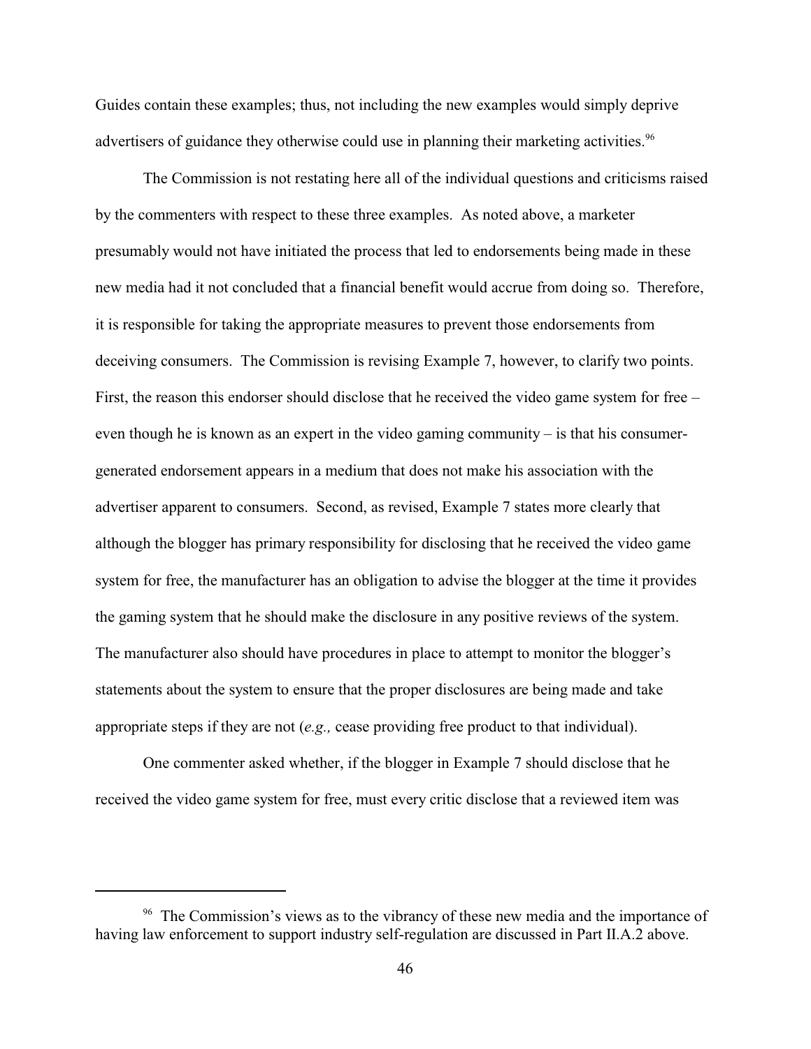Guides contain these examples; thus, not including the new examples would simply deprive advertisers of guidance they otherwise could use in planning their marketing activities.[96]

The Commission is not restating here all of the individual questions and criticisms raised by the commenters with respect to these three examples. As noted above, a marketer presumably would not have initiated the process that led to endorsements being made in these new media had it not concluded that a financial benefit would accrue from doing so. Therefore, it is responsible for taking the appropriate measures to prevent those endorsements from deceiving consumers. The Commission is revising Example 7, however, to clarify two points. First, the reason this endorser should disclose that he received the video game system for free – even though he is known as an expert in the video gaming community – is that his consumer-generated endorsement appears in a medium that does not make his association with the advertiser apparent to consumers. Second, as revised, Example 7 states more clearly that although the blogger has primary responsibility for disclosing that he received the video game system for free, the manufacturer has an obligation to advise the blogger at the time it provides the gaming system that he should make the disclosure in any positive reviews of the system. The manufacturer also should have procedures in place to attempt to monitor the blogger's statements about the system to ensure that the proper disclosures are being made and take appropriate steps if they are not (*e.g.,* cease providing free product to that individual).

One commenter asked whether, if the blogger in Example 7 should disclose that he received the video game system for free, must every critic disclose that a reviewed item was

---

[96] The Commission's views as to the vibrancy of these new media and the importance of having law enforcement to support industry self-regulation are discussed in Part II.A.2 above.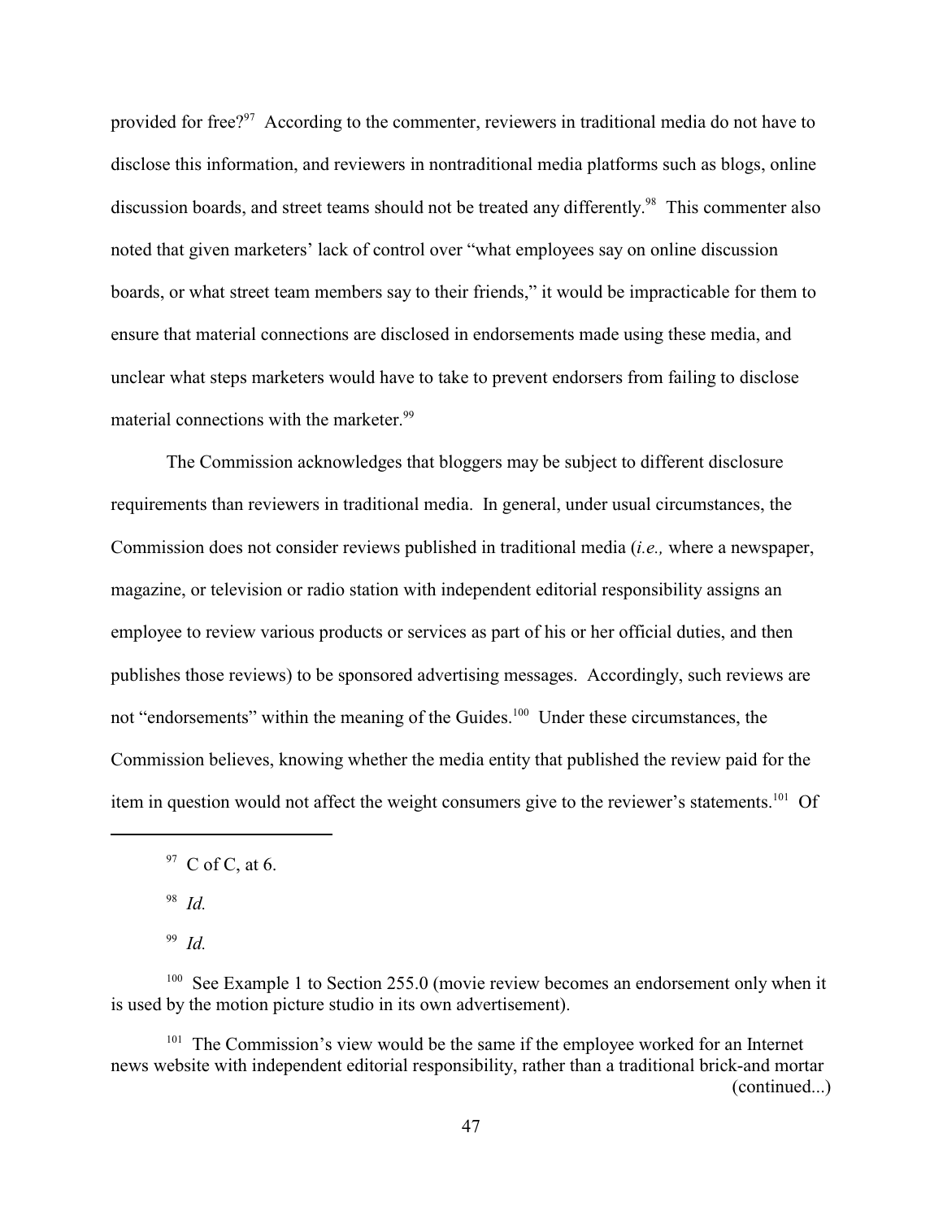provided for free?[97] According to the commenter, reviewers in traditional media do not have to disclose this information, and reviewers in nontraditional media platforms such as blogs, online discussion boards, and street teams should not be treated any differently.[98] This commenter also noted that given marketers' lack of control over "what employees say on online discussion boards, or what street team members say to their friends," it would be impracticable for them to ensure that material connections are disclosed in endorsements made using these media, and unclear what steps marketers would have to take to prevent endorsers from failing to disclose material connections with the marketer.[99]

The Commission acknowledges that bloggers may be subject to different disclosure requirements than reviewers in traditional media. In general, under usual circumstances, the Commission does not consider reviews published in traditional media (*i.e.,* where a newspaper, magazine, or television or radio station with independent editorial responsibility assigns an employee to review various products or services as part of his or her official duties, and then publishes those reviews) to be sponsored advertising messages. Accordingly, such reviews are not "endorsements" within the meaning of the Guides.[100] Under these circumstances, the Commission believes, knowing whether the media entity that published the review paid for the item in question would not affect the weight consumers give to the reviewer's statements.[101] Of

---

[97] C of C, at 6.

[98] *Id.*

[99] *Id.*

[100] See Example 1 to Section 255.0 (movie review becomes an endorsement only when it is used by the motion picture studio in its own advertisement).

[101] The Commission's view would be the same if the employee worked for an Internet news website with independent editorial responsibility, rather than a traditional brick-and mortar (continued...)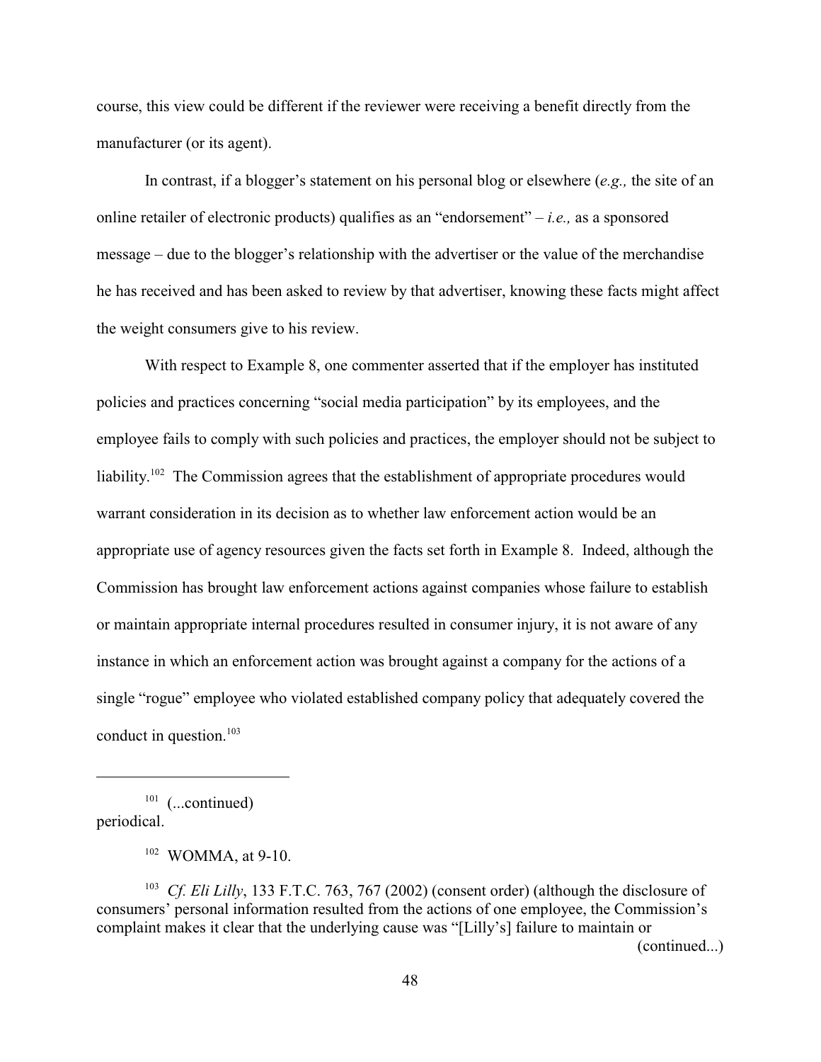course, this view could be different if the reviewer were receiving a benefit directly from the manufacturer (or its agent).

In contrast, if a blogger's statement on his personal blog or elsewhere (*e.g.,* the site of an online retailer of electronic products) qualifies as an "endorsement" – *i.e.,* as a sponsored message – due to the blogger's relationship with the advertiser or the value of the merchandise he has received and has been asked to review by that advertiser, knowing these facts might affect the weight consumers give to his review.

With respect to Example 8, one commenter asserted that if the employer has instituted policies and practices concerning "social media participation" by its employees, and the employee fails to comply with such policies and practices, the employer should not be subject to liability.[102] The Commission agrees that the establishment of appropriate procedures would warrant consideration in its decision as to whether law enforcement action would be an appropriate use of agency resources given the facts set forth in Example 8. Indeed, although the Commission has brought law enforcement actions against companies whose failure to establish or maintain appropriate internal procedures resulted in consumer injury, it is not aware of any instance in which an enforcement action was brought against a company for the actions of a single "rogue" employee who violated established company policy that adequately covered the conduct in question.[103]

---

[101] (...continued) periodical.

[102] WOMMA, at 9-10.

[103] *Cf. Eli Lilly*, 133 F.T.C. 763, 767 (2002) (consent order) (although the disclosure of consumers' personal information resulted from the actions of one employee, the Commission's complaint makes it clear that the underlying cause was "[Lilly's] failure to maintain or (continued...)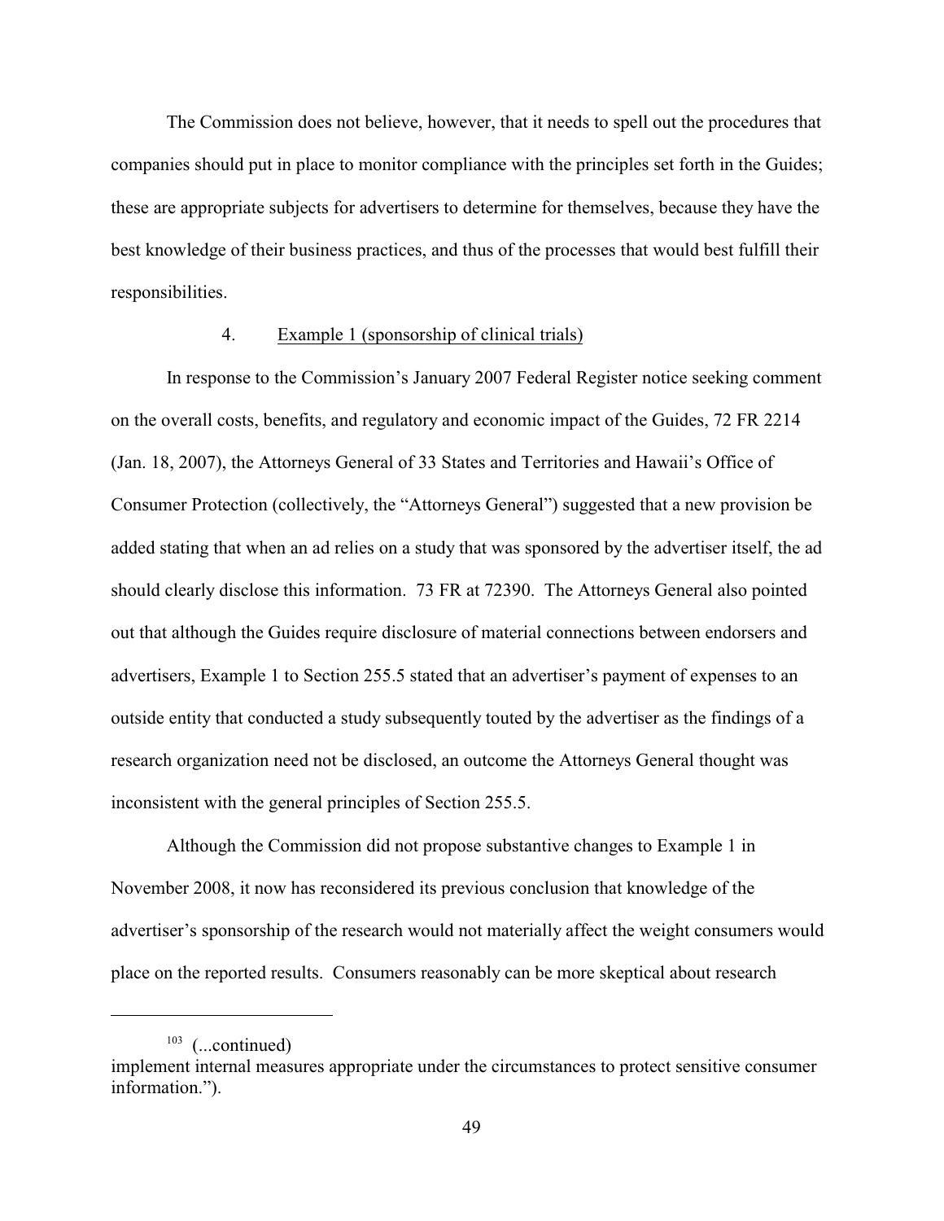The Commission does not believe, however, that it needs to spell out the procedures that companies should put in place to monitor compliance with the principles set forth in the Guides; these are appropriate subjects for advertisers to determine for themselves, because they have the best knowledge of their business practices, and thus of the processes that would best fulfill their responsibilities.

4. Example 1 (sponsorship of clinical trials)

In response to the Commission's January 2007 Federal Register notice seeking comment on the overall costs, benefits, and regulatory and economic impact of the Guides, 72 FR 2214 (Jan. 18, 2007), the Attorneys General of 33 States and Territories and Hawaii's Office of Consumer Protection (collectively, the "Attorneys General") suggested that a new provision be added stating that when an ad relies on a study that was sponsored by the advertiser itself, the ad should clearly disclose this information. 73 FR at 72390. The Attorneys General also pointed out that although the Guides require disclosure of material connections between endorsers and advertisers, Example 1 to Section 255.5 stated that an advertiser's payment of expenses to an outside entity that conducted a study subsequently touted by the advertiser as the findings of a research organization need not be disclosed, an outcome the Attorneys General thought was inconsistent with the general principles of Section 255.5.

Although the Commission did not propose substantive changes to Example 1 in November 2008, it now has reconsidered its previous conclusion that knowledge of the advertiser's sponsorship of the research would not materially affect the weight consumers would place on the reported results. Consumers reasonably can be more skeptical about research

---

[103] (...continued)
implement internal measures appropriate under the circumstances to protect sensitive consumer information.").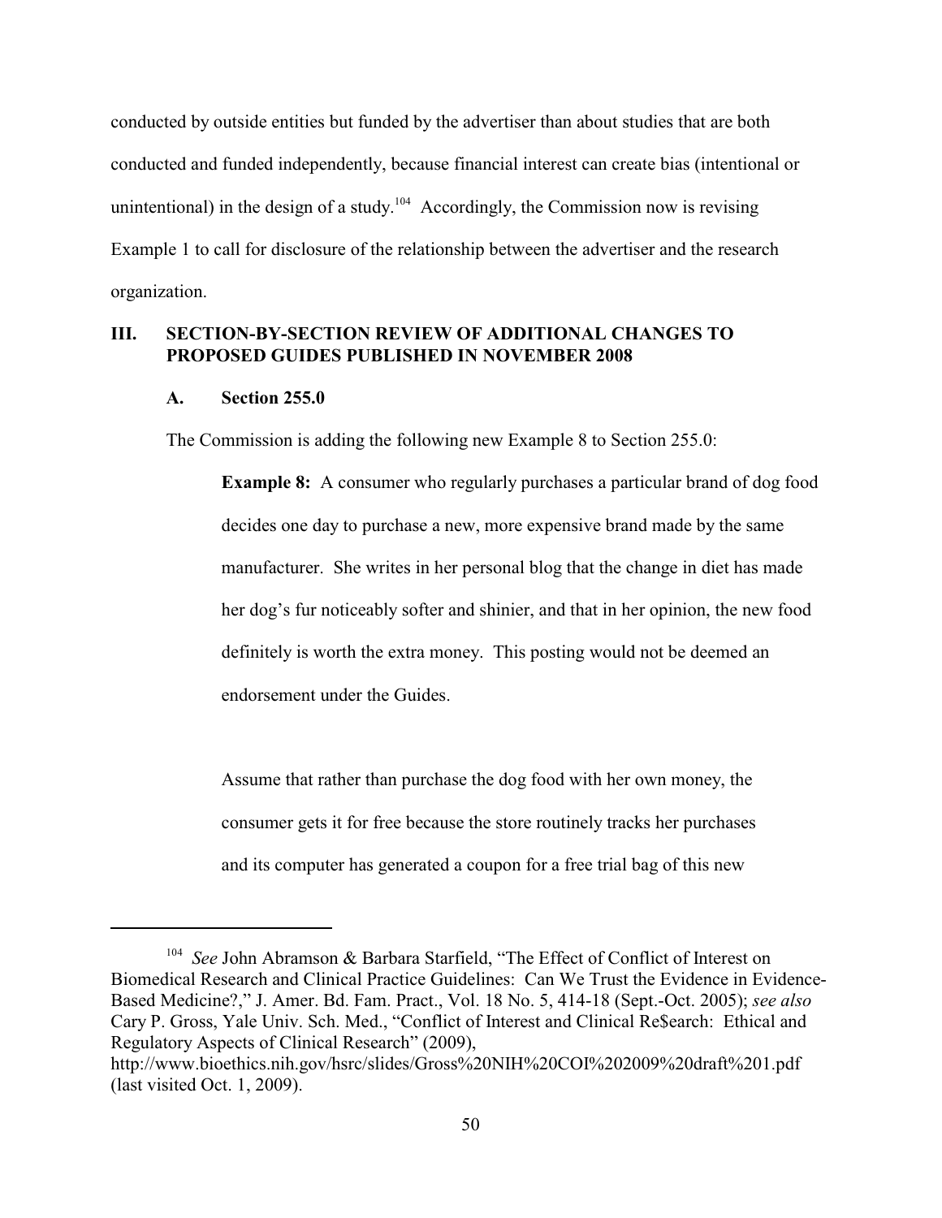conducted by outside entities but funded by the advertiser than about studies that are both conducted and funded independently, because financial interest can create bias (intentional or unintentional) in the design of a study.[104] Accordingly, the Commission now is revising Example 1 to call for disclosure of the relationship between the advertiser and the research organization.

## III. SECTION-BY-SECTION REVIEW OF ADDITIONAL CHANGES TO PROPOSED GUIDES PUBLISHED IN NOVEMBER 2008

### A. Section 255.0

The Commission is adding the following new Example 8 to Section 255.0:

> **Example 8:** A consumer who regularly purchases a particular brand of dog food decides one day to purchase a new, more expensive brand made by the same manufacturer. She writes in her personal blog that the change in diet has made her dog's fur noticeably softer and shinier, and that in her opinion, the new food definitely is worth the extra money. This posting would not be deemed an endorsement under the Guides.
>
> Assume that rather than purchase the dog food with her own money, the consumer gets it for free because the store routinely tracks her purchases and its computer has generated a coupon for a free trial bag of this new

---

[104] *See* John Abramson & Barbara Starfield, "The Effect of Conflict of Interest on Biomedical Research and Clinical Practice Guidelines: Can We Trust the Evidence in Evidence-Based Medicine?," J. Amer. Bd. Fam. Pract., Vol. 18 No. 5, 414-18 (Sept.-Oct. 2005); *see also* Cary P. Gross, Yale Univ. Sch. Med., "Conflict of Interest and Clinical Re$earch: Ethical and Regulatory Aspects of Clinical Research" (2009), http://www.bioethics.nih.gov/hsrc/slides/Gross%20NIH%20COI%202009%20draft%201.pdf (last visited Oct. 1, 2009).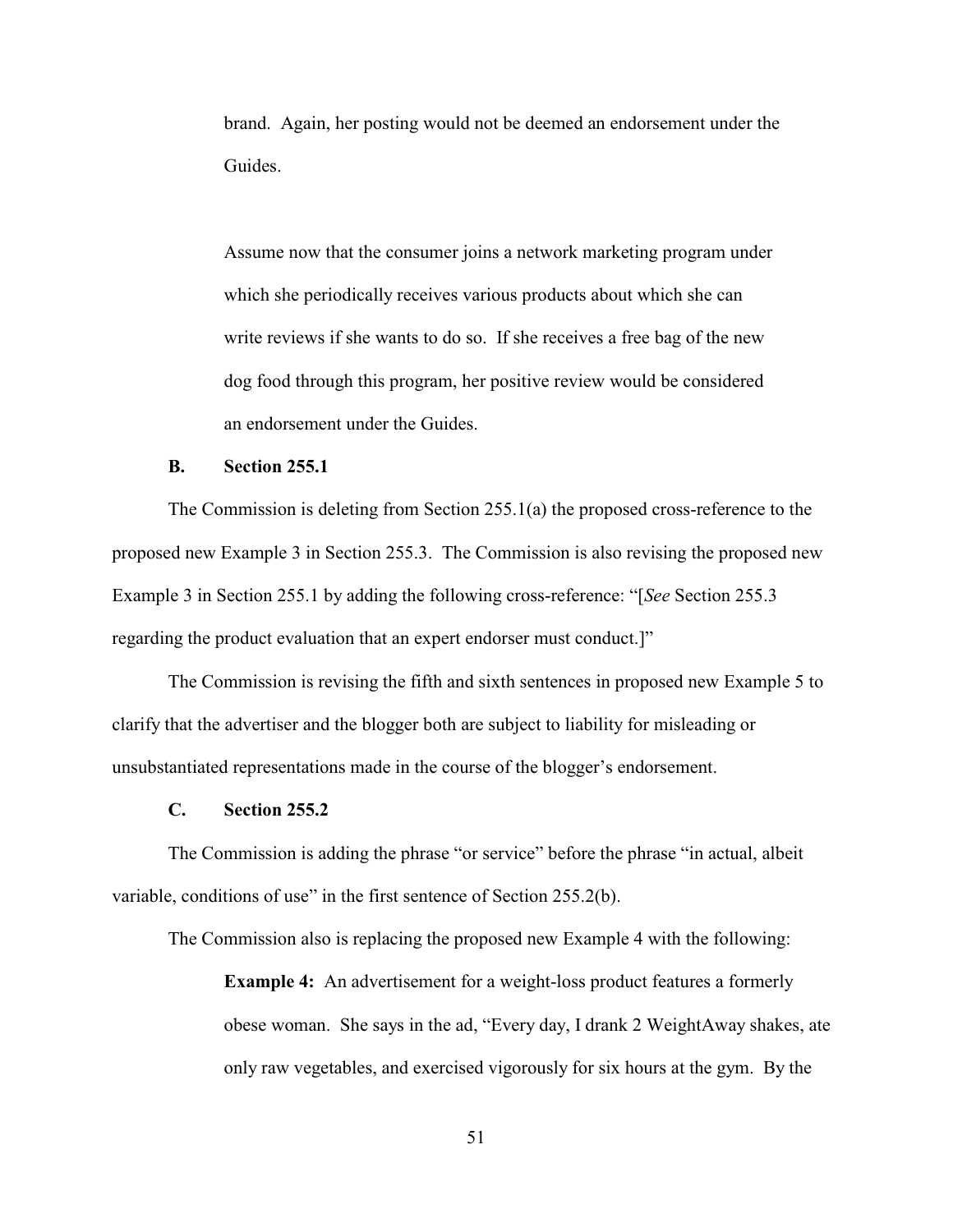brand. Again, her posting would not be deemed an endorsement under the Guides.

> Assume now that the consumer joins a network marketing program under which she periodically receives various products about which she can write reviews if she wants to do so. If she receives a free bag of the new dog food through this program, her positive review would be considered an endorsement under the Guides.

### B. Section 255.1

The Commission is deleting from Section 255.1(a) the proposed cross-reference to the proposed new Example 3 in Section 255.3. The Commission is also revising the proposed new Example 3 in Section 255.1 by adding the following cross-reference: "[*See* Section 255.3 regarding the product evaluation that an expert endorser must conduct.]"

The Commission is revising the fifth and sixth sentences in proposed new Example 5 to clarify that the advertiser and the blogger both are subject to liability for misleading or unsubstantiated representations made in the course of the blogger's endorsement.

### C. Section 255.2

The Commission is adding the phrase "or service" before the phrase "in actual, albeit variable, conditions of use" in the first sentence of Section 255.2(b).

The Commission also is replacing the proposed new Example 4 with the following:

> **Example 4:** An advertisement for a weight-loss product features a formerly obese woman. She says in the ad, "Every day, I drank 2 WeightAway shakes, ate only raw vegetables, and exercised vigorously for six hours at the gym. By the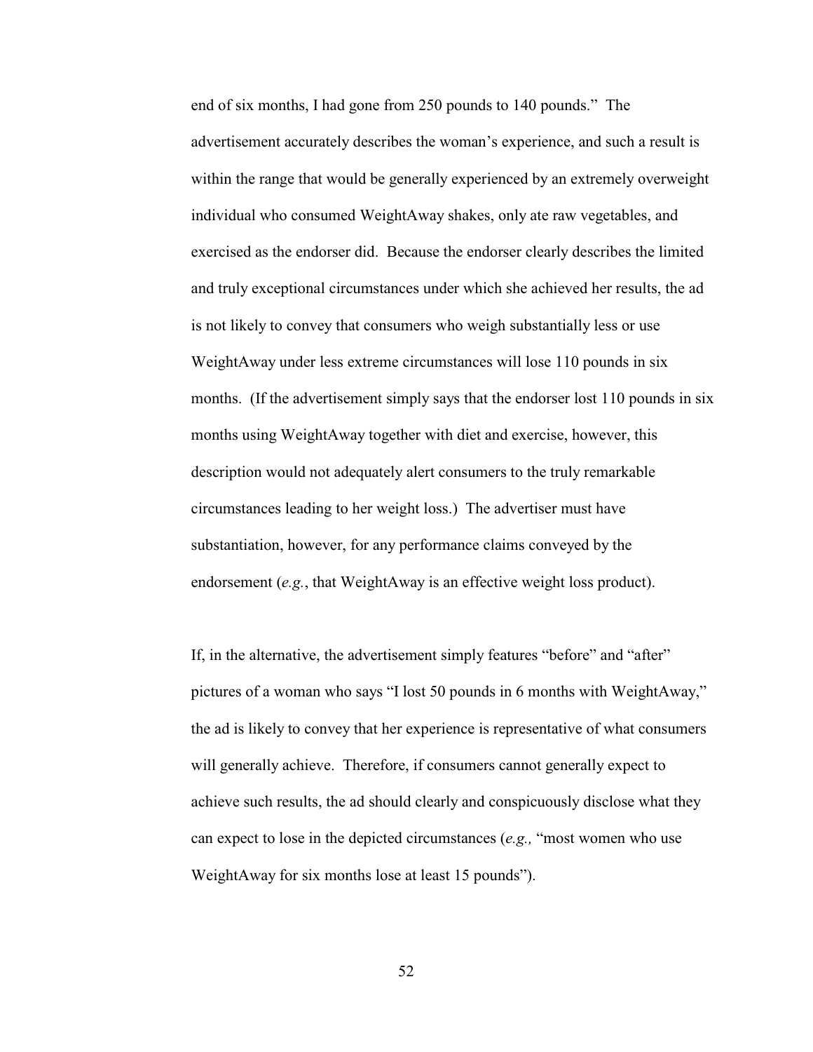end of six months, I had gone from 250 pounds to 140 pounds." The advertisement accurately describes the woman's experience, and such a result is within the range that would be generally experienced by an extremely overweight individual who consumed WeightAway shakes, only ate raw vegetables, and exercised as the endorser did. Because the endorser clearly describes the limited and truly exceptional circumstances under which she achieved her results, the ad is not likely to convey that consumers who weigh substantially less or use WeightAway under less extreme circumstances will lose 110 pounds in six months. (If the advertisement simply says that the endorser lost 110 pounds in six months using WeightAway together with diet and exercise, however, this description would not adequately alert consumers to the truly remarkable circumstances leading to her weight loss.) The advertiser must have substantiation, however, for any performance claims conveyed by the endorsement (*e.g.*, that WeightAway is an effective weight loss product).

If, in the alternative, the advertisement simply features "before" and "after" pictures of a woman who says "I lost 50 pounds in 6 months with WeightAway," the ad is likely to convey that her experience is representative of what consumers will generally achieve. Therefore, if consumers cannot generally expect to achieve such results, the ad should clearly and conspicuously disclose what they can expect to lose in the depicted circumstances (*e.g.,* "most women who use WeightAway for six months lose at least 15 pounds").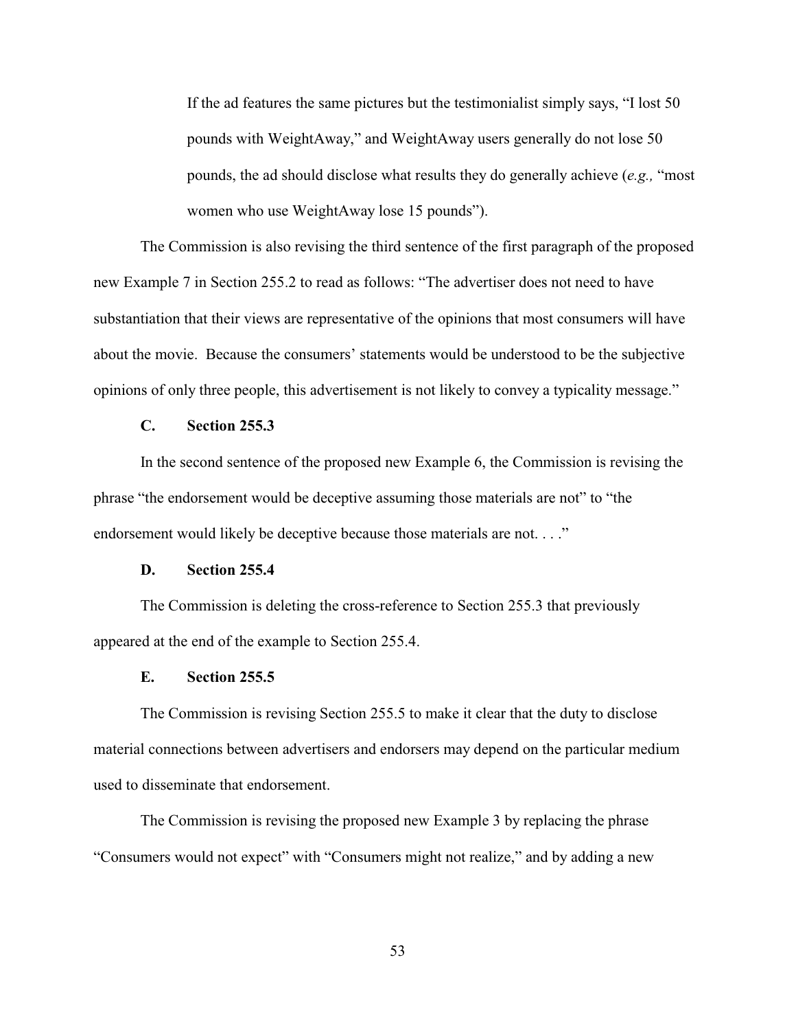> If the ad features the same pictures but the testimonialist simply says, "I lost 50 pounds with WeightAway," and WeightAway users generally do not lose 50 pounds, the ad should disclose what results they do generally achieve (*e.g.,* "most women who use WeightAway lose 15 pounds").

The Commission is also revising the third sentence of the first paragraph of the proposed new Example 7 in Section 255.2 to read as follows: "The advertiser does not need to have substantiation that their views are representative of the opinions that most consumers will have about the movie. Because the consumers' statements would be understood to be the subjective opinions of only three people, this advertisement is not likely to convey a typicality message."

### C. Section 255.3

In the second sentence of the proposed new Example 6, the Commission is revising the phrase "the endorsement would be deceptive assuming those materials are not" to "the endorsement would likely be deceptive because those materials are not. . . ."

### D. Section 255.4

The Commission is deleting the cross-reference to Section 255.3 that previously appeared at the end of the example to Section 255.4.

### E. Section 255.5

The Commission is revising Section 255.5 to make it clear that the duty to disclose material connections between advertisers and endorsers may depend on the particular medium used to disseminate that endorsement.

The Commission is revising the proposed new Example 3 by replacing the phrase "Consumers would not expect" with "Consumers might not realize," and by adding a new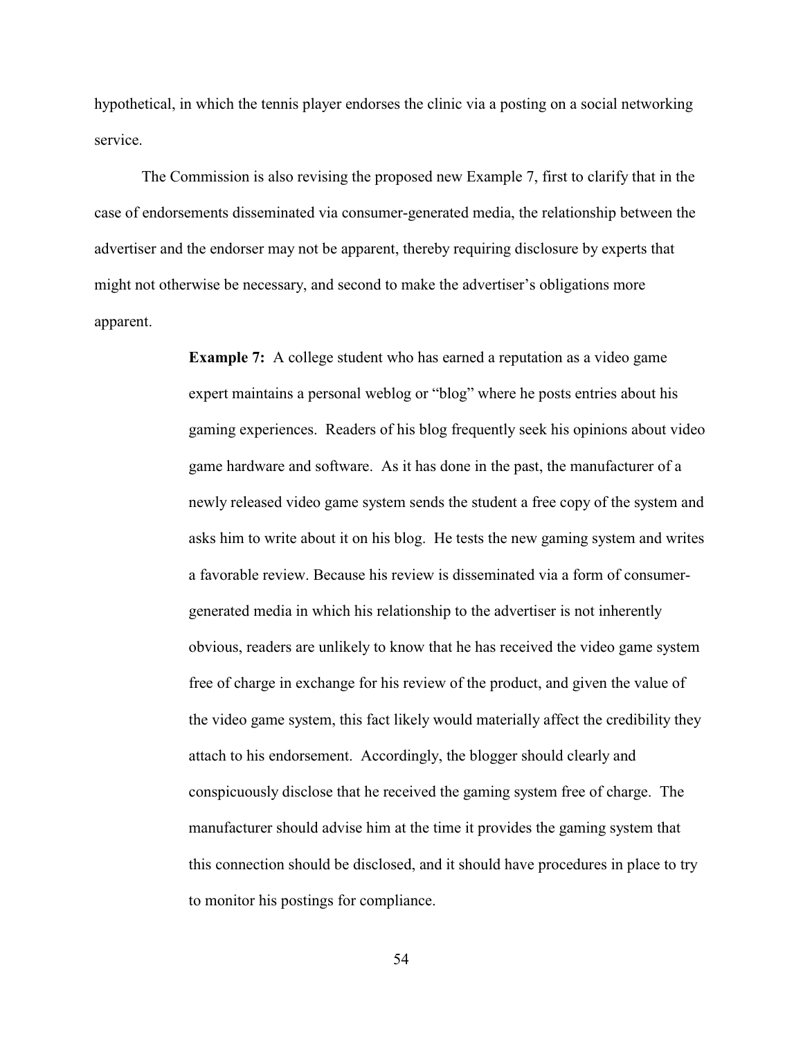hypothetical, in which the tennis player endorses the clinic via a posting on a social networking service.

The Commission is also revising the proposed new Example 7, first to clarify that in the case of endorsements disseminated via consumer-generated media, the relationship between the advertiser and the endorser may not be apparent, thereby requiring disclosure by experts that might not otherwise be necessary, and second to make the advertiser's obligations more apparent.

> **Example 7:** A college student who has earned a reputation as a video game expert maintains a personal weblog or "blog" where he posts entries about his gaming experiences. Readers of his blog frequently seek his opinions about video game hardware and software. As it has done in the past, the manufacturer of a newly released video game system sends the student a free copy of the system and asks him to write about it on his blog. He tests the new gaming system and writes a favorable review. Because his review is disseminated via a form of consumer-generated media in which his relationship to the advertiser is not inherently obvious, readers are unlikely to know that he has received the video game system free of charge in exchange for his review of the product, and given the value of the video game system, this fact likely would materially affect the credibility they attach to his endorsement. Accordingly, the blogger should clearly and conspicuously disclose that he received the gaming system free of charge. The manufacturer should advise him at the time it provides the gaming system that this connection should be disclosed, and it should have procedures in place to try to monitor his postings for compliance.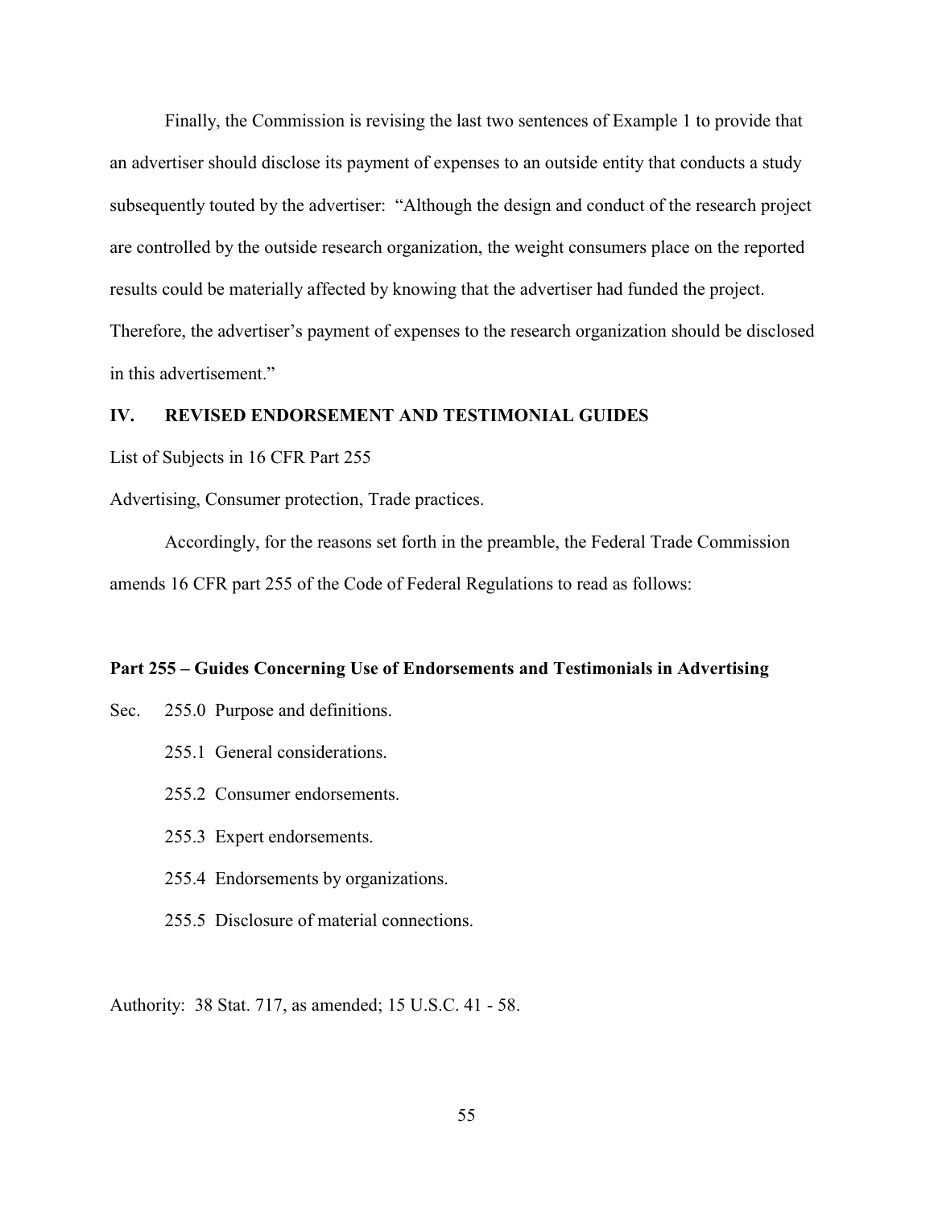Finally, the Commission is revising the last two sentences of Example 1 to provide that an advertiser should disclose its payment of expenses to an outside entity that conducts a study subsequently touted by the advertiser: "Although the design and conduct of the research project are controlled by the outside research organization, the weight consumers place on the reported results could be materially affected by knowing that the advertiser had funded the project. Therefore, the advertiser's payment of expenses to the research organization should be disclosed in this advertisement."

## IV. REVISED ENDORSEMENT AND TESTIMONIAL GUIDES

List of Subjects in 16 CFR Part 255

Advertising, Consumer protection, Trade practices.

Accordingly, for the reasons set forth in the preamble, the Federal Trade Commission amends 16 CFR part 255 of the Code of Federal Regulations to read as follows:

### Part 255 – Guides Concerning Use of Endorsements and Testimonials in Advertising

Sec. 255.0 Purpose and definitions.

255.1 General considerations.

255.2 Consumer endorsements.

255.3 Expert endorsements.

255.4 Endorsements by organizations.

255.5 Disclosure of material connections.

Authority: 38 Stat. 717, as amended; 15 U.S.C. 41 - 58.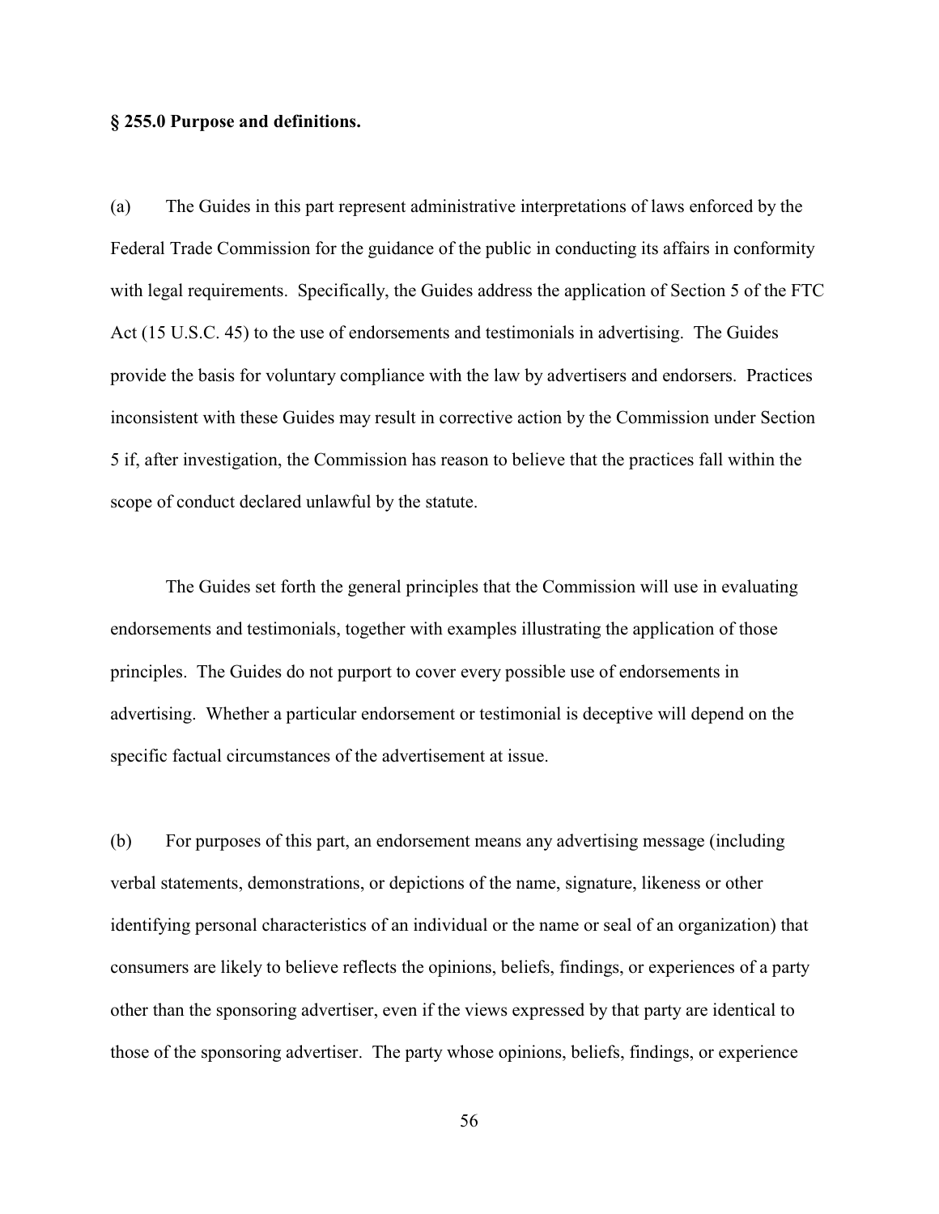**§ 255.0 Purpose and definitions.**

(a) The Guides in this part represent administrative interpretations of laws enforced by the Federal Trade Commission for the guidance of the public in conducting its affairs in conformity with legal requirements. Specifically, the Guides address the application of Section 5 of the FTC Act (15 U.S.C. 45) to the use of endorsements and testimonials in advertising. The Guides provide the basis for voluntary compliance with the law by advertisers and endorsers. Practices inconsistent with these Guides may result in corrective action by the Commission under Section 5 if, after investigation, the Commission has reason to believe that the practices fall within the scope of conduct declared unlawful by the statute.

The Guides set forth the general principles that the Commission will use in evaluating endorsements and testimonials, together with examples illustrating the application of those principles. The Guides do not purport to cover every possible use of endorsements in advertising. Whether a particular endorsement or testimonial is deceptive will depend on the specific factual circumstances of the advertisement at issue.

(b) For purposes of this part, an endorsement means any advertising message (including verbal statements, demonstrations, or depictions of the name, signature, likeness or other identifying personal characteristics of an individual or the name or seal of an organization) that consumers are likely to believe reflects the opinions, beliefs, findings, or experiences of a party other than the sponsoring advertiser, even if the views expressed by that party are identical to those of the sponsoring advertiser. The party whose opinions, beliefs, findings, or experience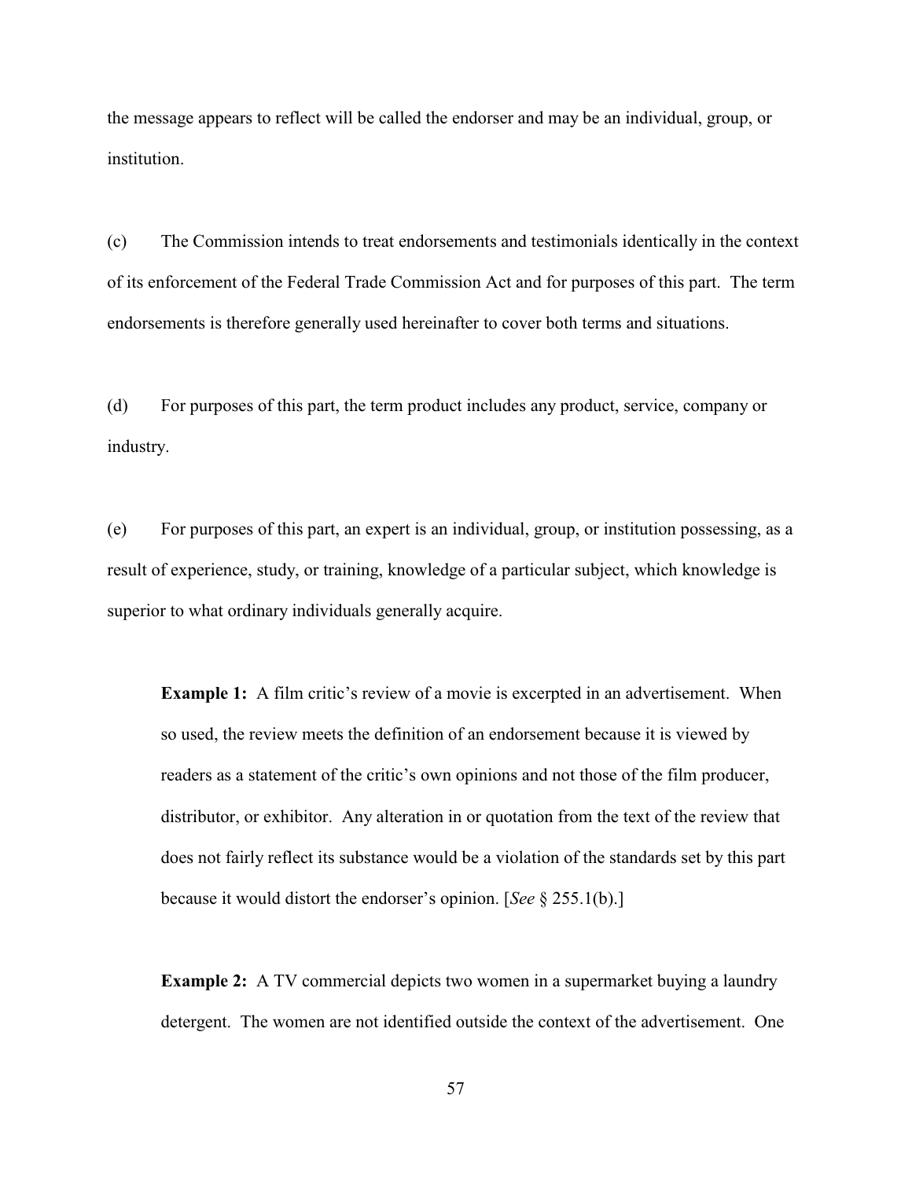the message appears to reflect will be called the endorser and may be an individual, group, or institution.

(c) The Commission intends to treat endorsements and testimonials identically in the context of its enforcement of the Federal Trade Commission Act and for purposes of this part. The term endorsements is therefore generally used hereinafter to cover both terms and situations.

(d) For purposes of this part, the term product includes any product, service, company or industry.

(e) For purposes of this part, an expert is an individual, group, or institution possessing, as a result of experience, study, or training, knowledge of a particular subject, which knowledge is superior to what ordinary individuals generally acquire.

> **Example 1:** A film critic's review of a movie is excerpted in an advertisement. When so used, the review meets the definition of an endorsement because it is viewed by readers as a statement of the critic's own opinions and not those of the film producer, distributor, or exhibitor. Any alteration in or quotation from the text of the review that does not fairly reflect its substance would be a violation of the standards set by this part because it would distort the endorser's opinion. [*See* § 255.1(b).]
>
> **Example 2:** A TV commercial depicts two women in a supermarket buying a laundry detergent. The women are not identified outside the context of the advertisement. One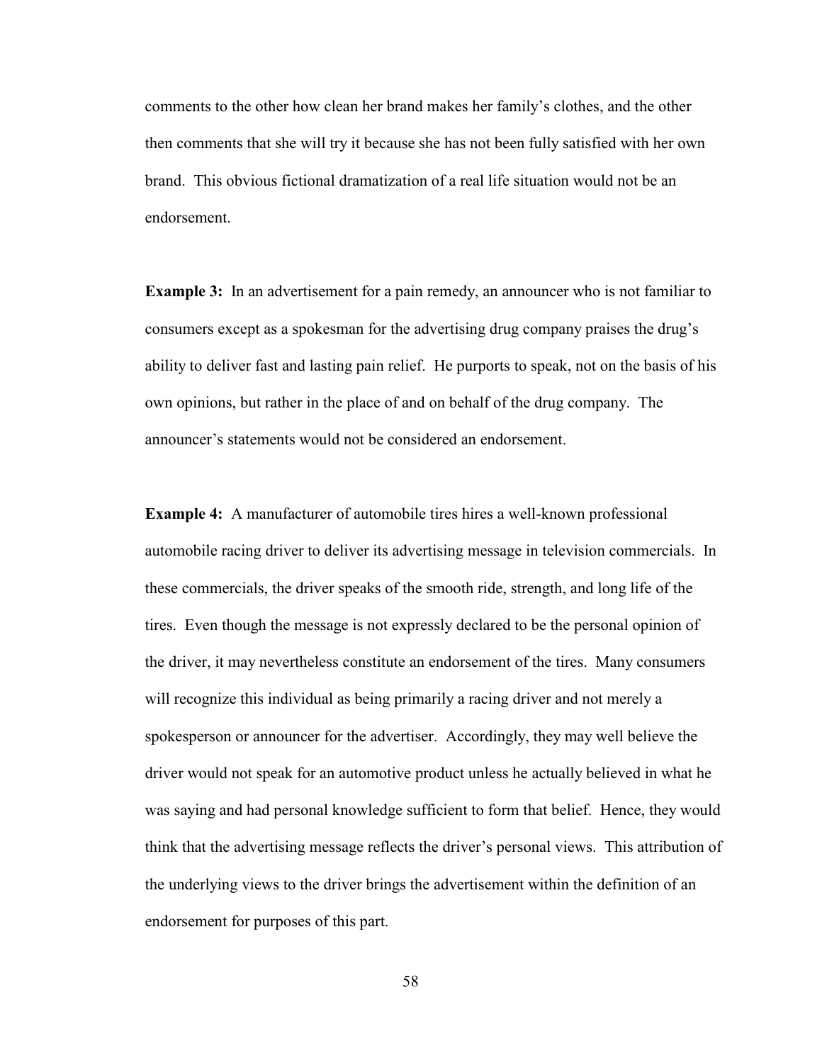comments to the other how clean her brand makes her family's clothes, and the other then comments that she will try it because she has not been fully satisfied with her own brand. This obvious fictional dramatization of a real life situation would not be an endorsement.

**Example 3:** In an advertisement for a pain remedy, an announcer who is not familiar to consumers except as a spokesman for the advertising drug company praises the drug's ability to deliver fast and lasting pain relief. He purports to speak, not on the basis of his own opinions, but rather in the place of and on behalf of the drug company. The announcer's statements would not be considered an endorsement.

**Example 4:** A manufacturer of automobile tires hires a well-known professional automobile racing driver to deliver its advertising message in television commercials. In these commercials, the driver speaks of the smooth ride, strength, and long life of the tires. Even though the message is not expressly declared to be the personal opinion of the driver, it may nevertheless constitute an endorsement of the tires. Many consumers will recognize this individual as being primarily a racing driver and not merely a spokesperson or announcer for the advertiser. Accordingly, they may well believe the driver would not speak for an automotive product unless he actually believed in what he was saying and had personal knowledge sufficient to form that belief. Hence, they would think that the advertising message reflects the driver's personal views. This attribution of the underlying views to the driver brings the advertisement within the definition of an endorsement for purposes of this part.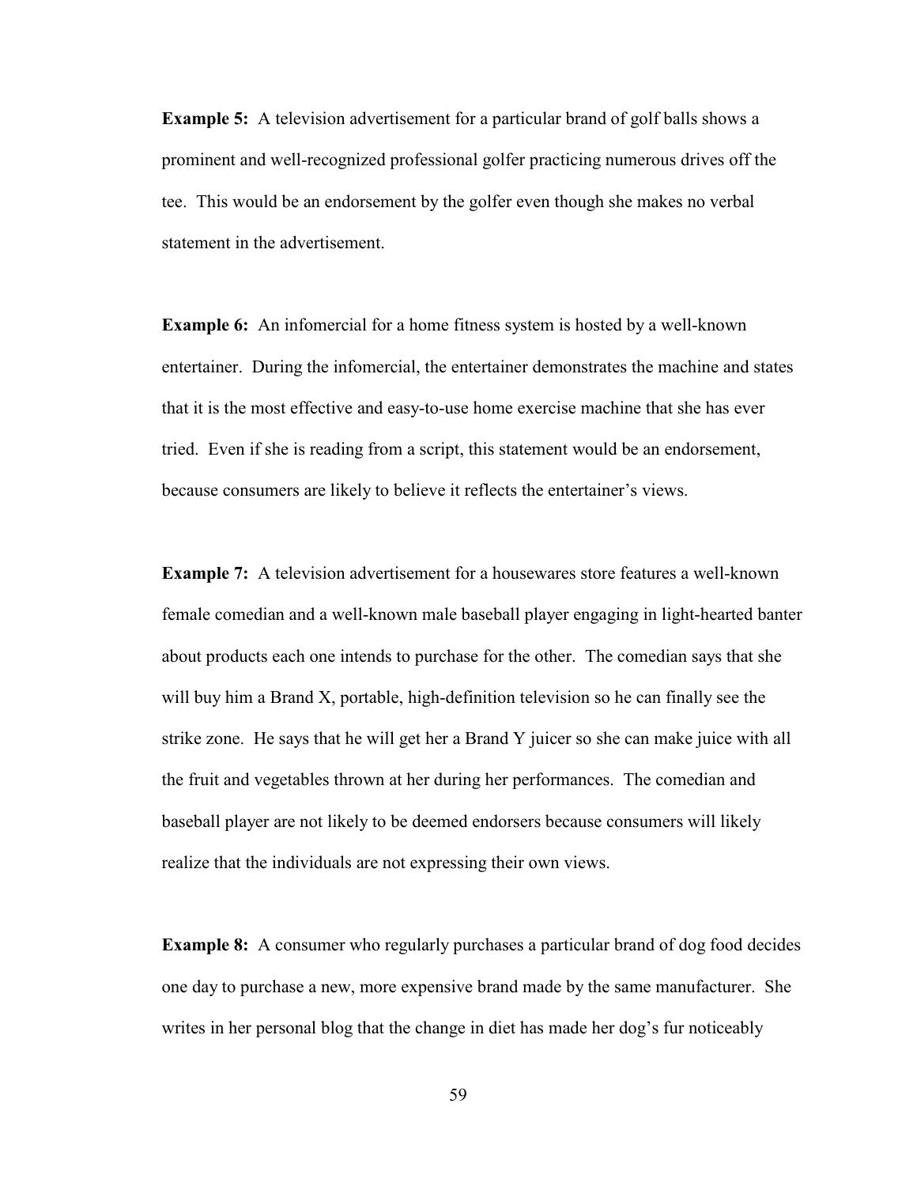**Example 5:** A television advertisement for a particular brand of golf balls shows a prominent and well-recognized professional golfer practicing numerous drives off the tee. This would be an endorsement by the golfer even though she makes no verbal statement in the advertisement.

**Example 6:** An infomercial for a home fitness system is hosted by a well-known entertainer. During the infomercial, the entertainer demonstrates the machine and states that it is the most effective and easy-to-use home exercise machine that she has ever tried. Even if she is reading from a script, this statement would be an endorsement, because consumers are likely to believe it reflects the entertainer's views.

**Example 7:** A television advertisement for a housewares store features a well-known female comedian and a well-known male baseball player engaging in light-hearted banter about products each one intends to purchase for the other. The comedian says that she will buy him a Brand X, portable, high-definition television so he can finally see the strike zone. He says that he will get her a Brand Y juicer so she can make juice with all the fruit and vegetables thrown at her during her performances. The comedian and baseball player are not likely to be deemed endorsers because consumers will likely realize that the individuals are not expressing their own views.

**Example 8:** A consumer who regularly purchases a particular brand of dog food decides one day to purchase a new, more expensive brand made by the same manufacturer. She writes in her personal blog that the change in diet has made her dog's fur noticeably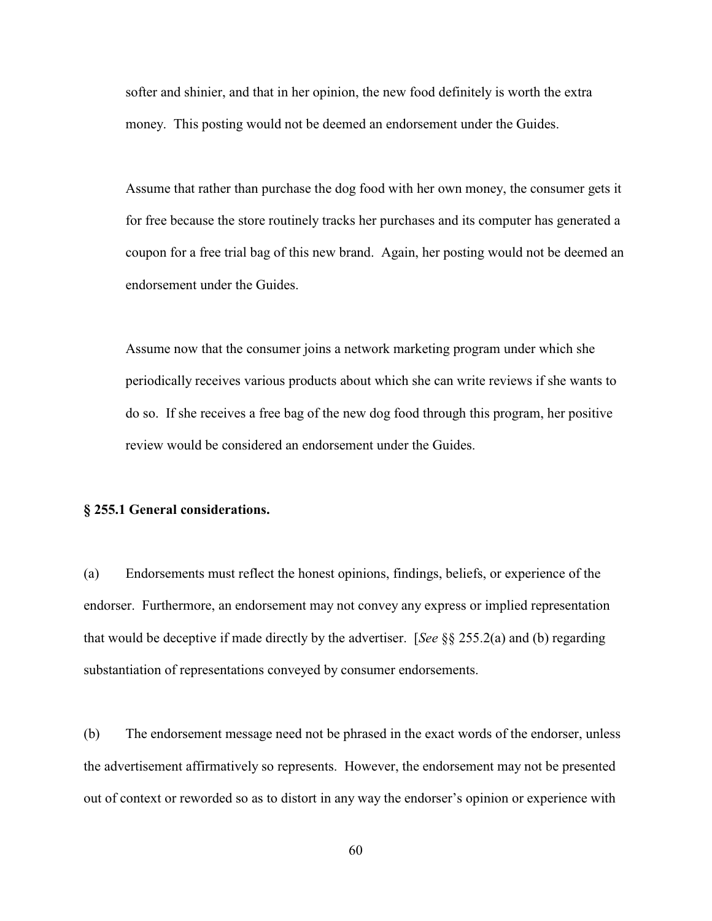softer and shinier, and that in her opinion, the new food definitely is worth the extra money. This posting would not be deemed an endorsement under the Guides.

Assume that rather than purchase the dog food with her own money, the consumer gets it for free because the store routinely tracks her purchases and its computer has generated a coupon for a free trial bag of this new brand. Again, her posting would not be deemed an endorsement under the Guides.

Assume now that the consumer joins a network marketing program under which she periodically receives various products about which she can write reviews if she wants to do so. If she receives a free bag of the new dog food through this program, her positive review would be considered an endorsement under the Guides.

**§ 255.1 General considerations.**

(a) Endorsements must reflect the honest opinions, findings, beliefs, or experience of the endorser. Furthermore, an endorsement may not convey any express or implied representation that would be deceptive if made directly by the advertiser. [*See* §§ 255.2(a) and (b) regarding substantiation of representations conveyed by consumer endorsements.

(b) The endorsement message need not be phrased in the exact words of the endorser, unless the advertisement affirmatively so represents. However, the endorsement may not be presented out of context or reworded so as to distort in any way the endorser's opinion or experience with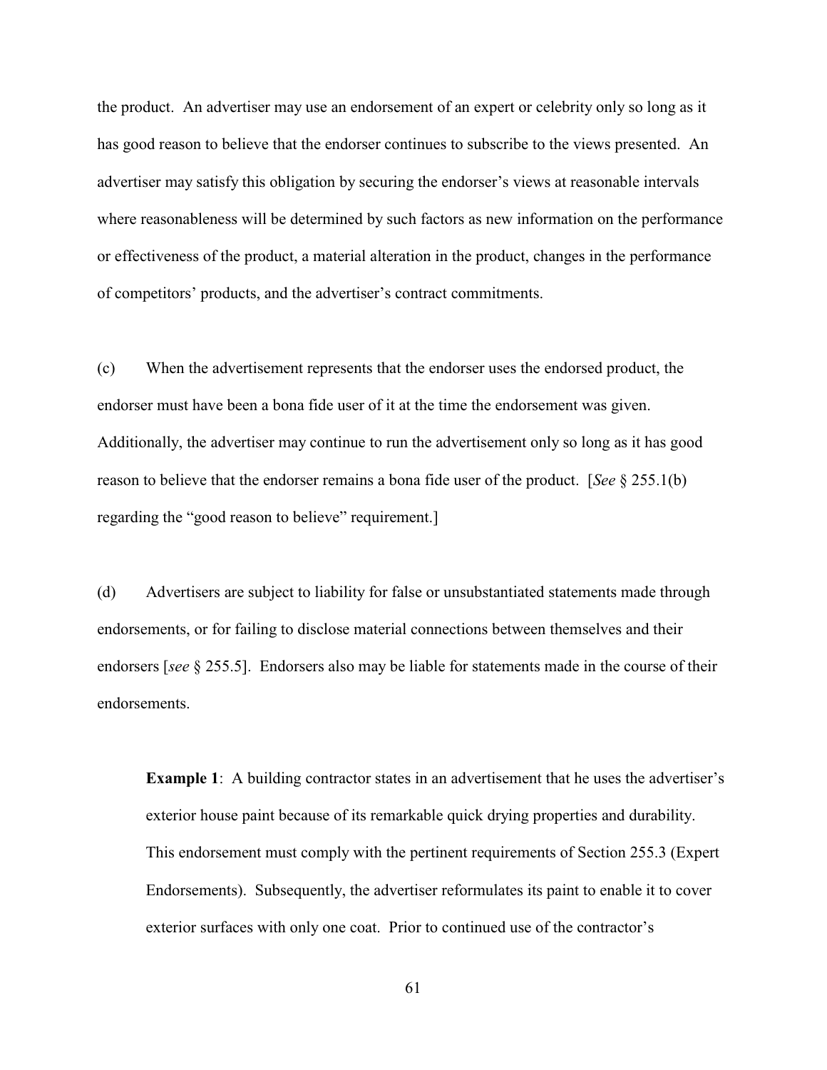the product. An advertiser may use an endorsement of an expert or celebrity only so long as it has good reason to believe that the endorser continues to subscribe to the views presented. An advertiser may satisfy this obligation by securing the endorser's views at reasonable intervals where reasonableness will be determined by such factors as new information on the performance or effectiveness of the product, a material alteration in the product, changes in the performance of competitors' products, and the advertiser's contract commitments.

(c) When the advertisement represents that the endorser uses the endorsed product, the endorser must have been a bona fide user of it at the time the endorsement was given. Additionally, the advertiser may continue to run the advertisement only so long as it has good reason to believe that the endorser remains a bona fide user of the product. [*See* § 255.1(b) regarding the "good reason to believe" requirement.]

(d) Advertisers are subject to liability for false or unsubstantiated statements made through endorsements, or for failing to disclose material connections between themselves and their endorsers [*see* § 255.5]. Endorsers also may be liable for statements made in the course of their endorsements.

> **Example 1**: A building contractor states in an advertisement that he uses the advertiser's exterior house paint because of its remarkable quick drying properties and durability. This endorsement must comply with the pertinent requirements of Section 255.3 (Expert Endorsements). Subsequently, the advertiser reformulates its paint to enable it to cover exterior surfaces with only one coat. Prior to continued use of the contractor's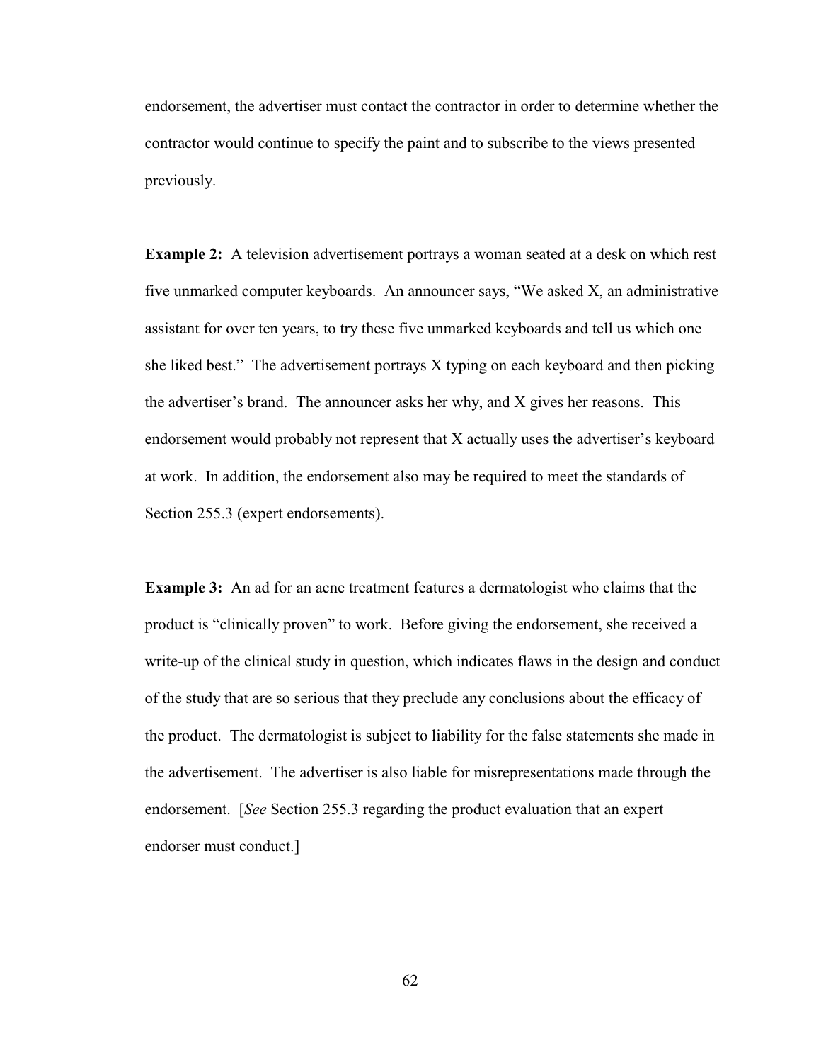endorsement, the advertiser must contact the contractor in order to determine whether the contractor would continue to specify the paint and to subscribe to the views presented previously.

**Example 2:** A television advertisement portrays a woman seated at a desk on which rest five unmarked computer keyboards. An announcer says, "We asked X, an administrative assistant for over ten years, to try these five unmarked keyboards and tell us which one she liked best." The advertisement portrays X typing on each keyboard and then picking the advertiser's brand. The announcer asks her why, and X gives her reasons. This endorsement would probably not represent that X actually uses the advertiser's keyboard at work. In addition, the endorsement also may be required to meet the standards of Section 255.3 (expert endorsements).

**Example 3:** An ad for an acne treatment features a dermatologist who claims that the product is "clinically proven" to work. Before giving the endorsement, she received a write-up of the clinical study in question, which indicates flaws in the design and conduct of the study that are so serious that they preclude any conclusions about the efficacy of the product. The dermatologist is subject to liability for the false statements she made in the advertisement. The advertiser is also liable for misrepresentations made through the endorsement. [*See* Section 255.3 regarding the product evaluation that an expert endorser must conduct.]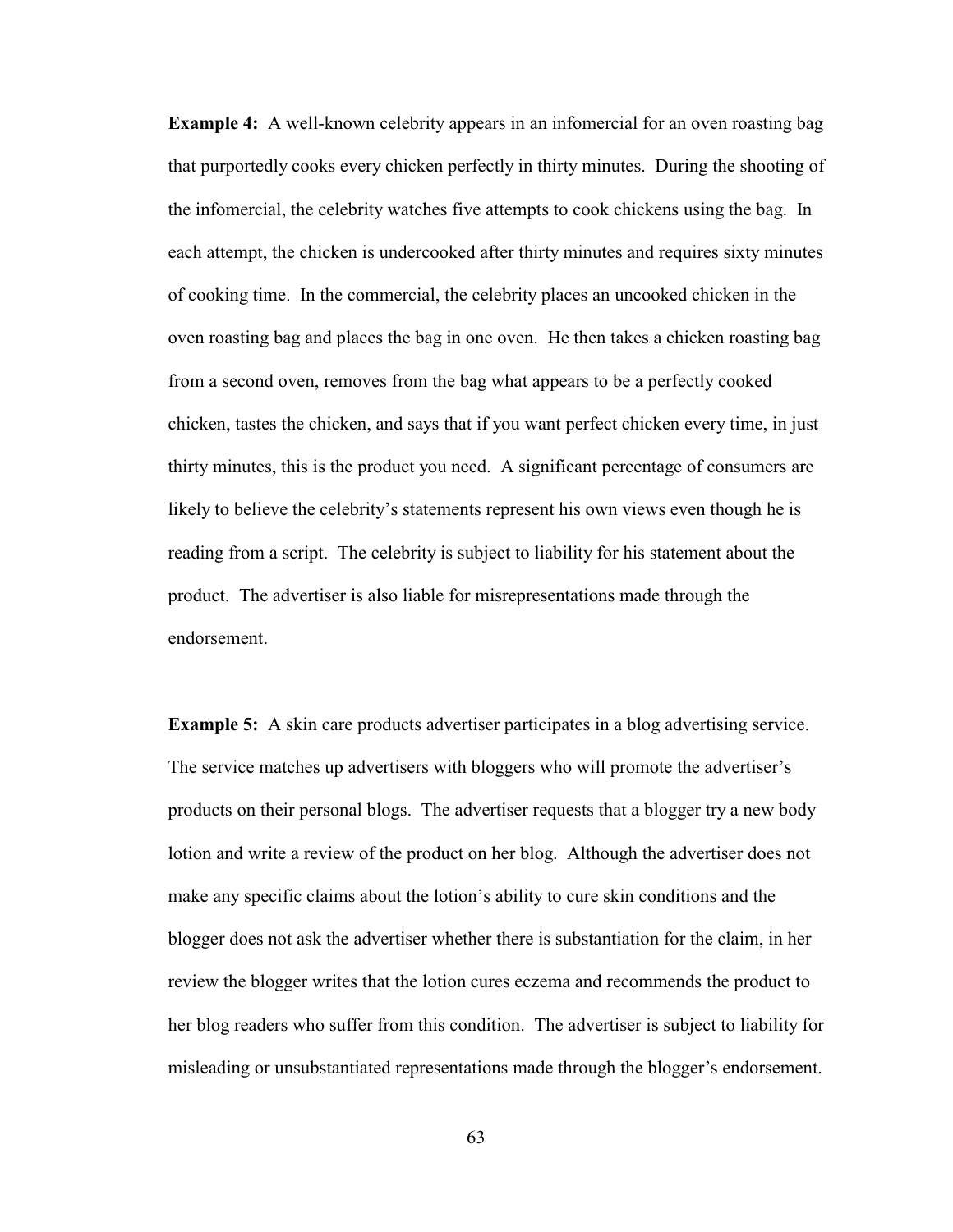**Example 4:** A well-known celebrity appears in an infomercial for an oven roasting bag that purportedly cooks every chicken perfectly in thirty minutes. During the shooting of the infomercial, the celebrity watches five attempts to cook chickens using the bag. In each attempt, the chicken is undercooked after thirty minutes and requires sixty minutes of cooking time. In the commercial, the celebrity places an uncooked chicken in the oven roasting bag and places the bag in one oven. He then takes a chicken roasting bag from a second oven, removes from the bag what appears to be a perfectly cooked chicken, tastes the chicken, and says that if you want perfect chicken every time, in just thirty minutes, this is the product you need. A significant percentage of consumers are likely to believe the celebrity's statements represent his own views even though he is reading from a script. The celebrity is subject to liability for his statement about the product. The advertiser is also liable for misrepresentations made through the endorsement.

**Example 5:** A skin care products advertiser participates in a blog advertising service. The service matches up advertisers with bloggers who will promote the advertiser's products on their personal blogs. The advertiser requests that a blogger try a new body lotion and write a review of the product on her blog. Although the advertiser does not make any specific claims about the lotion's ability to cure skin conditions and the blogger does not ask the advertiser whether there is substantiation for the claim, in her review the blogger writes that the lotion cures eczema and recommends the product to her blog readers who suffer from this condition. The advertiser is subject to liability for misleading or unsubstantiated representations made through the blogger's endorsement.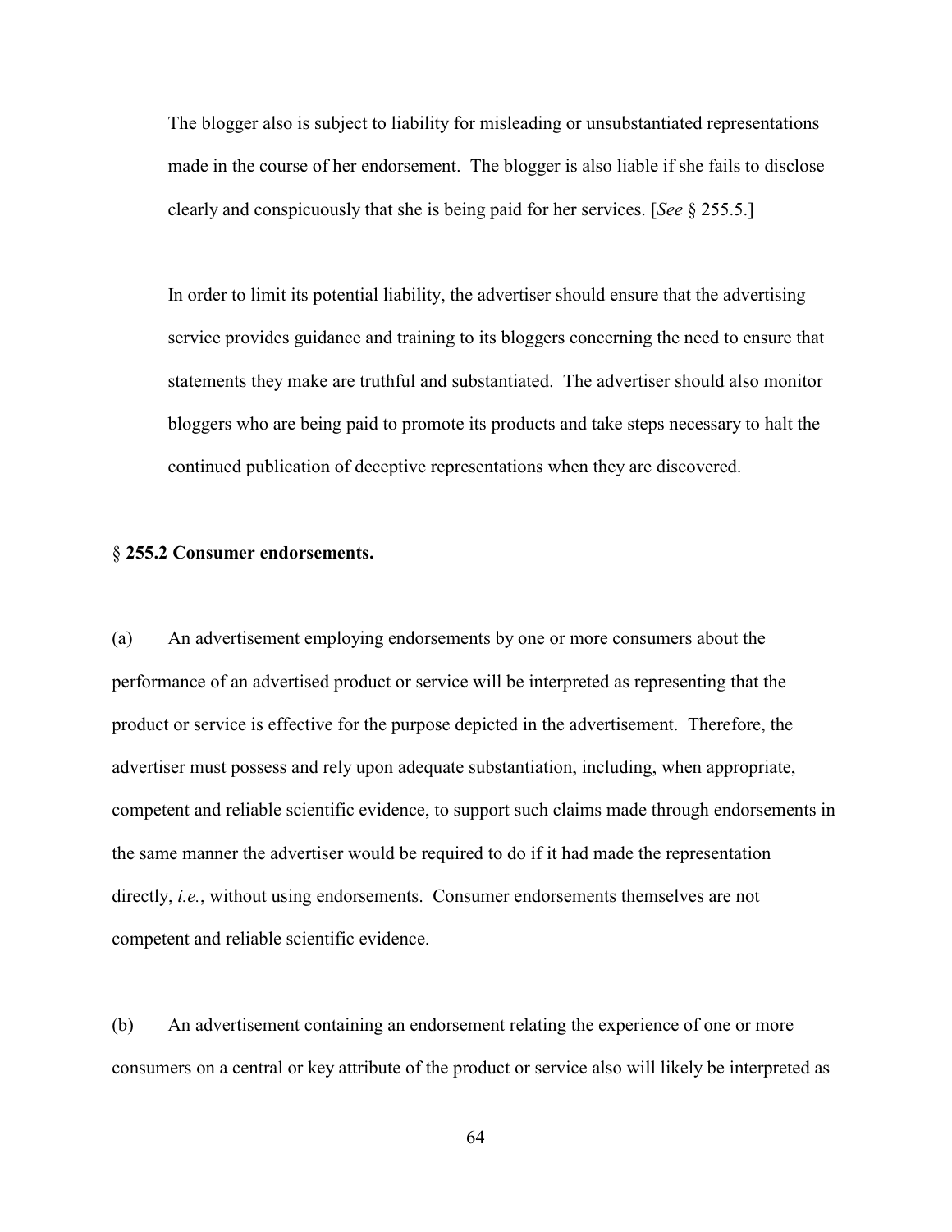The blogger also is subject to liability for misleading or unsubstantiated representations made in the course of her endorsement. The blogger is also liable if she fails to disclose clearly and conspicuously that she is being paid for her services. [*See* § 255.5.]

In order to limit its potential liability, the advertiser should ensure that the advertising service provides guidance and training to its bloggers concerning the need to ensure that statements they make are truthful and substantiated. The advertiser should also monitor bloggers who are being paid to promote its products and take steps necessary to halt the continued publication of deceptive representations when they are discovered.

§ **255.2 Consumer endorsements.**

(a) An advertisement employing endorsements by one or more consumers about the performance of an advertised product or service will be interpreted as representing that the product or service is effective for the purpose depicted in the advertisement. Therefore, the advertiser must possess and rely upon adequate substantiation, including, when appropriate, competent and reliable scientific evidence, to support such claims made through endorsements in the same manner the advertiser would be required to do if it had made the representation directly, *i.e.*, without using endorsements. Consumer endorsements themselves are not competent and reliable scientific evidence.

(b) An advertisement containing an endorsement relating the experience of one or more consumers on a central or key attribute of the product or service also will likely be interpreted as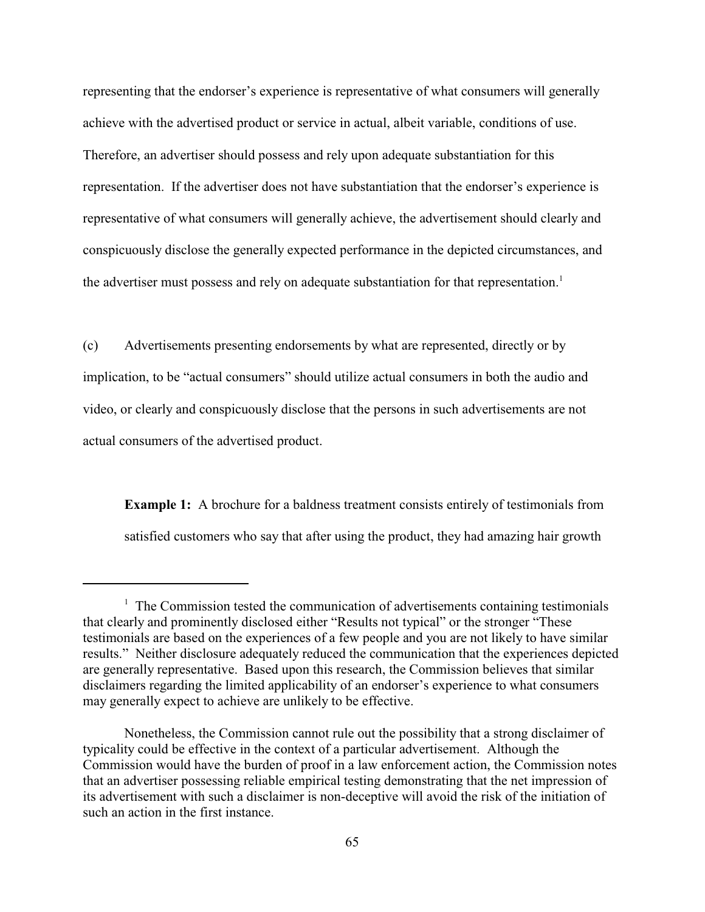representing that the endorser's experience is representative of what consumers will generally achieve with the advertised product or service in actual, albeit variable, conditions of use. Therefore, an advertiser should possess and rely upon adequate substantiation for this representation. If the advertiser does not have substantiation that the endorser's experience is representative of what consumers will generally achieve, the advertisement should clearly and conspicuously disclose the generally expected performance in the depicted circumstances, and the advertiser must possess and rely on adequate substantiation for that representation.[1]

(c) Advertisements presenting endorsements by what are represented, directly or by implication, to be "actual consumers" should utilize actual consumers in both the audio and video, or clearly and conspicuously disclose that the persons in such advertisements are not actual consumers of the advertised product.

> **Example 1:** A brochure for a baldness treatment consists entirely of testimonials from satisfied customers who say that after using the product, they had amazing hair growth

---

[1] The Commission tested the communication of advertisements containing testimonials that clearly and prominently disclosed either "Results not typical" or the stronger "These testimonials are based on the experiences of a few people and you are not likely to have similar results." Neither disclosure adequately reduced the communication that the experiences depicted are generally representative. Based upon this research, the Commission believes that similar disclaimers regarding the limited applicability of an endorser's experience to what consumers may generally expect to achieve are unlikely to be effective.

Nonetheless, the Commission cannot rule out the possibility that a strong disclaimer of typicality could be effective in the context of a particular advertisement. Although the Commission would have the burden of proof in a law enforcement action, the Commission notes that an advertiser possessing reliable empirical testing demonstrating that the net impression of its advertisement with such a disclaimer is non-deceptive will avoid the risk of the initiation of such an action in the first instance.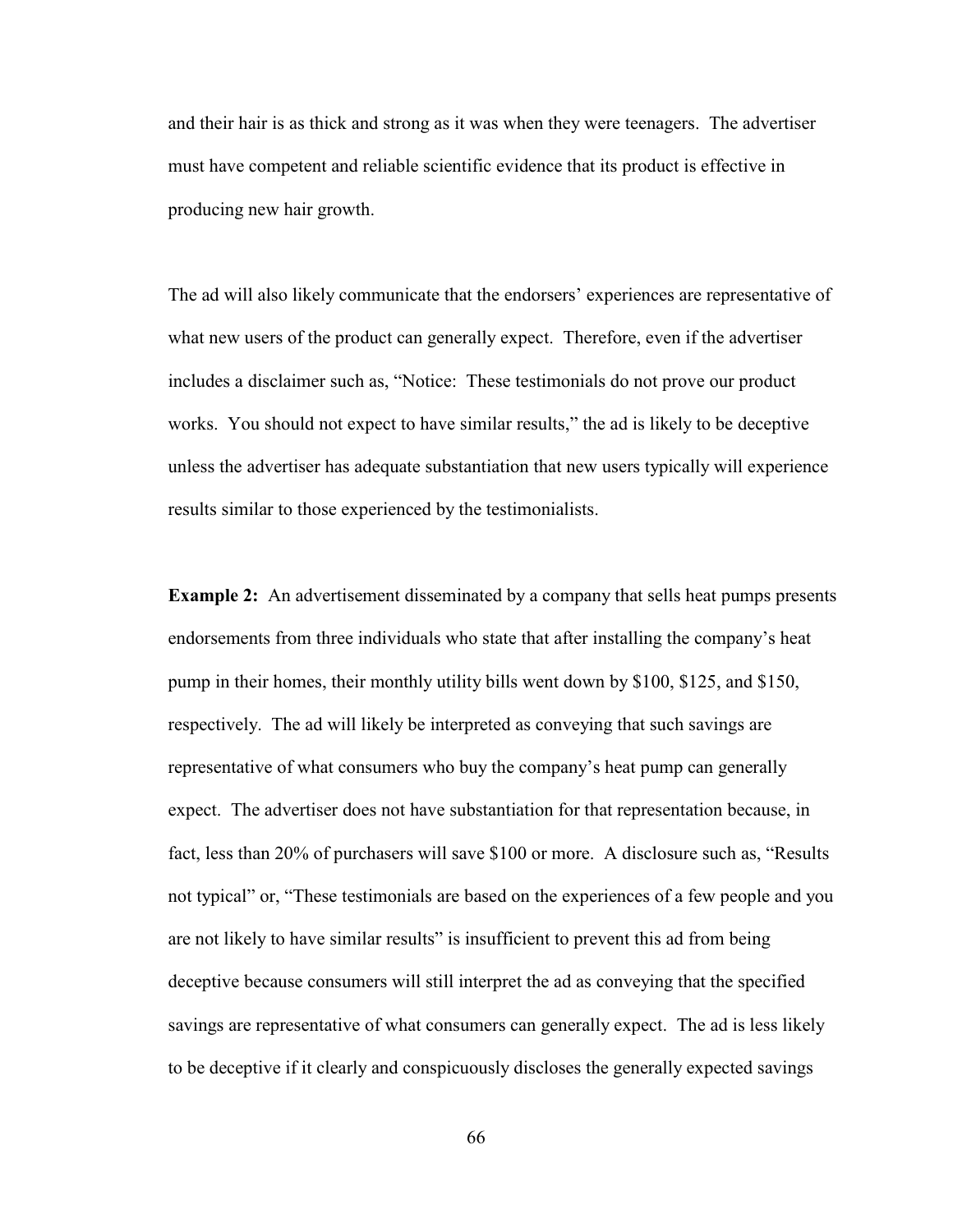and their hair is as thick and strong as it was when they were teenagers. The advertiser must have competent and reliable scientific evidence that its product is effective in producing new hair growth.

The ad will also likely communicate that the endorsers' experiences are representative of what new users of the product can generally expect. Therefore, even if the advertiser includes a disclaimer such as, "Notice: These testimonials do not prove our product works. You should not expect to have similar results," the ad is likely to be deceptive unless the advertiser has adequate substantiation that new users typically will experience results similar to those experienced by the testimonialists.

**Example 2:** An advertisement disseminated by a company that sells heat pumps presents endorsements from three individuals who state that after installing the company's heat pump in their homes, their monthly utility bills went down by $100, $125, and $150, respectively. The ad will likely be interpreted as conveying that such savings are representative of what consumers who buy the company's heat pump can generally expect. The advertiser does not have substantiation for that representation because, in fact, less than 20% of purchasers will save $100 or more. A disclosure such as, "Results not typical" or, "These testimonials are based on the experiences of a few people and you are not likely to have similar results" is insufficient to prevent this ad from being deceptive because consumers will still interpret the ad as conveying that the specified savings are representative of what consumers can generally expect. The ad is less likely to be deceptive if it clearly and conspicuously discloses the generally expected savings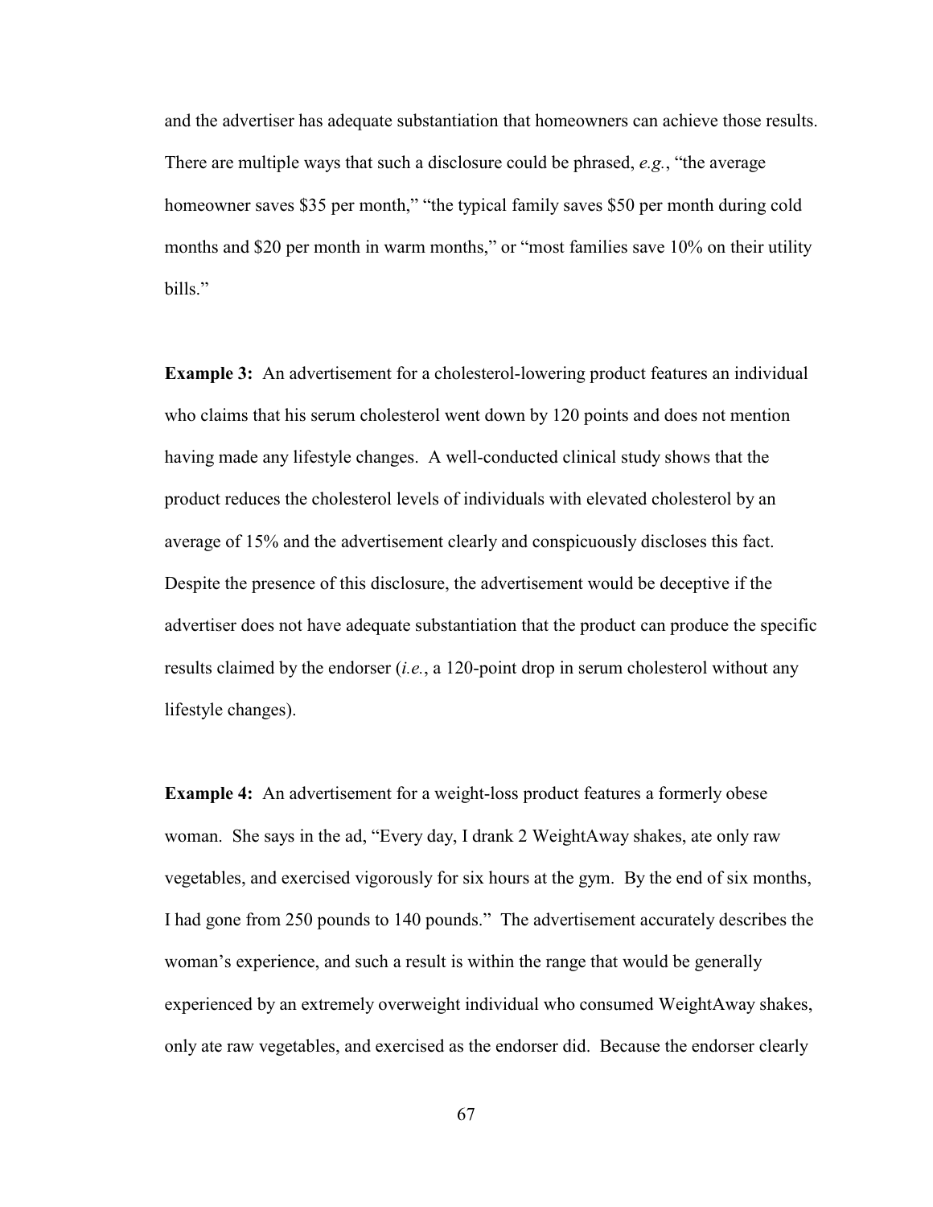and the advertiser has adequate substantiation that homeowners can achieve those results. There are multiple ways that such a disclosure could be phrased, *e.g.*, "the average homeowner saves $35 per month," "the typical family saves $50 per month during cold months and $20 per month in warm months," or "most families save 10% on their utility bills."

**Example 3:** An advertisement for a cholesterol-lowering product features an individual who claims that his serum cholesterol went down by 120 points and does not mention having made any lifestyle changes. A well-conducted clinical study shows that the product reduces the cholesterol levels of individuals with elevated cholesterol by an average of 15% and the advertisement clearly and conspicuously discloses this fact. Despite the presence of this disclosure, the advertisement would be deceptive if the advertiser does not have adequate substantiation that the product can produce the specific results claimed by the endorser (*i.e.*, a 120-point drop in serum cholesterol without any lifestyle changes).

**Example 4:** An advertisement for a weight-loss product features a formerly obese woman. She says in the ad, "Every day, I drank 2 WeightAway shakes, ate only raw vegetables, and exercised vigorously for six hours at the gym. By the end of six months, I had gone from 250 pounds to 140 pounds." The advertisement accurately describes the woman's experience, and such a result is within the range that would be generally experienced by an extremely overweight individual who consumed WeightAway shakes, only ate raw vegetables, and exercised as the endorser did. Because the endorser clearly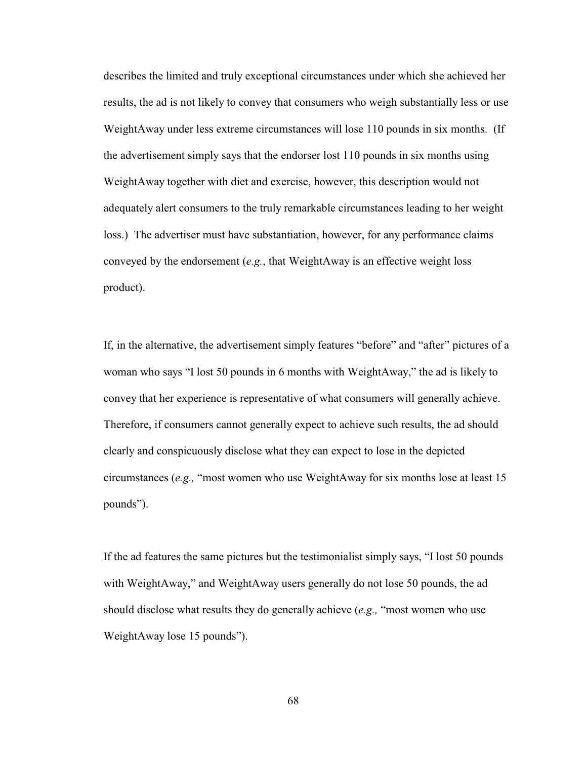describes the limited and truly exceptional circumstances under which she achieved her results, the ad is not likely to convey that consumers who weigh substantially less or use WeightAway under less extreme circumstances will lose 110 pounds in six months. (If the advertisement simply says that the endorser lost 110 pounds in six months using WeightAway together with diet and exercise, however, this description would not adequately alert consumers to the truly remarkable circumstances leading to her weight loss.) The advertiser must have substantiation, however, for any performance claims conveyed by the endorsement (*e.g.*, that WeightAway is an effective weight loss product).

If, in the alternative, the advertisement simply features "before" and "after" pictures of a woman who says "I lost 50 pounds in 6 months with WeightAway," the ad is likely to convey that her experience is representative of what consumers will generally achieve. Therefore, if consumers cannot generally expect to achieve such results, the ad should clearly and conspicuously disclose what they can expect to lose in the depicted circumstances (*e.g.,* "most women who use WeightAway for six months lose at least 15 pounds").

If the ad features the same pictures but the testimonialist simply says, "I lost 50 pounds with WeightAway," and WeightAway users generally do not lose 50 pounds, the ad should disclose what results they do generally achieve (*e.g.,* "most women who use WeightAway lose 15 pounds").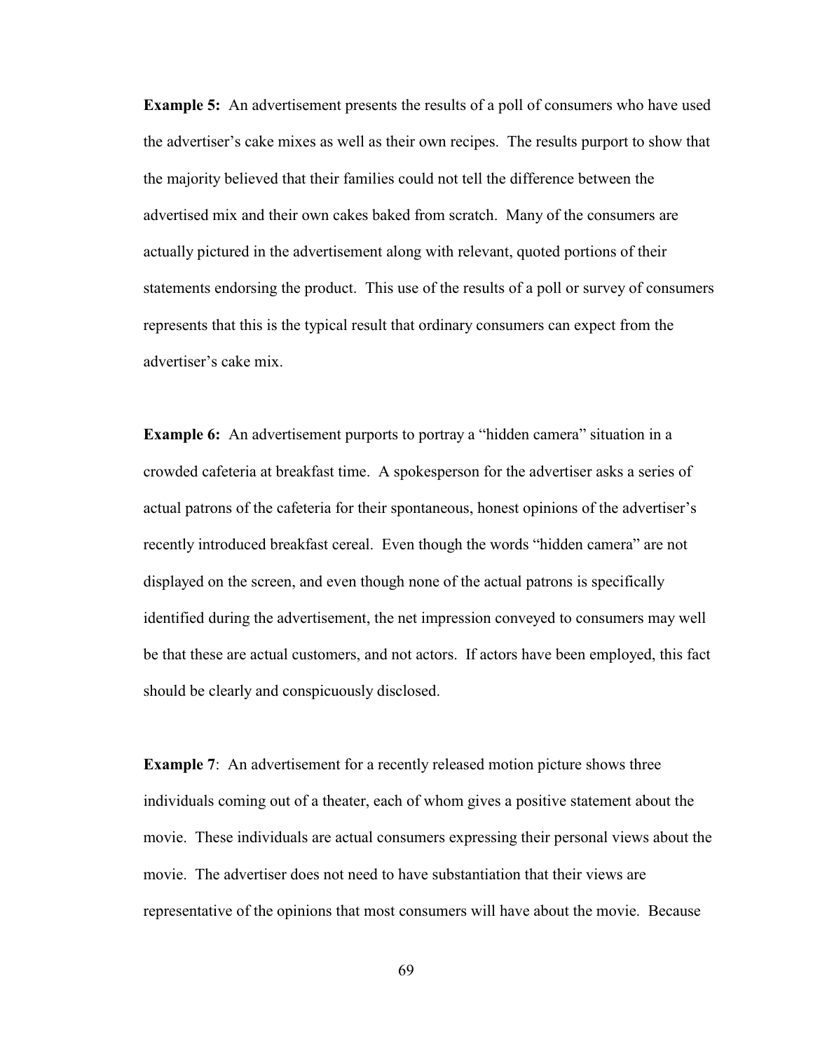**Example 5:** An advertisement presents the results of a poll of consumers who have used the advertiser's cake mixes as well as their own recipes. The results purport to show that the majority believed that their families could not tell the difference between the advertised mix and their own cakes baked from scratch. Many of the consumers are actually pictured in the advertisement along with relevant, quoted portions of their statements endorsing the product. This use of the results of a poll or survey of consumers represents that this is the typical result that ordinary consumers can expect from the advertiser's cake mix.

**Example 6:** An advertisement purports to portray a "hidden camera" situation in a crowded cafeteria at breakfast time. A spokesperson for the advertiser asks a series of actual patrons of the cafeteria for their spontaneous, honest opinions of the advertiser's recently introduced breakfast cereal. Even though the words "hidden camera" are not displayed on the screen, and even though none of the actual patrons is specifically identified during the advertisement, the net impression conveyed to consumers may well be that these are actual customers, and not actors. If actors have been employed, this fact should be clearly and conspicuously disclosed.

**Example 7**: An advertisement for a recently released motion picture shows three individuals coming out of a theater, each of whom gives a positive statement about the movie. These individuals are actual consumers expressing their personal views about the movie. The advertiser does not need to have substantiation that their views are representative of the opinions that most consumers will have about the movie. Because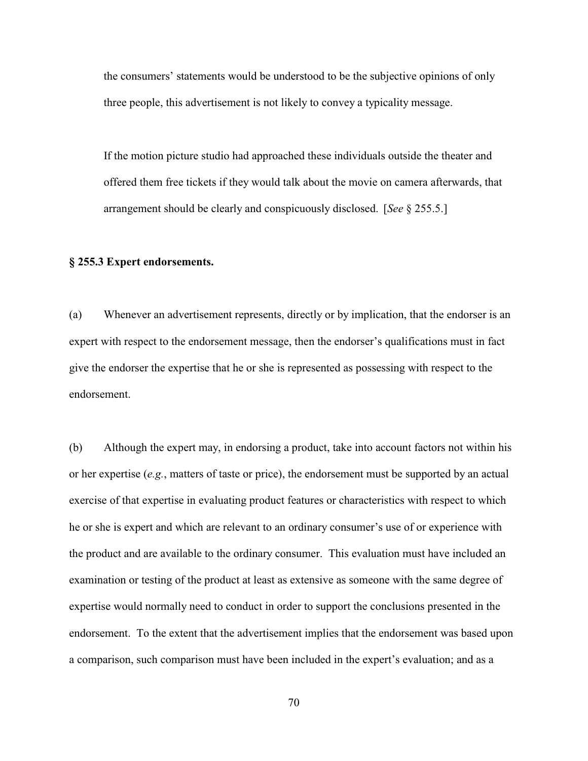the consumers' statements would be understood to be the subjective opinions of only three people, this advertisement is not likely to convey a typicality message.

If the motion picture studio had approached these individuals outside the theater and offered them free tickets if they would talk about the movie on camera afterwards, that arrangement should be clearly and conspicuously disclosed. [*See* § 255.5.]

**§ 255.3 Expert endorsements.**

(a) Whenever an advertisement represents, directly or by implication, that the endorser is an expert with respect to the endorsement message, then the endorser's qualifications must in fact give the endorser the expertise that he or she is represented as possessing with respect to the endorsement.

(b) Although the expert may, in endorsing a product, take into account factors not within his or her expertise (*e.g.*, matters of taste or price), the endorsement must be supported by an actual exercise of that expertise in evaluating product features or characteristics with respect to which he or she is expert and which are relevant to an ordinary consumer's use of or experience with the product and are available to the ordinary consumer. This evaluation must have included an examination or testing of the product at least as extensive as someone with the same degree of expertise would normally need to conduct in order to support the conclusions presented in the endorsement. To the extent that the advertisement implies that the endorsement was based upon a comparison, such comparison must have been included in the expert's evaluation; and as a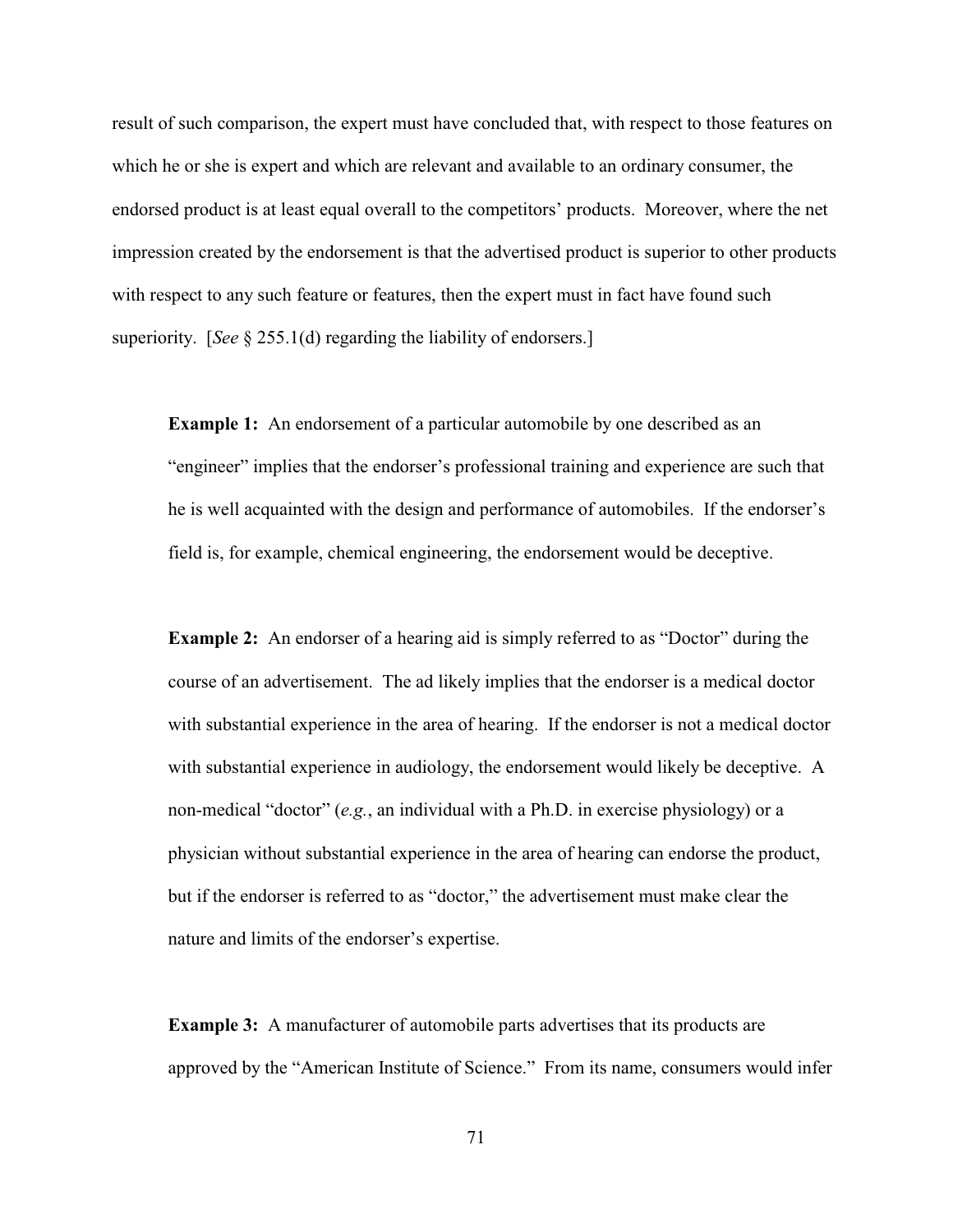result of such comparison, the expert must have concluded that, with respect to those features on which he or she is expert and which are relevant and available to an ordinary consumer, the endorsed product is at least equal overall to the competitors' products. Moreover, where the net impression created by the endorsement is that the advertised product is superior to other products with respect to any such feature or features, then the expert must in fact have found such superiority. [*See* § 255.1(d) regarding the liability of endorsers.]

**Example 1:** An endorsement of a particular automobile by one described as an "engineer" implies that the endorser's professional training and experience are such that he is well acquainted with the design and performance of automobiles. If the endorser's field is, for example, chemical engineering, the endorsement would be deceptive.

**Example 2:** An endorser of a hearing aid is simply referred to as "Doctor" during the course of an advertisement. The ad likely implies that the endorser is a medical doctor with substantial experience in the area of hearing. If the endorser is not a medical doctor with substantial experience in audiology, the endorsement would likely be deceptive. A non-medical "doctor" (*e.g.*, an individual with a Ph.D. in exercise physiology) or a physician without substantial experience in the area of hearing can endorse the product, but if the endorser is referred to as "doctor," the advertisement must make clear the nature and limits of the endorser's expertise.

**Example 3:** A manufacturer of automobile parts advertises that its products are approved by the "American Institute of Science." From its name, consumers would infer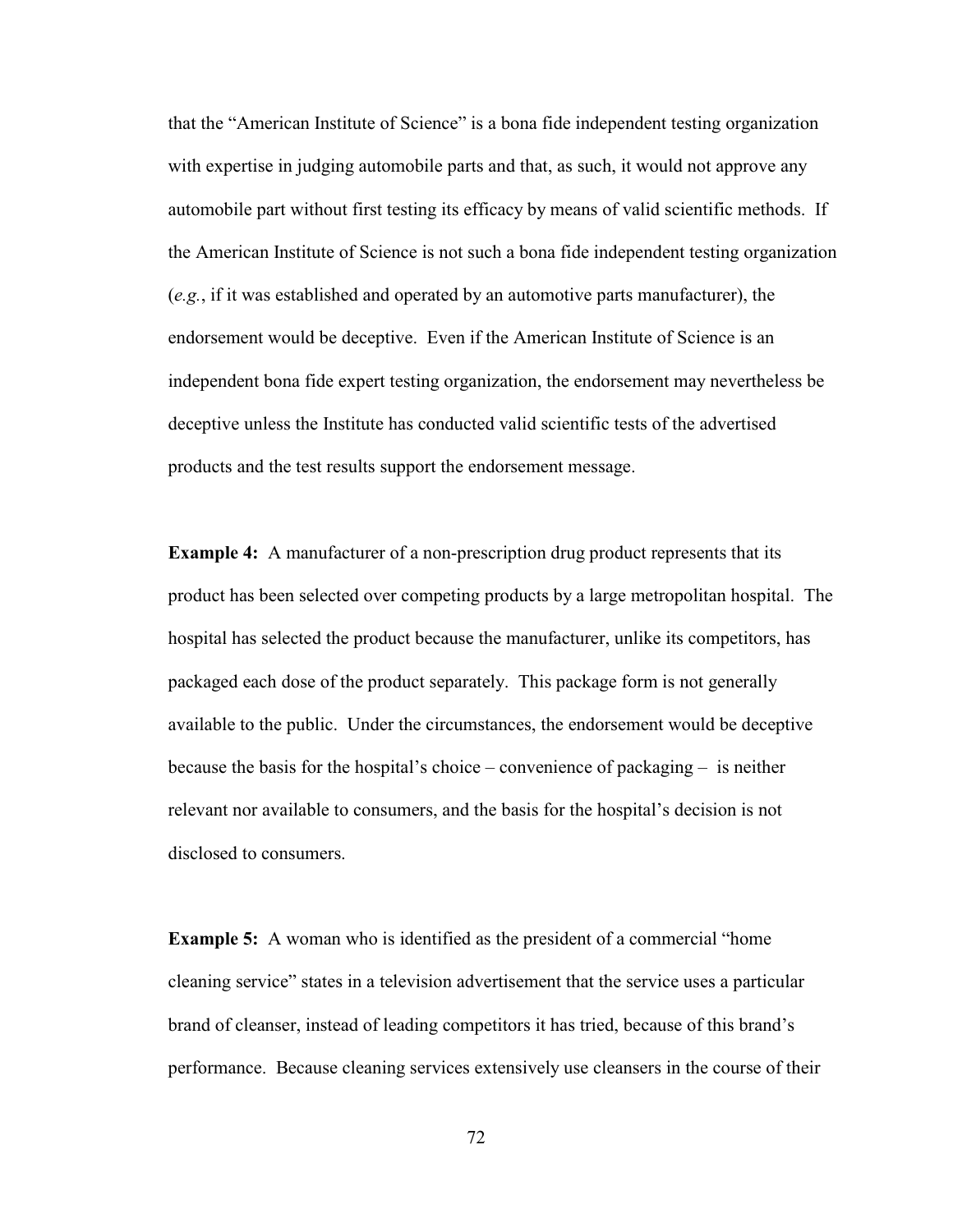that the "American Institute of Science" is a bona fide independent testing organization with expertise in judging automobile parts and that, as such, it would not approve any automobile part without first testing its efficacy by means of valid scientific methods. If the American Institute of Science is not such a bona fide independent testing organization (*e.g.*, if it was established and operated by an automotive parts manufacturer), the endorsement would be deceptive. Even if the American Institute of Science is an independent bona fide expert testing organization, the endorsement may nevertheless be deceptive unless the Institute has conducted valid scientific tests of the advertised products and the test results support the endorsement message.

**Example 4:** A manufacturer of a non-prescription drug product represents that its product has been selected over competing products by a large metropolitan hospital. The hospital has selected the product because the manufacturer, unlike its competitors, has packaged each dose of the product separately. This package form is not generally available to the public. Under the circumstances, the endorsement would be deceptive because the basis for the hospital's choice – convenience of packaging – is neither relevant nor available to consumers, and the basis for the hospital's decision is not disclosed to consumers.

**Example 5:** A woman who is identified as the president of a commercial "home cleaning service" states in a television advertisement that the service uses a particular brand of cleanser, instead of leading competitors it has tried, because of this brand's performance. Because cleaning services extensively use cleansers in the course of their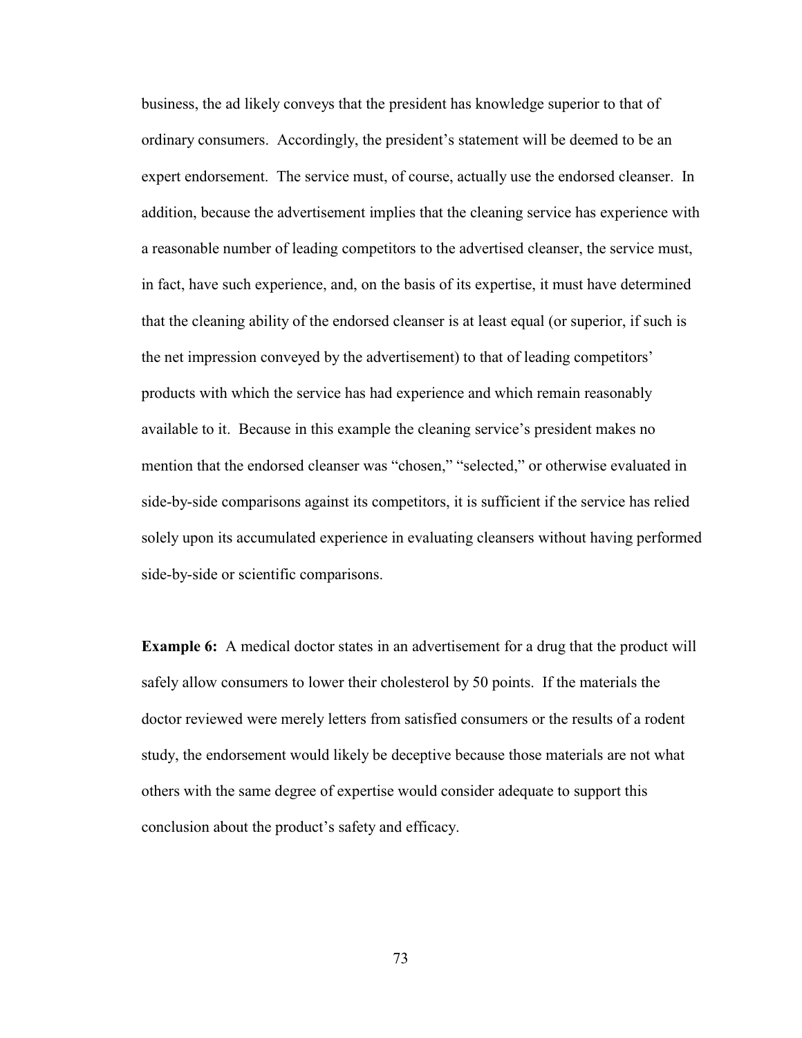business, the ad likely conveys that the president has knowledge superior to that of ordinary consumers. Accordingly, the president's statement will be deemed to be an expert endorsement. The service must, of course, actually use the endorsed cleanser. In addition, because the advertisement implies that the cleaning service has experience with a reasonable number of leading competitors to the advertised cleanser, the service must, in fact, have such experience, and, on the basis of its expertise, it must have determined that the cleaning ability of the endorsed cleanser is at least equal (or superior, if such is the net impression conveyed by the advertisement) to that of leading competitors' products with which the service has had experience and which remain reasonably available to it. Because in this example the cleaning service's president makes no mention that the endorsed cleanser was "chosen," "selected," or otherwise evaluated in side-by-side comparisons against its competitors, it is sufficient if the service has relied solely upon its accumulated experience in evaluating cleansers without having performed side-by-side or scientific comparisons.

**Example 6:** A medical doctor states in an advertisement for a drug that the product will safely allow consumers to lower their cholesterol by 50 points. If the materials the doctor reviewed were merely letters from satisfied consumers or the results of a rodent study, the endorsement would likely be deceptive because those materials are not what others with the same degree of expertise would consider adequate to support this conclusion about the product's safety and efficacy.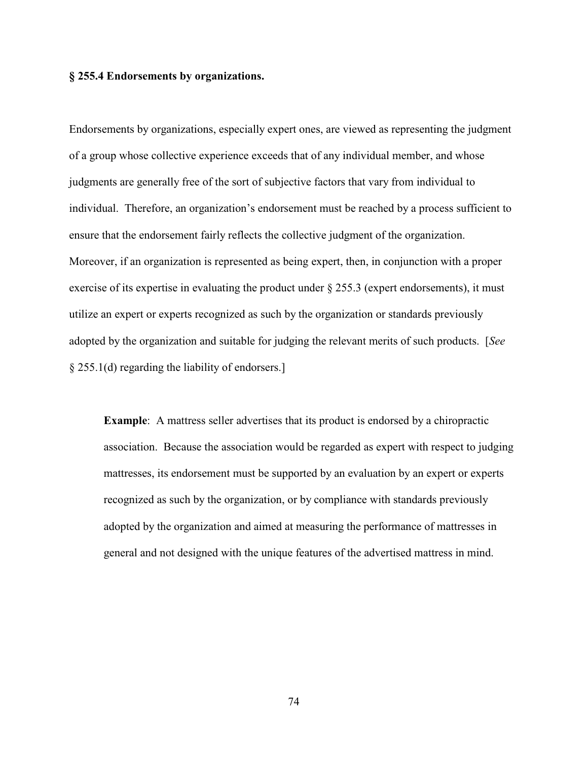**§ 255.4 Endorsements by organizations.**

Endorsements by organizations, especially expert ones, are viewed as representing the judgment of a group whose collective experience exceeds that of any individual member, and whose judgments are generally free of the sort of subjective factors that vary from individual to individual. Therefore, an organization's endorsement must be reached by a process sufficient to ensure that the endorsement fairly reflects the collective judgment of the organization. Moreover, if an organization is represented as being expert, then, in conjunction with a proper exercise of its expertise in evaluating the product under § 255.3 (expert endorsements), it must utilize an expert or experts recognized as such by the organization or standards previously adopted by the organization and suitable for judging the relevant merits of such products. [*See* § 255.1(d) regarding the liability of endorsers.]

> **Example**: A mattress seller advertises that its product is endorsed by a chiropractic association. Because the association would be regarded as expert with respect to judging mattresses, its endorsement must be supported by an evaluation by an expert or experts recognized as such by the organization, or by compliance with standards previously adopted by the organization and aimed at measuring the performance of mattresses in general and not designed with the unique features of the advertised mattress in mind.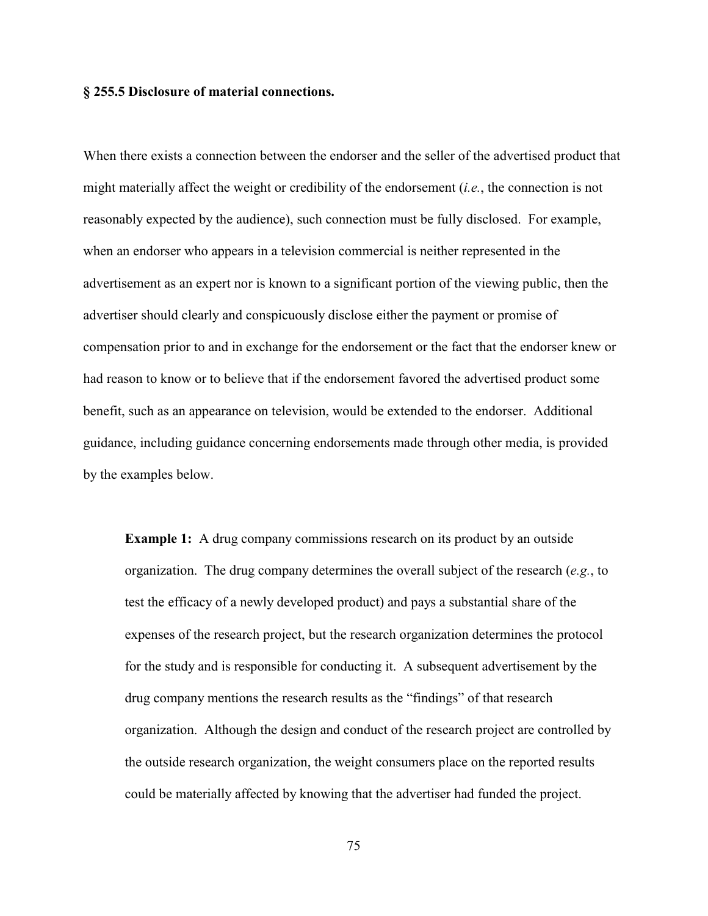**§ 255.5 Disclosure of material connections.**

When there exists a connection between the endorser and the seller of the advertised product that might materially affect the weight or credibility of the endorsement (*i.e.*, the connection is not reasonably expected by the audience), such connection must be fully disclosed. For example, when an endorser who appears in a television commercial is neither represented in the advertisement as an expert nor is known to a significant portion of the viewing public, then the advertiser should clearly and conspicuously disclose either the payment or promise of compensation prior to and in exchange for the endorsement or the fact that the endorser knew or had reason to know or to believe that if the endorsement favored the advertised product some benefit, such as an appearance on television, would be extended to the endorser. Additional guidance, including guidance concerning endorsements made through other media, is provided by the examples below.

**Example 1:** A drug company commissions research on its product by an outside organization. The drug company determines the overall subject of the research (*e.g.*, to test the efficacy of a newly developed product) and pays a substantial share of the expenses of the research project, but the research organization determines the protocol for the study and is responsible for conducting it. A subsequent advertisement by the drug company mentions the research results as the "findings" of that research organization. Although the design and conduct of the research project are controlled by the outside research organization, the weight consumers place on the reported results could be materially affected by knowing that the advertiser had funded the project.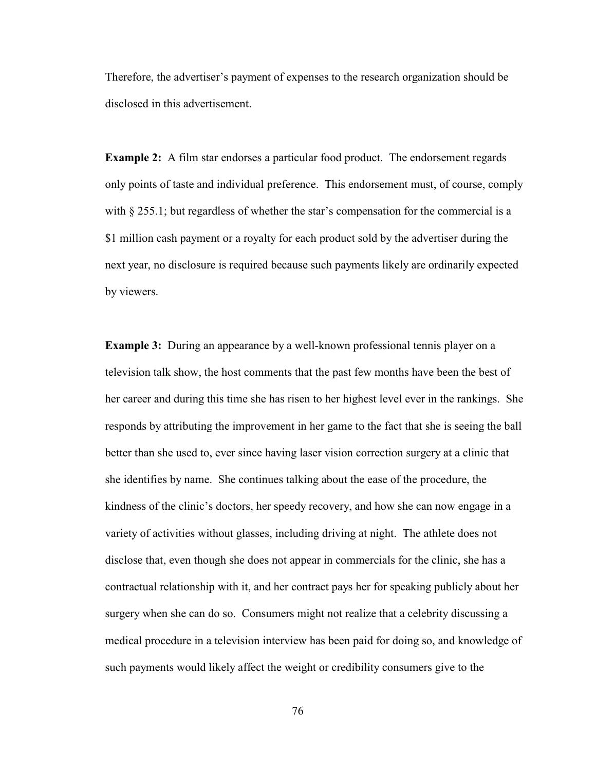Therefore, the advertiser's payment of expenses to the research organization should be disclosed in this advertisement.

**Example 2:** A film star endorses a particular food product. The endorsement regards only points of taste and individual preference. This endorsement must, of course, comply with § 255.1; but regardless of whether the star's compensation for the commercial is a $1 million cash payment or a royalty for each product sold by the advertiser during the next year, no disclosure is required because such payments likely are ordinarily expected by viewers.

**Example 3:** During an appearance by a well-known professional tennis player on a television talk show, the host comments that the past few months have been the best of her career and during this time she has risen to her highest level ever in the rankings. She responds by attributing the improvement in her game to the fact that she is seeing the ball better than she used to, ever since having laser vision correction surgery at a clinic that she identifies by name. She continues talking about the ease of the procedure, the kindness of the clinic's doctors, her speedy recovery, and how she can now engage in a variety of activities without glasses, including driving at night. The athlete does not disclose that, even though she does not appear in commercials for the clinic, she has a contractual relationship with it, and her contract pays her for speaking publicly about her surgery when she can do so. Consumers might not realize that a celebrity discussing a medical procedure in a television interview has been paid for doing so, and knowledge of such payments would likely affect the weight or credibility consumers give to the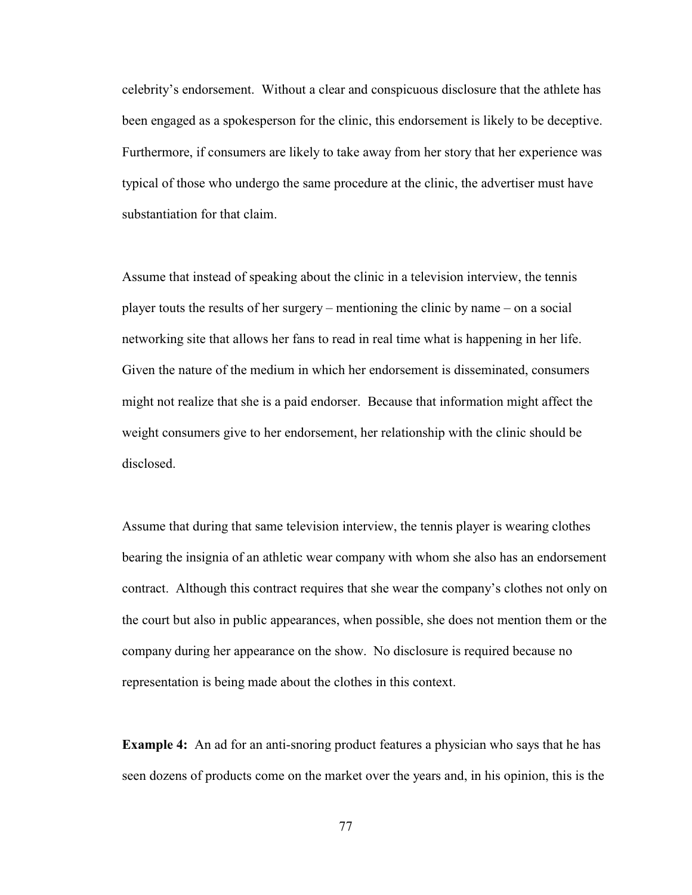celebrity's endorsement. Without a clear and conspicuous disclosure that the athlete has been engaged as a spokesperson for the clinic, this endorsement is likely to be deceptive. Furthermore, if consumers are likely to take away from her story that her experience was typical of those who undergo the same procedure at the clinic, the advertiser must have substantiation for that claim.

Assume that instead of speaking about the clinic in a television interview, the tennis player touts the results of her surgery – mentioning the clinic by name – on a social networking site that allows her fans to read in real time what is happening in her life. Given the nature of the medium in which her endorsement is disseminated, consumers might not realize that she is a paid endorser. Because that information might affect the weight consumers give to her endorsement, her relationship with the clinic should be disclosed.

Assume that during that same television interview, the tennis player is wearing clothes bearing the insignia of an athletic wear company with whom she also has an endorsement contract. Although this contract requires that she wear the company's clothes not only on the court but also in public appearances, when possible, she does not mention them or the company during her appearance on the show. No disclosure is required because no representation is being made about the clothes in this context.

**Example 4:** An ad for an anti-snoring product features a physician who says that he has seen dozens of products come on the market over the years and, in his opinion, this is the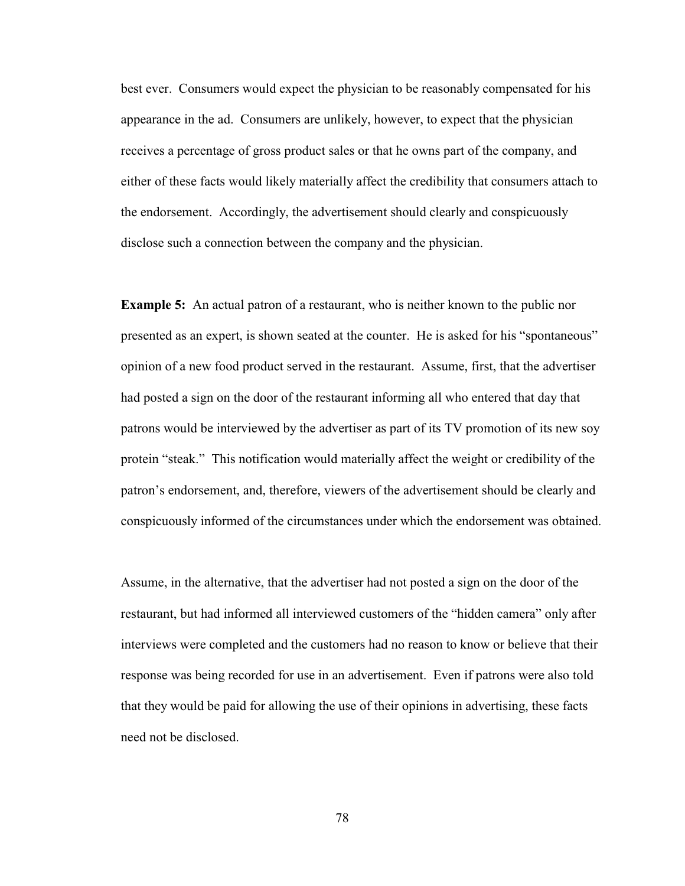best ever. Consumers would expect the physician to be reasonably compensated for his appearance in the ad. Consumers are unlikely, however, to expect that the physician receives a percentage of gross product sales or that he owns part of the company, and either of these facts would likely materially affect the credibility that consumers attach to the endorsement. Accordingly, the advertisement should clearly and conspicuously disclose such a connection between the company and the physician.

**Example 5:** An actual patron of a restaurant, who is neither known to the public nor presented as an expert, is shown seated at the counter. He is asked for his "spontaneous" opinion of a new food product served in the restaurant. Assume, first, that the advertiser had posted a sign on the door of the restaurant informing all who entered that day that patrons would be interviewed by the advertiser as part of its TV promotion of its new soy protein "steak." This notification would materially affect the weight or credibility of the patron's endorsement, and, therefore, viewers of the advertisement should be clearly and conspicuously informed of the circumstances under which the endorsement was obtained.

Assume, in the alternative, that the advertiser had not posted a sign on the door of the restaurant, but had informed all interviewed customers of the "hidden camera" only after interviews were completed and the customers had no reason to know or believe that their response was being recorded for use in an advertisement. Even if patrons were also told that they would be paid for allowing the use of their opinions in advertising, these facts need not be disclosed.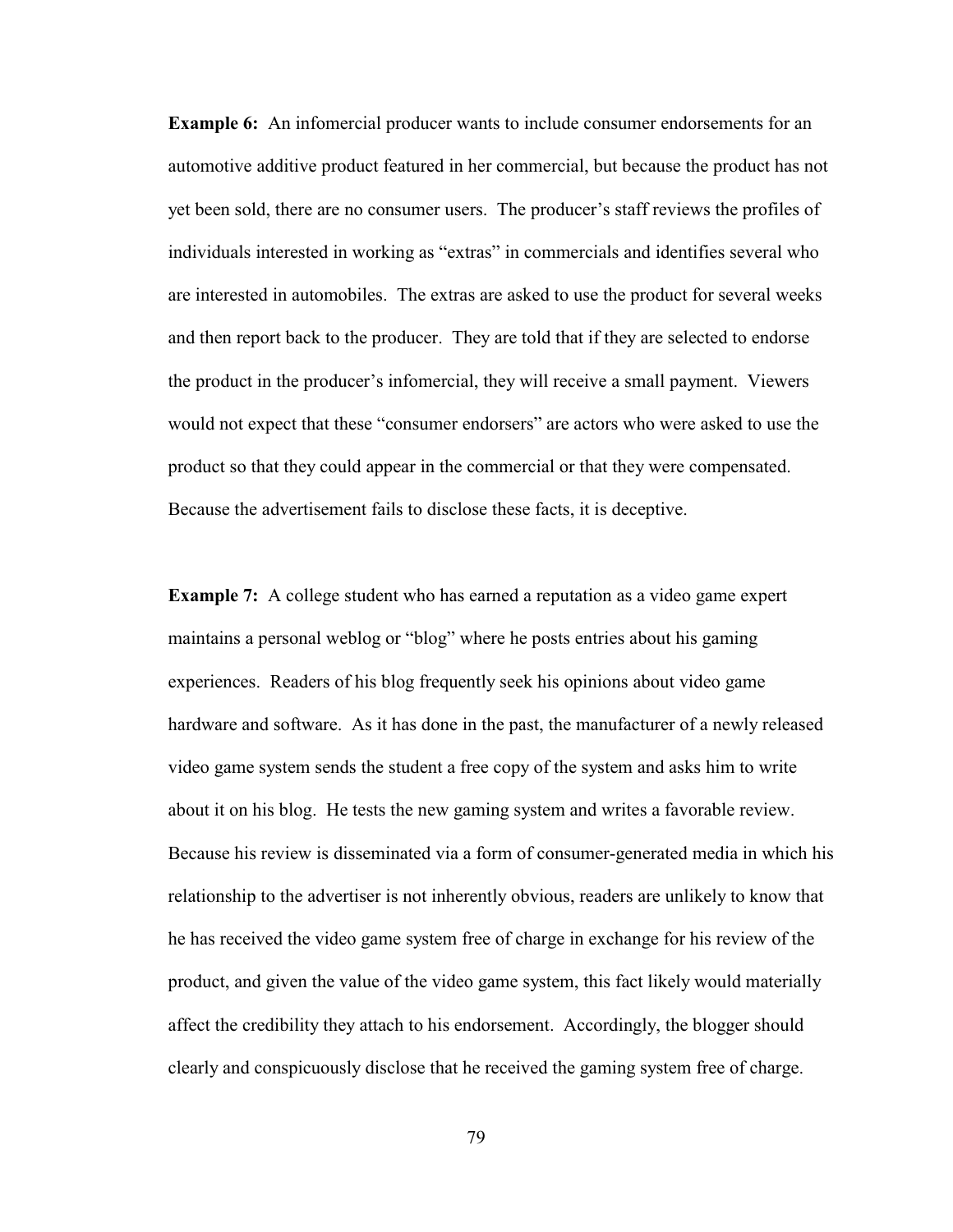**Example 6:** An infomercial producer wants to include consumer endorsements for an automotive additive product featured in her commercial, but because the product has not yet been sold, there are no consumer users. The producer's staff reviews the profiles of individuals interested in working as "extras" in commercials and identifies several who are interested in automobiles. The extras are asked to use the product for several weeks and then report back to the producer. They are told that if they are selected to endorse the product in the producer's infomercial, they will receive a small payment. Viewers would not expect that these "consumer endorsers" are actors who were asked to use the product so that they could appear in the commercial or that they were compensated. Because the advertisement fails to disclose these facts, it is deceptive.

**Example 7:** A college student who has earned a reputation as a video game expert maintains a personal weblog or "blog" where he posts entries about his gaming experiences. Readers of his blog frequently seek his opinions about video game hardware and software. As it has done in the past, the manufacturer of a newly released video game system sends the student a free copy of the system and asks him to write about it on his blog. He tests the new gaming system and writes a favorable review. Because his review is disseminated via a form of consumer-generated media in which his relationship to the advertiser is not inherently obvious, readers are unlikely to know that he has received the video game system free of charge in exchange for his review of the product, and given the value of the video game system, this fact likely would materially affect the credibility they attach to his endorsement. Accordingly, the blogger should clearly and conspicuously disclose that he received the gaming system free of charge.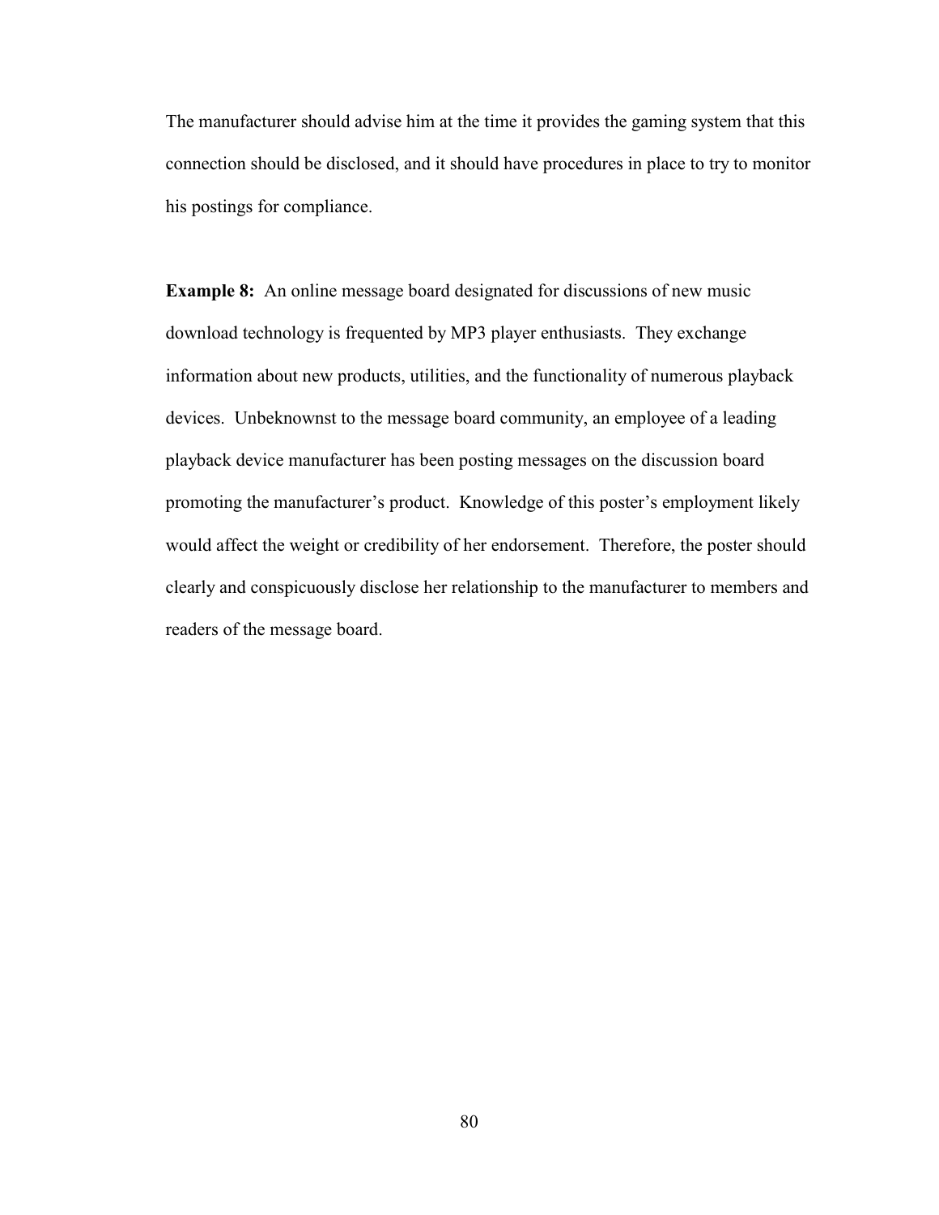The manufacturer should advise him at the time it provides the gaming system that this connection should be disclosed, and it should have procedures in place to try to monitor his postings for compliance.

**Example 8:** An online message board designated for discussions of new music download technology is frequented by MP3 player enthusiasts. They exchange information about new products, utilities, and the functionality of numerous playback devices. Unbeknownst to the message board community, an employee of a leading playback device manufacturer has been posting messages on the discussion board promoting the manufacturer's product. Knowledge of this poster's employment likely would affect the weight or credibility of her endorsement. Therefore, the poster should clearly and conspicuously disclose her relationship to the manufacturer to members and readers of the message board.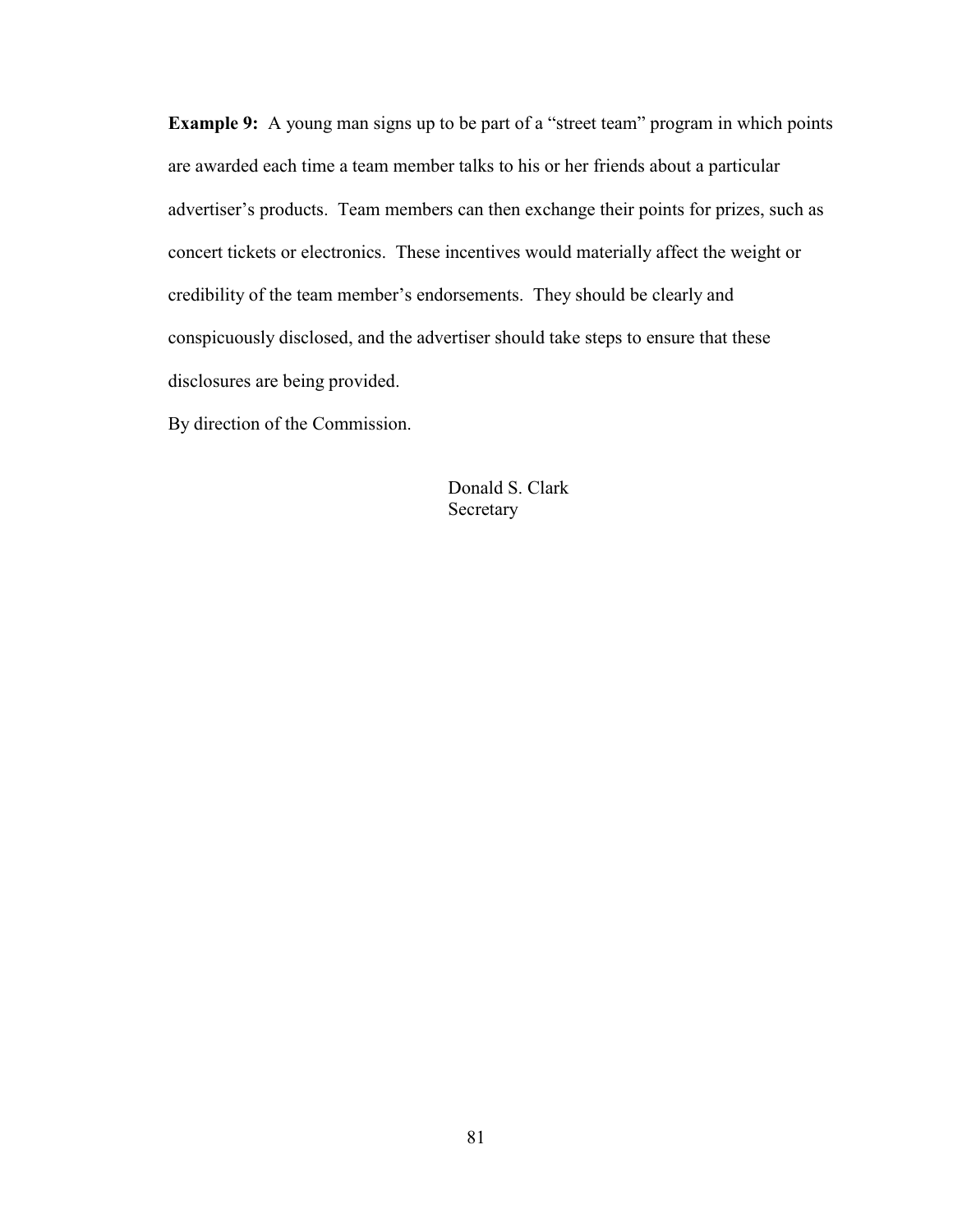**Example 9:** A young man signs up to be part of a "street team" program in which points are awarded each time a team member talks to his or her friends about a particular advertiser's products. Team members can then exchange their points for prizes, such as concert tickets or electronics. These incentives would materially affect the weight or credibility of the team member's endorsements. They should be clearly and conspicuously disclosed, and the advertiser should take steps to ensure that these disclosures are being provided.

By direction of the Commission.

Donald S. Clark
Secretary